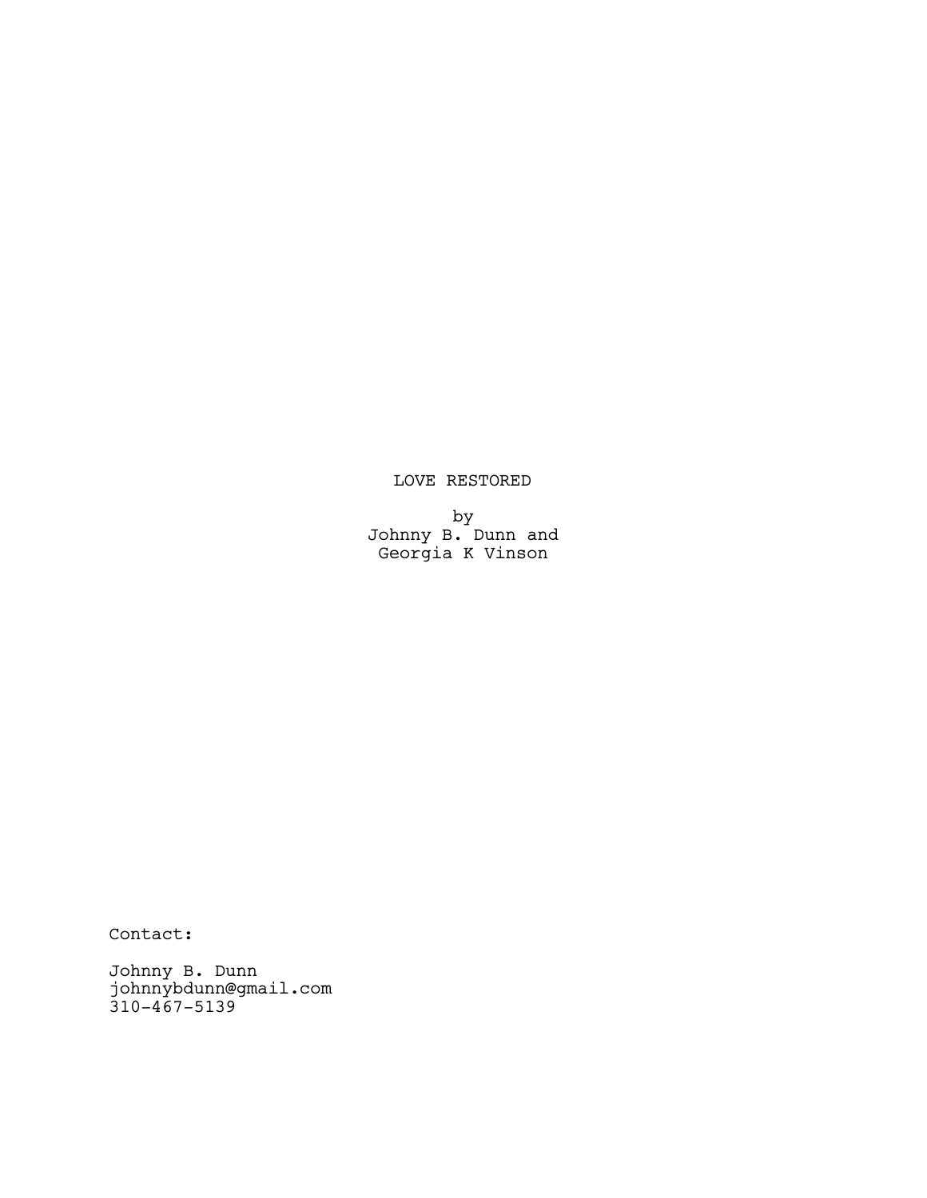# LOVE RESTORED

by
Johnny B. Dunn and
Georgia K Vinson

Contact:

Johnny B. Dunn
johnnybdunn@gmail.com
310-467-5139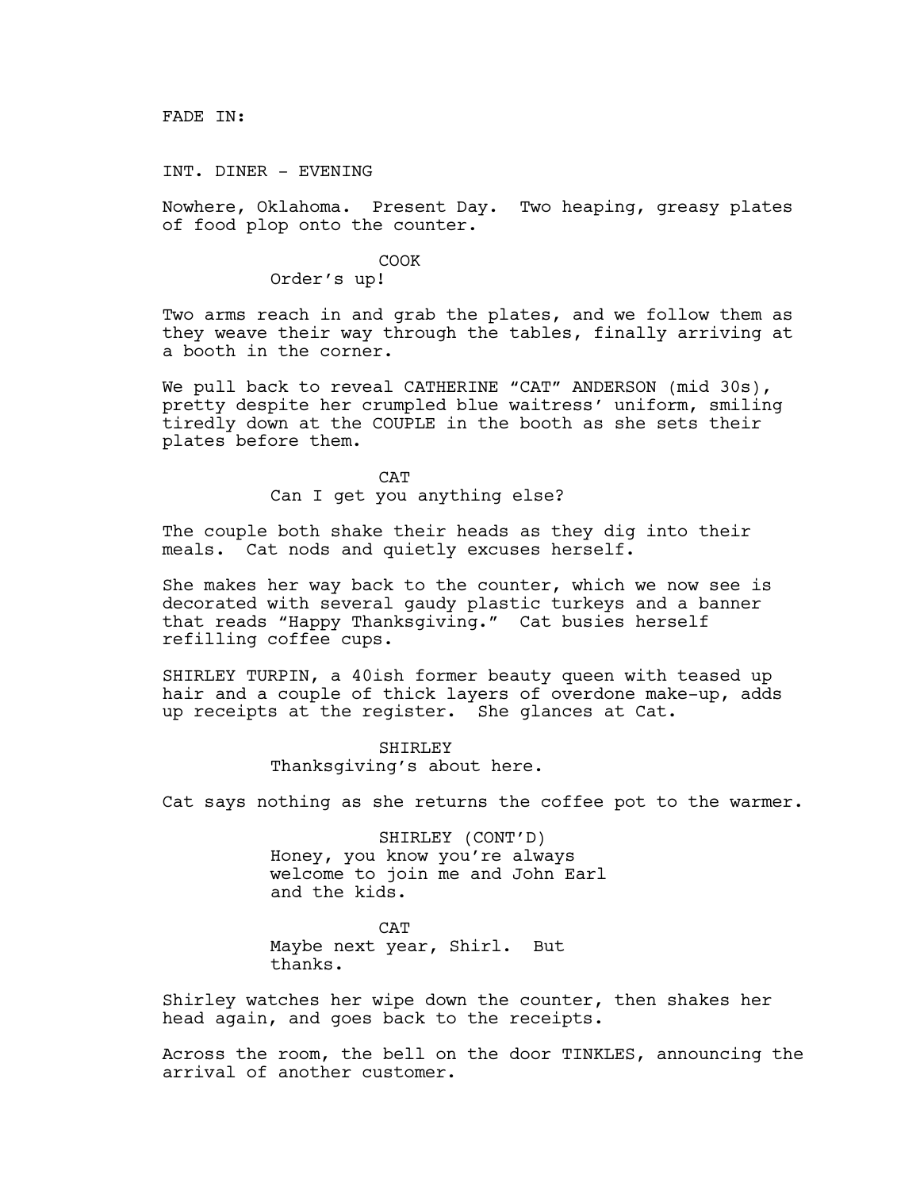FADE IN:

INT. DINER - EVENING

Nowhere, Oklahoma. Present Day. Two heaping, greasy plates of food plop onto the counter.

COOK
Order's up!

Two arms reach in and grab the plates, and we follow them as they weave their way through the tables, finally arriving at a booth in the corner.

We pull back to reveal CATHERINE "CAT" ANDERSON (mid 30s), pretty despite her crumpled blue waitress' uniform, smiling tiredly down at the COUPLE in the booth as she sets their plates before them.

CAT
Can I get you anything else?

The couple both shake their heads as they dig into their meals. Cat nods and quietly excuses herself.

She makes her way back to the counter, which we now see is decorated with several gaudy plastic turkeys and a banner that reads "Happy Thanksgiving." Cat busies herself refilling coffee cups.

SHIRLEY TURPIN, a 40ish former beauty queen with teased up hair and a couple of thick layers of overdone make-up, adds up receipts at the register. She glances at Cat.

SHIRLEY
Thanksgiving's about here.

Cat says nothing as she returns the coffee pot to the warmer.

SHIRLEY (CONT'D)
Honey, you know you're always welcome to join me and John Earl and the kids.

CAT
Maybe next year, Shirl. But thanks.

Shirley watches her wipe down the counter, then shakes her head again, and goes back to the receipts.

Across the room, the bell on the door TINKLES, announcing the arrival of another customer.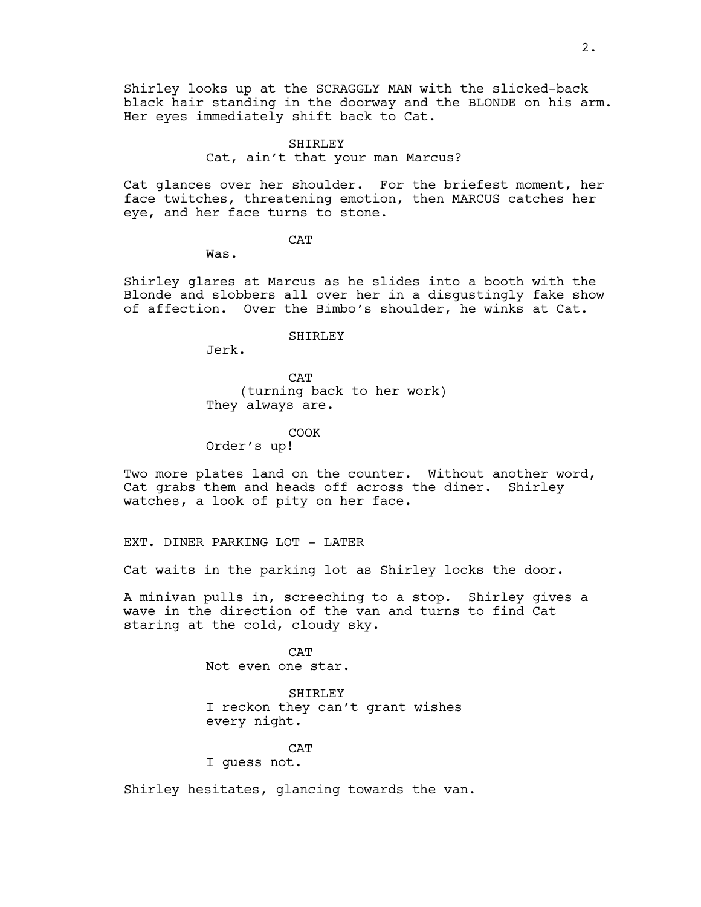Shirley looks up at the SCRAGGLY MAN with the slicked-back black hair standing in the doorway and the BLONDE on his arm. Her eyes immediately shift back to Cat.

SHIRLEY
Cat, ain't that your man Marcus?

Cat glances over her shoulder. For the briefest moment, her face twitches, threatening emotion, then MARCUS catches her eye, and her face turns to stone.

CAT
Was.

Shirley glares at Marcus as he slides into a booth with the Blonde and slobbers all over her in a disgustingly fake show of affection. Over the Bimbo's shoulder, he winks at Cat.

SHIRLEY
Jerk.

CAT
(turning back to her work)
They always are.

COOK
Order's up!

Two more plates land on the counter. Without another word, Cat grabs them and heads off across the diner. Shirley watches, a look of pity on her face.

EXT. DINER PARKING LOT - LATER

Cat waits in the parking lot as Shirley locks the door.

A minivan pulls in, screeching to a stop. Shirley gives a wave in the direction of the van and turns to find Cat staring at the cold, cloudy sky.

CAT
Not even one star.

SHIRLEY
I reckon they can't grant wishes every night.

CAT
I guess not.

Shirley hesitates, glancing towards the van.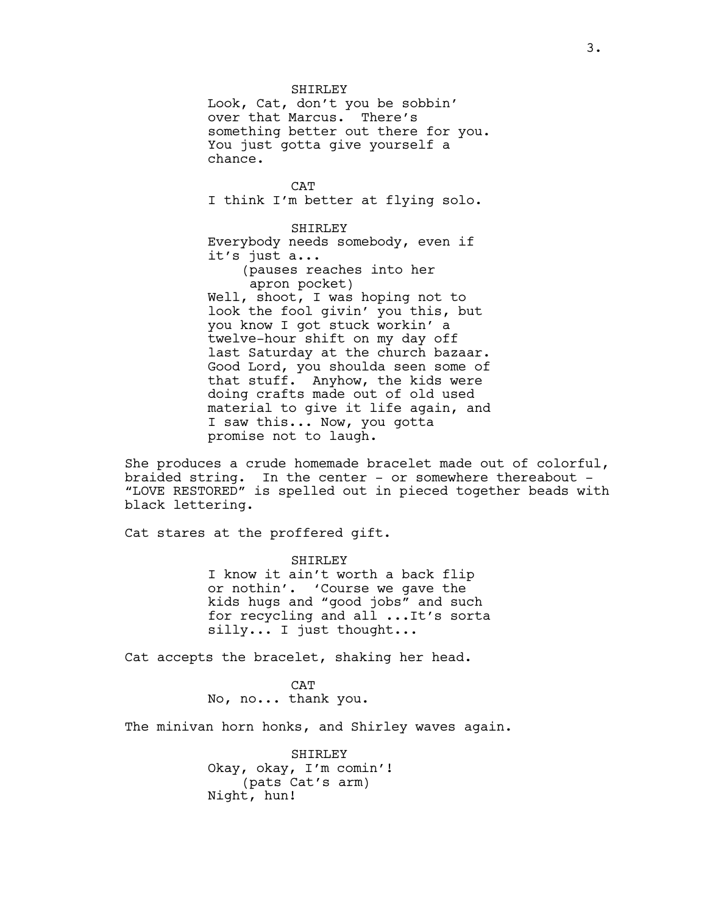SHIRLEY
Look, Cat, don't you be sobbin' over that Marcus. There's something better out there for you. You just gotta give yourself a chance.

CAT
I think I'm better at flying solo.

SHIRLEY
Everybody needs somebody, even if it's just a...
(pauses reaches into her apron pocket)
Well, shoot, I was hoping not to look the fool givin' you this, but you know I got stuck workin' a twelve-hour shift on my day off last Saturday at the church bazaar. Good Lord, you shoulda seen some of that stuff. Anyhow, the kids were doing crafts made out of old used material to give it life again, and I saw this... Now, you gotta promise not to laugh.

She produces a crude homemade bracelet made out of colorful, braided string. In the center - or somewhere thereabout - "LOVE RESTORED" is spelled out in pieced together beads with black lettering.

Cat stares at the proffered gift.

SHIRLEY
I know it ain't worth a back flip or nothin'. 'Course we gave the kids hugs and "good jobs" and such for recycling and all ...It's sorta silly... I just thought...

Cat accepts the bracelet, shaking her head.

CAT
No, no... thank you.

The minivan horn honks, and Shirley waves again.

SHIRLEY
Okay, okay, I'm comin'!
(pats Cat's arm)
Night, hun!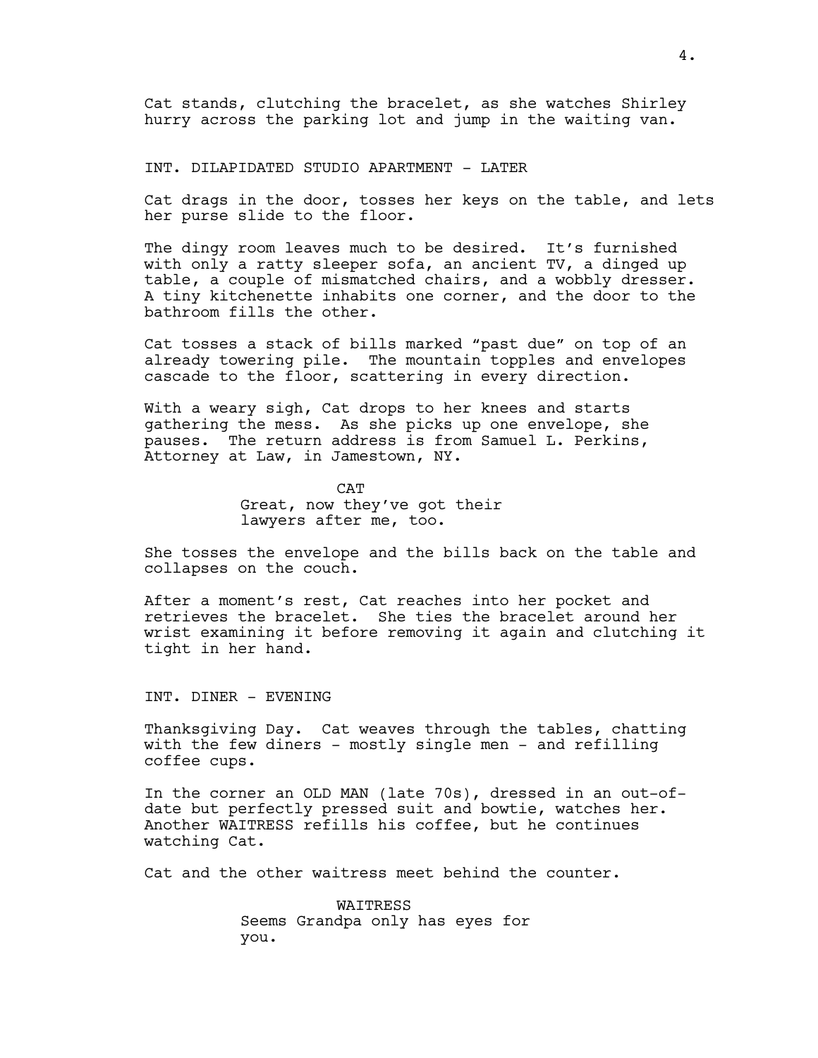Cat stands, clutching the bracelet, as she watches Shirley hurry across the parking lot and jump in the waiting van.

INT. DILAPIDATED STUDIO APARTMENT - LATER

Cat drags in the door, tosses her keys on the table, and lets her purse slide to the floor.

The dingy room leaves much to be desired. It's furnished with only a ratty sleeper sofa, an ancient TV, a dinged up table, a couple of mismatched chairs, and a wobbly dresser. A tiny kitchenette inhabits one corner, and the door to the bathroom fills the other.

Cat tosses a stack of bills marked "past due" on top of an already towering pile. The mountain topples and envelopes cascade to the floor, scattering in every direction.

With a weary sigh, Cat drops to her knees and starts gathering the mess. As she picks up one envelope, she pauses. The return address is from Samuel L. Perkins, Attorney at Law, in Jamestown, NY.

CAT
Great, now they've got their lawyers after me, too.

She tosses the envelope and the bills back on the table and collapses on the couch.

After a moment's rest, Cat reaches into her pocket and retrieves the bracelet. She ties the bracelet around her wrist examining it before removing it again and clutching it tight in her hand.

INT. DINER - EVENING

Thanksgiving Day. Cat weaves through the tables, chatting with the few diners - mostly single men - and refilling coffee cups.

In the corner an OLD MAN (late 70s), dressed in an out-of-date but perfectly pressed suit and bowtie, watches her. Another WAITRESS refills his coffee, but he continues watching Cat.

Cat and the other waitress meet behind the counter.

WAITRESS
Seems Grandpa only has eyes for you.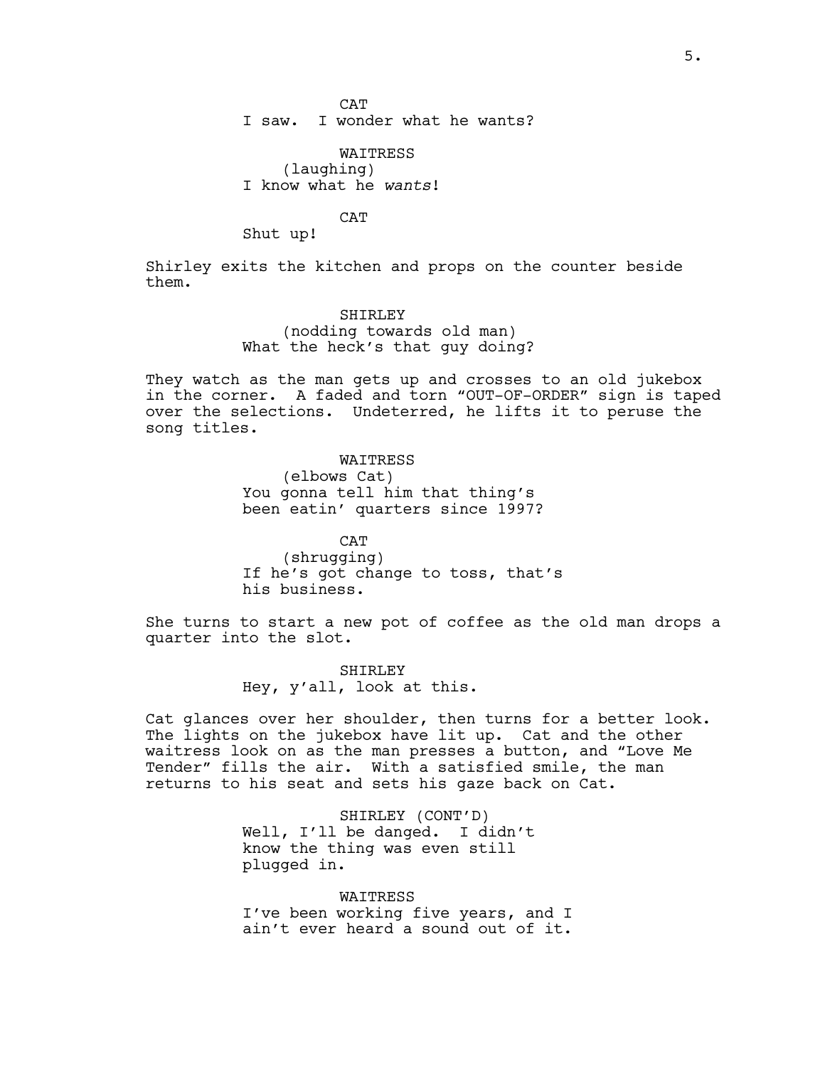CAT
I saw. I wonder what he wants?

WAITRESS
(laughing)
I know what he *wants*!

CAT
Shut up!

Shirley exits the kitchen and props on the counter beside them.

SHIRLEY
(nodding towards old man)
What the heck's that guy doing?

They watch as the man gets up and crosses to an old jukebox in the corner. A faded and torn "OUT-OF-ORDER" sign is taped over the selections. Undeterred, he lifts it to peruse the song titles.

WAITRESS
(elbows Cat)
You gonna tell him that thing's been eatin' quarters since 1997?

CAT
(shrugging)
If he's got change to toss, that's his business.

She turns to start a new pot of coffee as the old man drops a quarter into the slot.

SHIRLEY
Hey, y'all, look at this.

Cat glances over her shoulder, then turns for a better look. The lights on the jukebox have lit up. Cat and the other waitress look on as the man presses a button, and "Love Me Tender" fills the air. With a satisfied smile, the man returns to his seat and sets his gaze back on Cat.

SHIRLEY (CONT'D)
Well, I'll be danged. I didn't know the thing was even still plugged in.

WAITRESS
I've been working five years, and I ain't ever heard a sound out of it.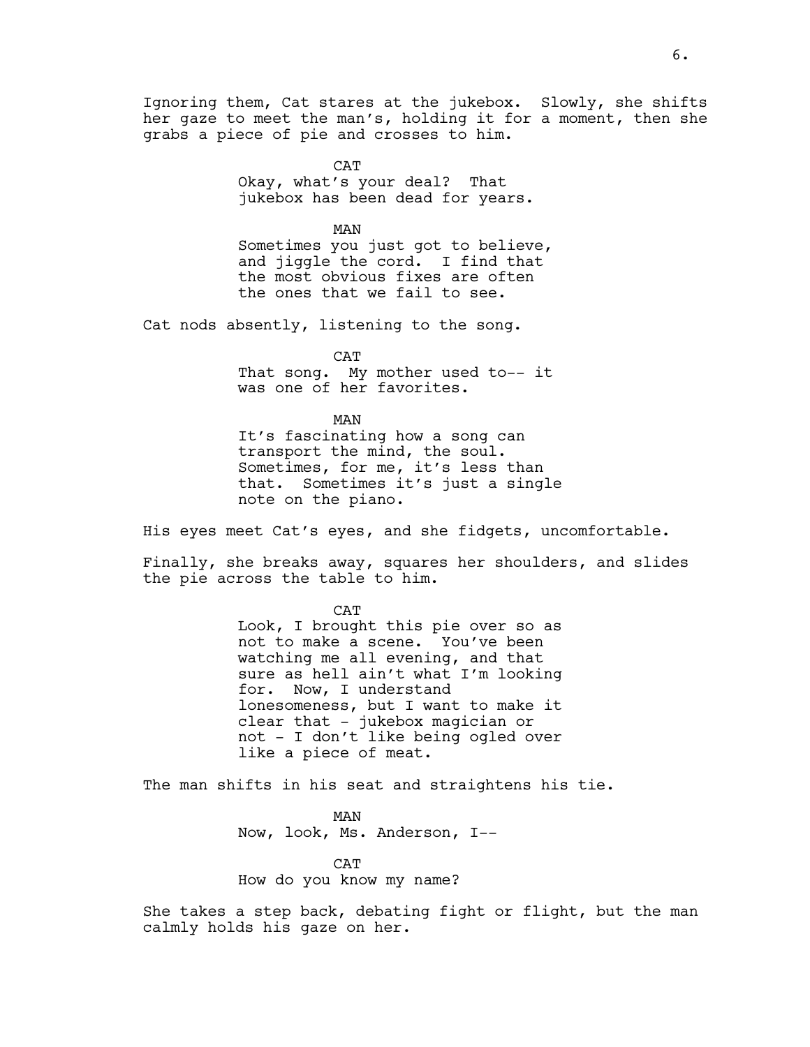Ignoring them, Cat stares at the jukebox. Slowly, she shifts her gaze to meet the man's, holding it for a moment, then she grabs a piece of pie and crosses to him.

CAT
Okay, what's your deal? That jukebox has been dead for years.

MAN
Sometimes you just got to believe, and jiggle the cord. I find that the most obvious fixes are often the ones that we fail to see.

Cat nods absently, listening to the song.

CAT
That song. My mother used to-- it was one of her favorites.

MAN
It's fascinating how a song can transport the mind, the soul. Sometimes, for me, it's less than that. Sometimes it's just a single note on the piano.

His eyes meet Cat's eyes, and she fidgets, uncomfortable.

Finally, she breaks away, squares her shoulders, and slides the pie across the table to him.

CAT
Look, I brought this pie over so as not to make a scene. You've been watching me all evening, and that sure as hell ain't what I'm looking for. Now, I understand lonesomeness, but I want to make it clear that - jukebox magician or not - I don't like being ogled over like a piece of meat.

The man shifts in his seat and straightens his tie.

MAN
Now, look, Ms. Anderson, I--

CAT
How do you know my name?

She takes a step back, debating fight or flight, but the man calmly holds his gaze on her.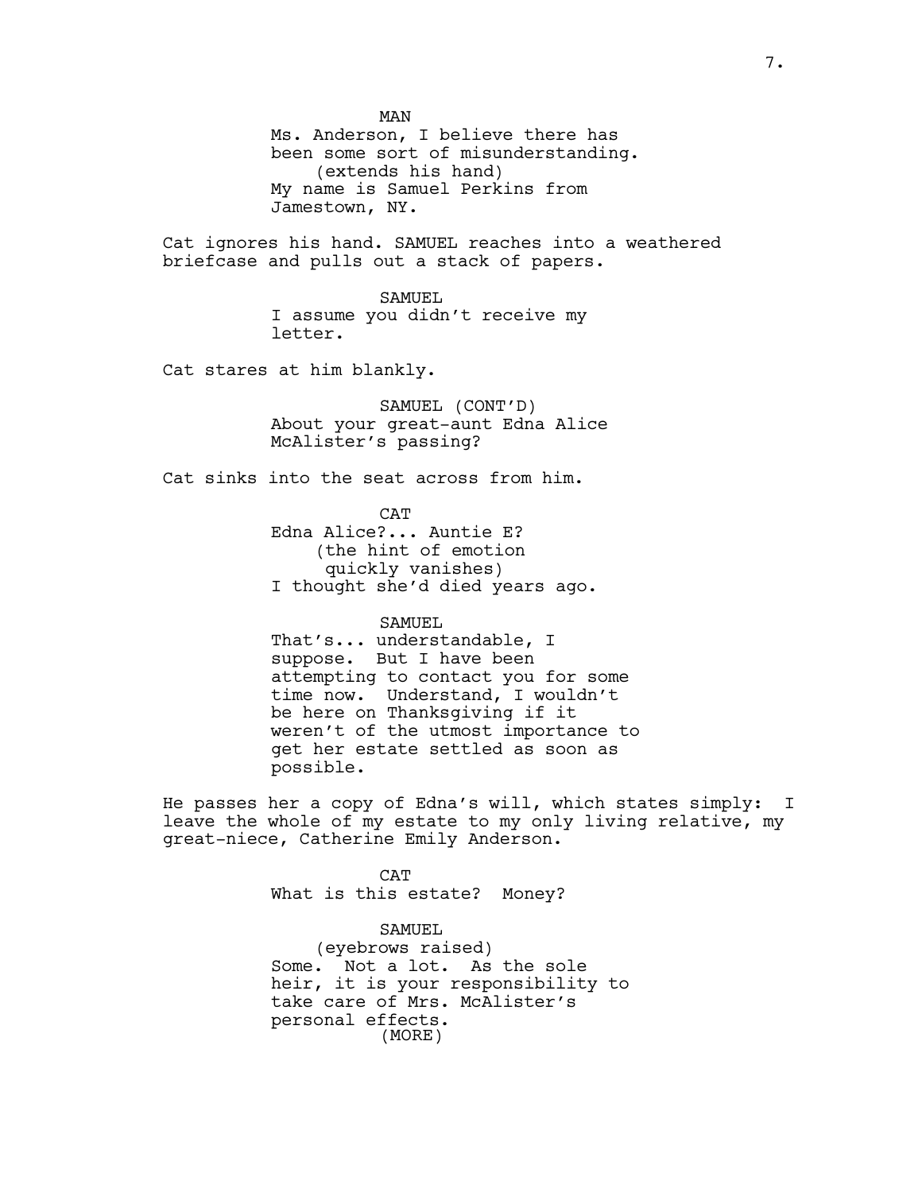MAN

Ms. Anderson, I believe there has been some sort of misunderstanding.

(extends his hand)

My name is Samuel Perkins from Jamestown, NY.

Cat ignores his hand. SAMUEL reaches into a weathered briefcase and pulls out a stack of papers.

SAMUEL

I assume you didn't receive my letter.

Cat stares at him blankly.

SAMUEL (CONT'D)

About your great-aunt Edna Alice McAlister's passing?

Cat sinks into the seat across from him.

CAT

Edna Alice?... Auntie E?

(the hint of emotion quickly vanishes)

I thought she'd died years ago.

SAMUEL

That's... understandable, I suppose. But I have been attempting to contact you for some time now. Understand, I wouldn't be here on Thanksgiving if it weren't of the utmost importance to get her estate settled as soon as possible.

He passes her a copy of Edna's will, which states simply: I leave the whole of my estate to my only living relative, my great-niece, Catherine Emily Anderson.

CAT

What is this estate? Money?

SAMUEL

(eyebrows raised)

Some. Not a lot. As the sole heir, it is your responsibility to take care of Mrs. McAlister's personal effects.

(MORE)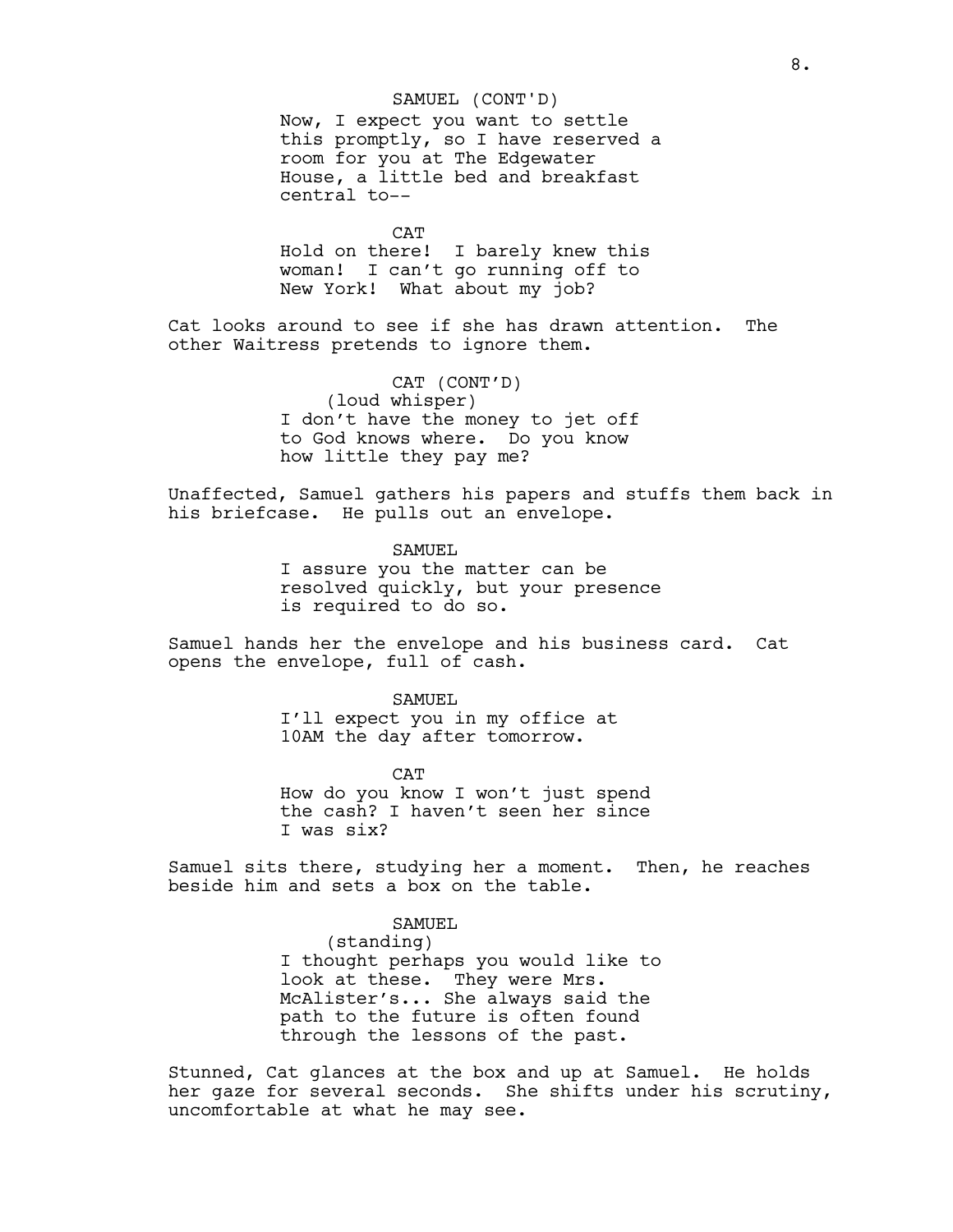SAMUEL (CONT'D)
Now, I expect you want to settle this promptly, so I have reserved a room for you at The Edgewater House, a little bed and breakfast central to--

CAT
Hold on there! I barely knew this woman! I can't go running off to New York! What about my job?

Cat looks around to see if she has drawn attention. The other Waitress pretends to ignore them.

CAT (CONT'D)
(loud whisper)
I don't have the money to jet off to God knows where. Do you know how little they pay me?

Unaffected, Samuel gathers his papers and stuffs them back in his briefcase. He pulls out an envelope.

SAMUEL
I assure you the matter can be resolved quickly, but your presence is required to do so.

Samuel hands her the envelope and his business card. Cat opens the envelope, full of cash.

SAMUEL
I'll expect you in my office at 10AM the day after tomorrow.

CAT
How do you know I won't just spend the cash? I haven't seen her since I was six?

Samuel sits there, studying her a moment. Then, he reaches beside him and sets a box on the table.

SAMUEL
(standing)
I thought perhaps you would like to look at these. They were Mrs. McAlister's... She always said the path to the future is often found through the lessons of the past.

Stunned, Cat glances at the box and up at Samuel. He holds her gaze for several seconds. She shifts under his scrutiny, uncomfortable at what he may see.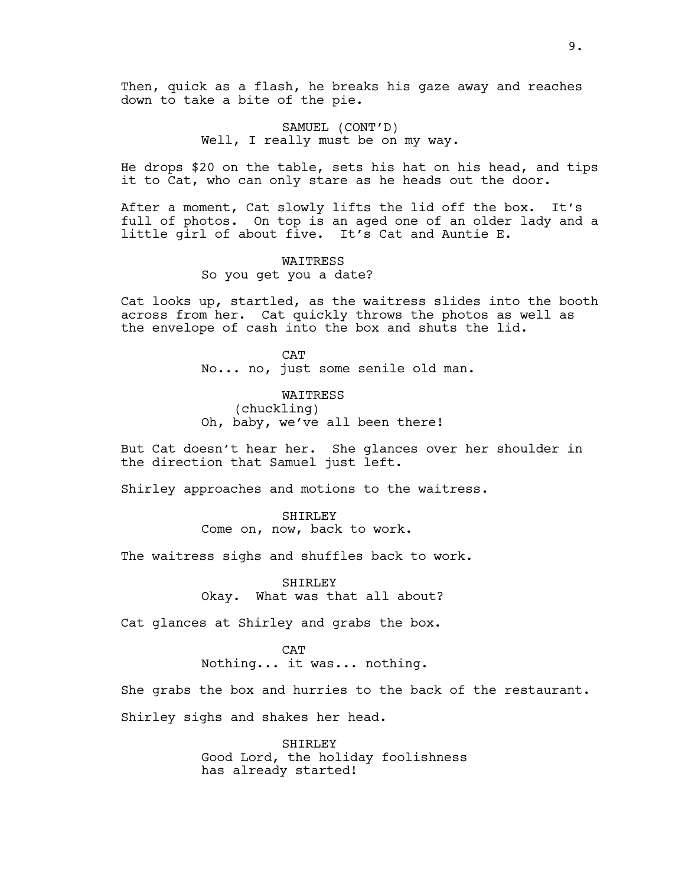Then, quick as a flash, he breaks his gaze away and reaches down to take a bite of the pie.

SAMUEL (CONT'D)
Well, I really must be on my way.

He drops $20 on the table, sets his hat on his head, and tips it to Cat, who can only stare as he heads out the door.

After a moment, Cat slowly lifts the lid off the box. It's full of photos. On top is an aged one of an older lady and a little girl of about five. It's Cat and Auntie E.

WAITRESS
So you get you a date?

Cat looks up, startled, as the waitress slides into the booth across from her. Cat quickly throws the photos as well as the envelope of cash into the box and shuts the lid.

CAT
No... no, just some senile old man.

WAITRESS
(chuckling)
Oh, baby, we've all been there!

But Cat doesn't hear her. She glances over her shoulder in the direction that Samuel just left.

Shirley approaches and motions to the waitress.

SHIRLEY
Come on, now, back to work.

The waitress sighs and shuffles back to work.

SHIRLEY
Okay. What was that all about?

Cat glances at Shirley and grabs the box.

CAT
Nothing... it was... nothing.

She grabs the box and hurries to the back of the restaurant.

Shirley sighs and shakes her head.

SHIRLEY
Good Lord, the holiday foolishness
has already started!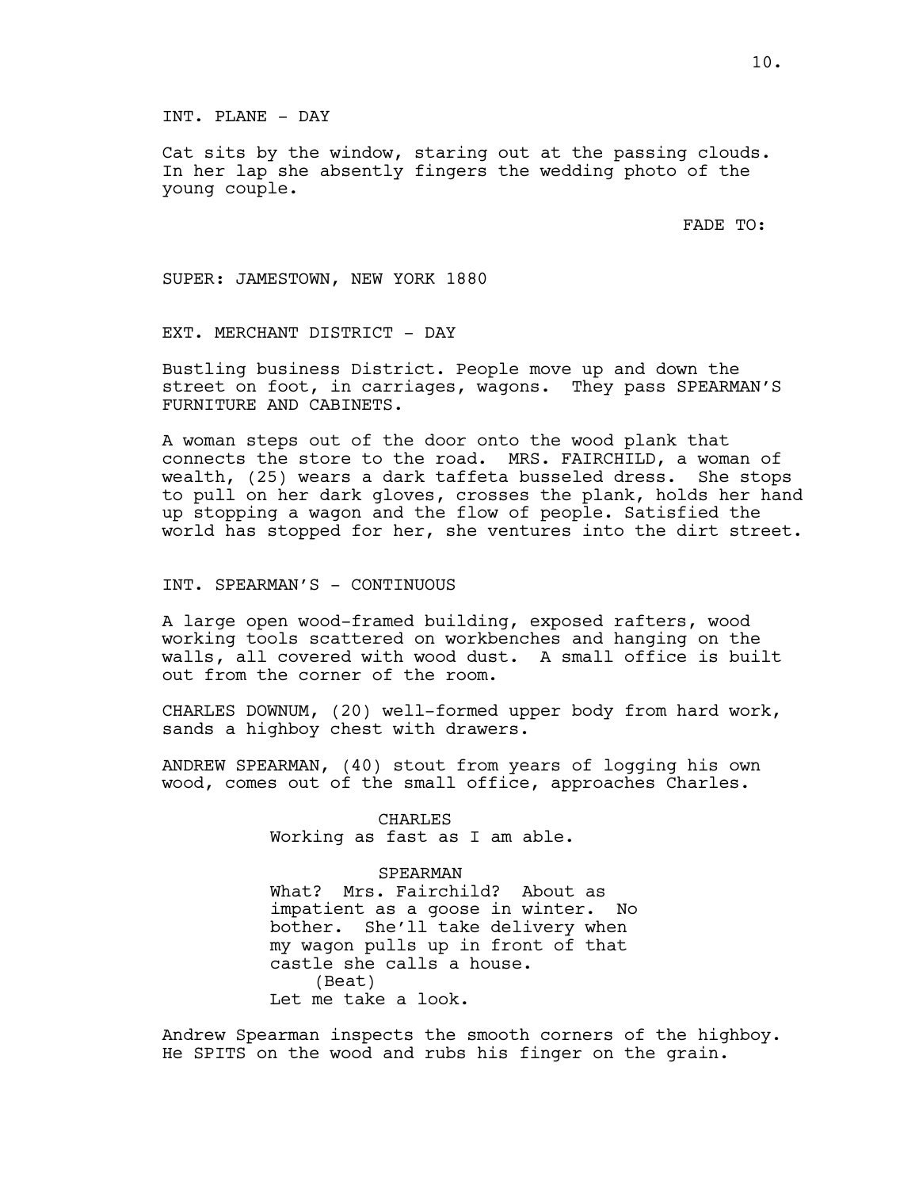INT. PLANE - DAY

Cat sits by the window, staring out at the passing clouds. In her lap she absently fingers the wedding photo of the young couple.

FADE TO:

SUPER: JAMESTOWN, NEW YORK 1880

EXT. MERCHANT DISTRICT - DAY

Bustling business District. People move up and down the street on foot, in carriages, wagons. They pass SPEARMAN'S FURNITURE AND CABINETS.

A woman steps out of the door onto the wood plank that connects the store to the road. MRS. FAIRCHILD, a woman of wealth, (25) wears a dark taffeta busseled dress. She stops to pull on her dark gloves, crosses the plank, holds her hand up stopping a wagon and the flow of people. Satisfied the world has stopped for her, she ventures into the dirt street.

INT. SPEARMAN'S - CONTINUOUS

A large open wood-framed building, exposed rafters, wood working tools scattered on workbenches and hanging on the walls, all covered with wood dust. A small office is built out from the corner of the room.

CHARLES DOWNUM, (20) well-formed upper body from hard work, sands a highboy chest with drawers.

ANDREW SPEARMAN, (40) stout from years of logging his own wood, comes out of the small office, approaches Charles.

CHARLES
Working as fast as I am able.

SPEARMAN
What? Mrs. Fairchild? About as impatient as a goose in winter. No bother. She'll take delivery when my wagon pulls up in front of that castle she calls a house.
(Beat)
Let me take a look.

Andrew Spearman inspects the smooth corners of the highboy. He SPITS on the wood and rubs his finger on the grain.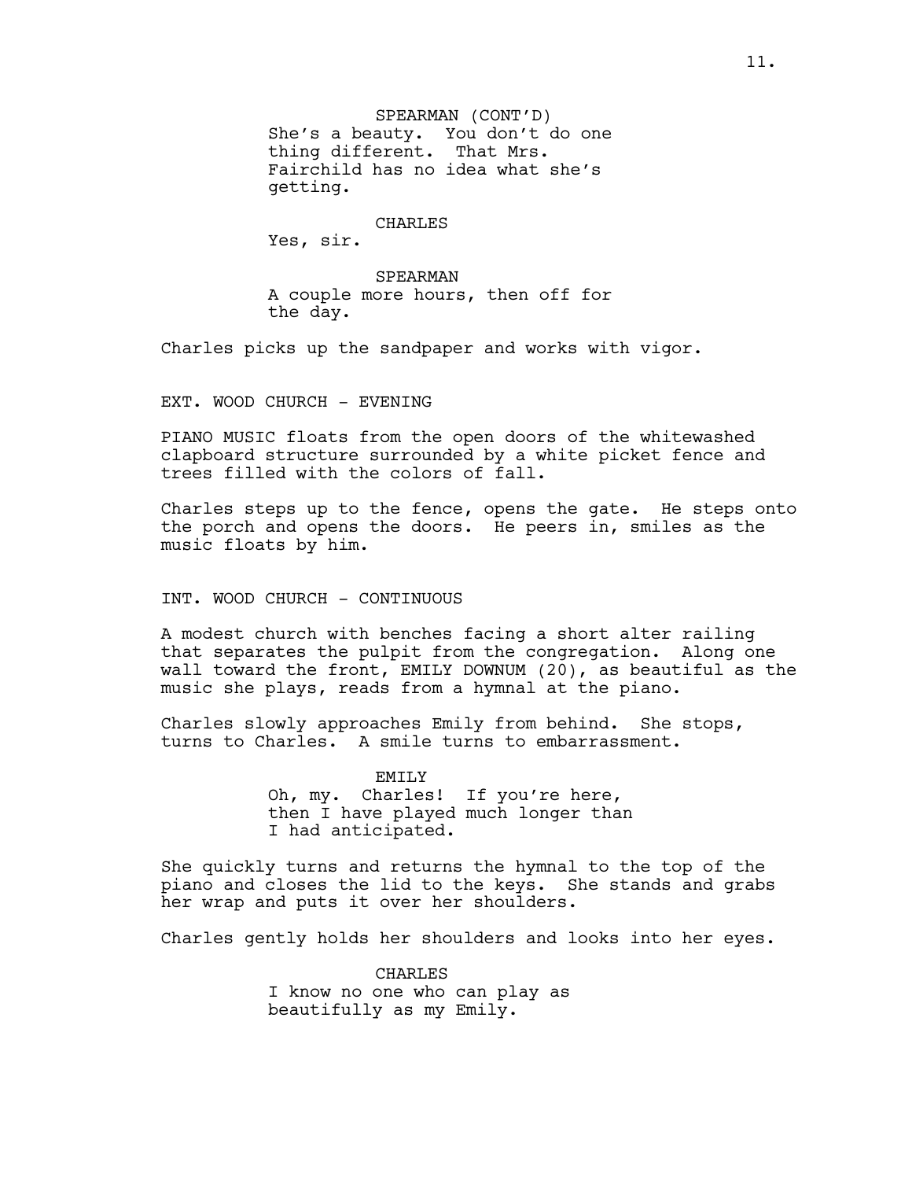SPEARMAN (CONT'D)
She's a beauty. You don't do one thing different. That Mrs. Fairchild has no idea what she's getting.

CHARLES
Yes, sir.

SPEARMAN
A couple more hours, then off for the day.

Charles picks up the sandpaper and works with vigor.

EXT. WOOD CHURCH - EVENING

PIANO MUSIC floats from the open doors of the whitewashed clapboard structure surrounded by a white picket fence and trees filled with the colors of fall.

Charles steps up to the fence, opens the gate. He steps onto the porch and opens the doors. He peers in, smiles as the music floats by him.

INT. WOOD CHURCH - CONTINUOUS

A modest church with benches facing a short alter railing that separates the pulpit from the congregation. Along one wall toward the front, EMILY DOWNUM (20), as beautiful as the music she plays, reads from a hymnal at the piano.

Charles slowly approaches Emily from behind. She stops, turns to Charles. A smile turns to embarrassment.

EMILY
Oh, my. Charles! If you're here, then I have played much longer than I had anticipated.

She quickly turns and returns the hymnal to the top of the piano and closes the lid to the keys. She stands and grabs her wrap and puts it over her shoulders.

Charles gently holds her shoulders and looks into her eyes.

CHARLES
I know no one who can play as beautifully as my Emily.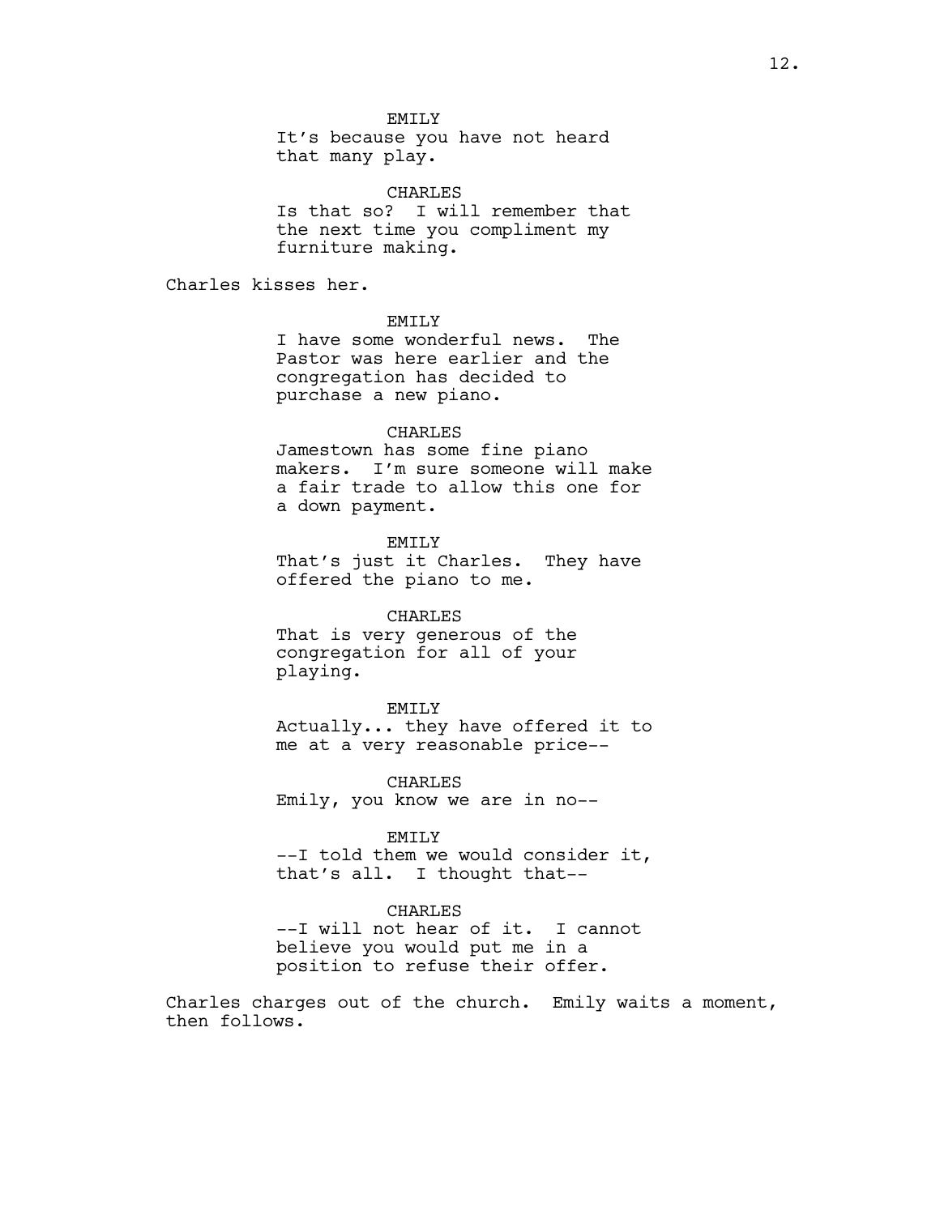EMILY
It's because you have not heard that many play.

CHARLES
Is that so? I will remember that the next time you compliment my furniture making.

Charles kisses her.

EMILY
I have some wonderful news. The Pastor was here earlier and the congregation has decided to purchase a new piano.

CHARLES
Jamestown has some fine piano makers. I'm sure someone will make a fair trade to allow this one for a down payment.

EMILY
That's just it Charles. They have offered the piano to me.

CHARLES
That is very generous of the congregation for all of your playing.

EMILY
Actually... they have offered it to me at a very reasonable price--

CHARLES
Emily, you know we are in no--

EMILY
--I told them we would consider it, that's all. I thought that--

CHARLES
--I will not hear of it. I cannot believe you would put me in a position to refuse their offer.

Charles charges out of the church. Emily waits a moment, then follows.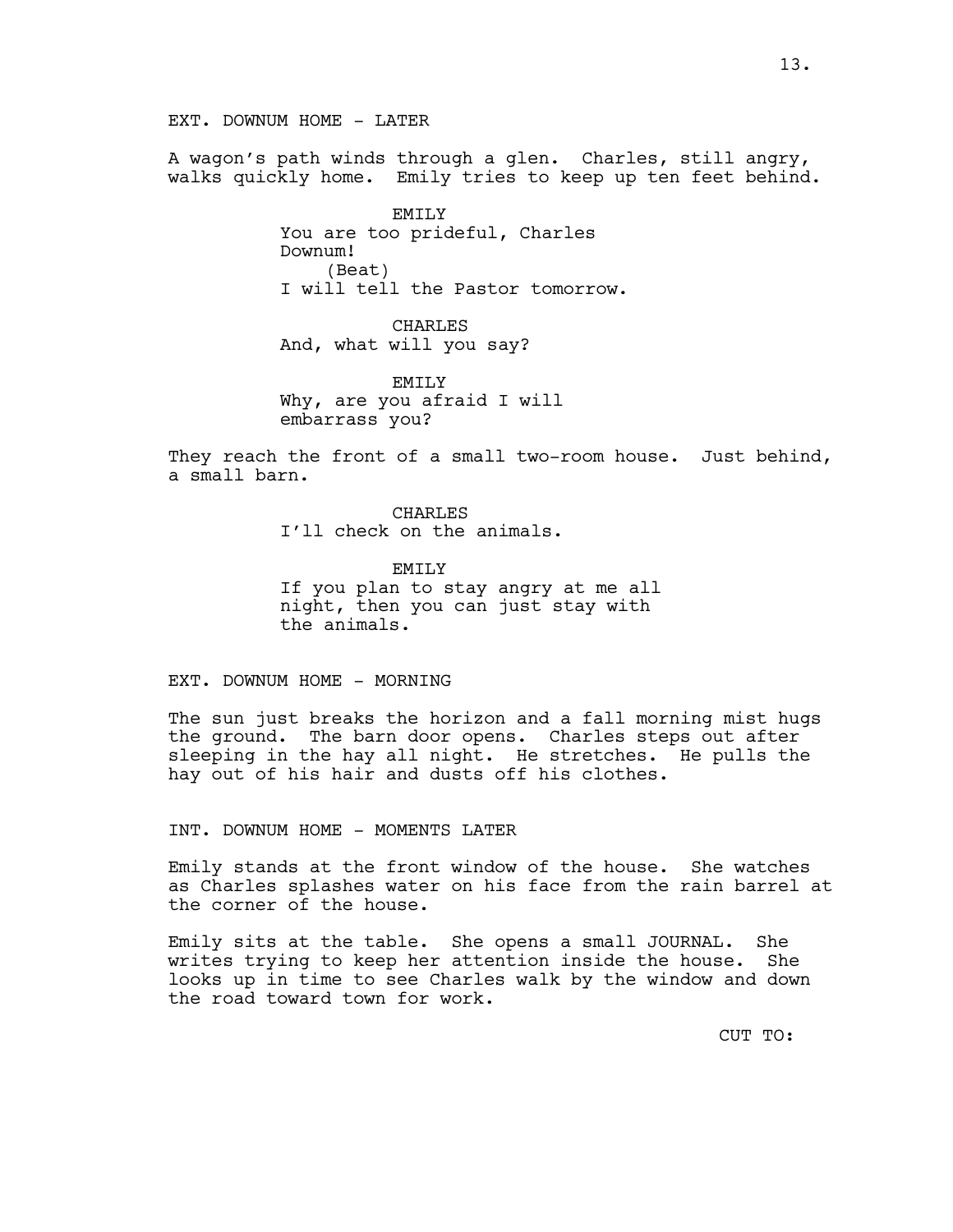EXT. DOWNUM HOME - LATER

A wagon's path winds through a glen. Charles, still angry, walks quickly home. Emily tries to keep up ten feet behind.

EMILY
You are too prideful, Charles Downum!
(Beat)
I will tell the Pastor tomorrow.

CHARLES
And, what will you say?

EMILY
Why, are you afraid I will embarrass you?

They reach the front of a small two-room house. Just behind, a small barn.

CHARLES
I'll check on the animals.

EMILY
If you plan to stay angry at me all night, then you can just stay with the animals.

EXT. DOWNUM HOME - MORNING

The sun just breaks the horizon and a fall morning mist hugs the ground. The barn door opens. Charles steps out after sleeping in the hay all night. He stretches. He pulls the hay out of his hair and dusts off his clothes.

INT. DOWNUM HOME - MOMENTS LATER

Emily stands at the front window of the house. She watches as Charles splashes water on his face from the rain barrel at the corner of the house.

Emily sits at the table. She opens a small JOURNAL. She writes trying to keep her attention inside the house. She looks up in time to see Charles walk by the window and down the road toward town for work.

CUT TO: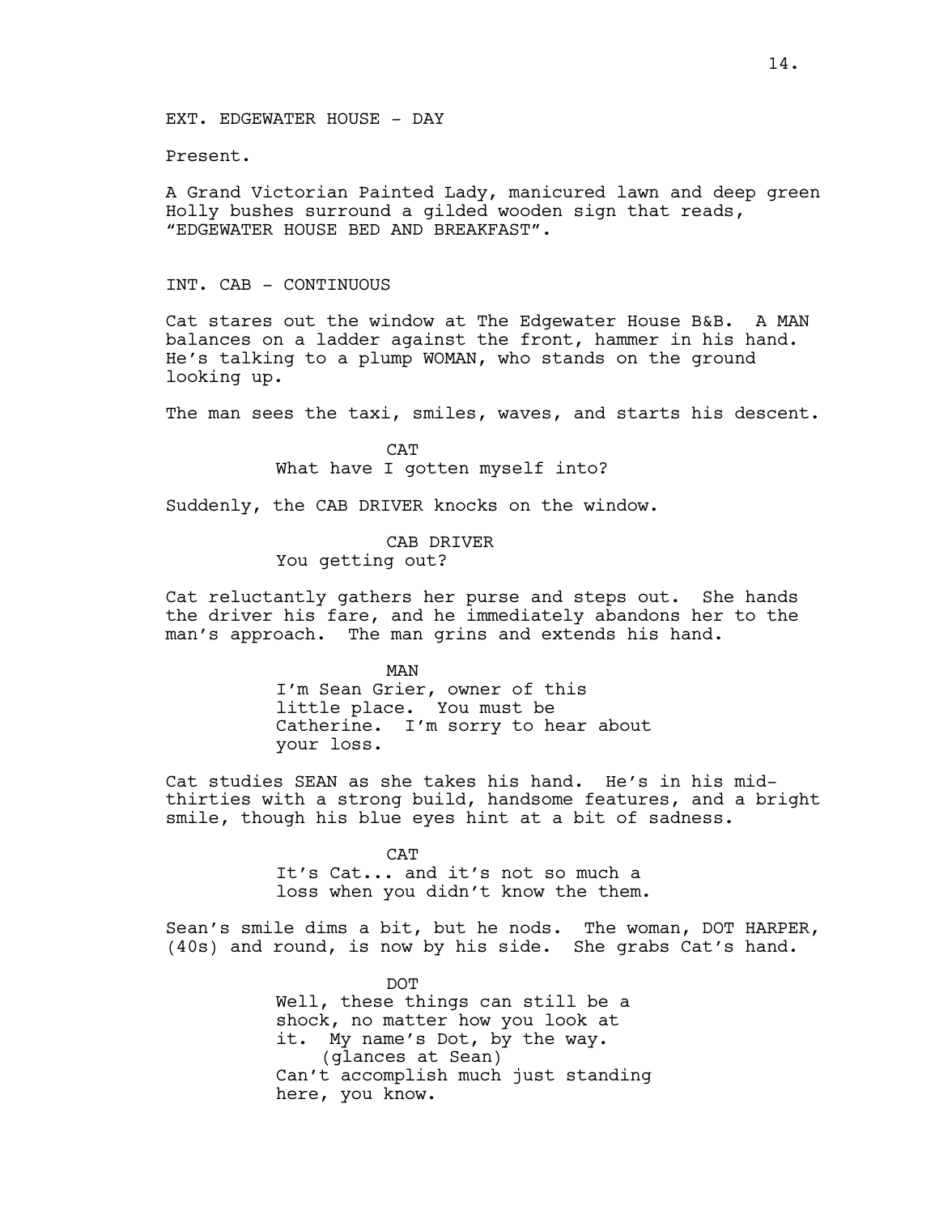EXT. EDGEWATER HOUSE - DAY

Present.

A Grand Victorian Painted Lady, manicured lawn and deep green Holly bushes surround a gilded wooden sign that reads, "EDGEWATER HOUSE BED AND BREAKFAST".

INT. CAB - CONTINUOUS

Cat stares out the window at The Edgewater House B&B. A MAN balances on a ladder against the front, hammer in his hand. He's talking to a plump WOMAN, who stands on the ground looking up.

The man sees the taxi, smiles, waves, and starts his descent.

CAT
What have I gotten myself into?

Suddenly, the CAB DRIVER knocks on the window.

CAB DRIVER
You getting out?

Cat reluctantly gathers her purse and steps out. She hands the driver his fare, and he immediately abandons her to the man's approach. The man grins and extends his hand.

MAN
I'm Sean Grier, owner of this little place. You must be Catherine. I'm sorry to hear about your loss.

Cat studies SEAN as she takes his hand. He's in his mid-thirties with a strong build, handsome features, and a bright smile, though his blue eyes hint at a bit of sadness.

CAT
It's Cat... and it's not so much a loss when you didn't know the them.

Sean's smile dims a bit, but he nods. The woman, DOT HARPER, (40s) and round, is now by his side. She grabs Cat's hand.

DOT
Well, these things can still be a shock, no matter how you look at it. My name's Dot, by the way.
(glances at Sean)
Can't accomplish much just standing here, you know.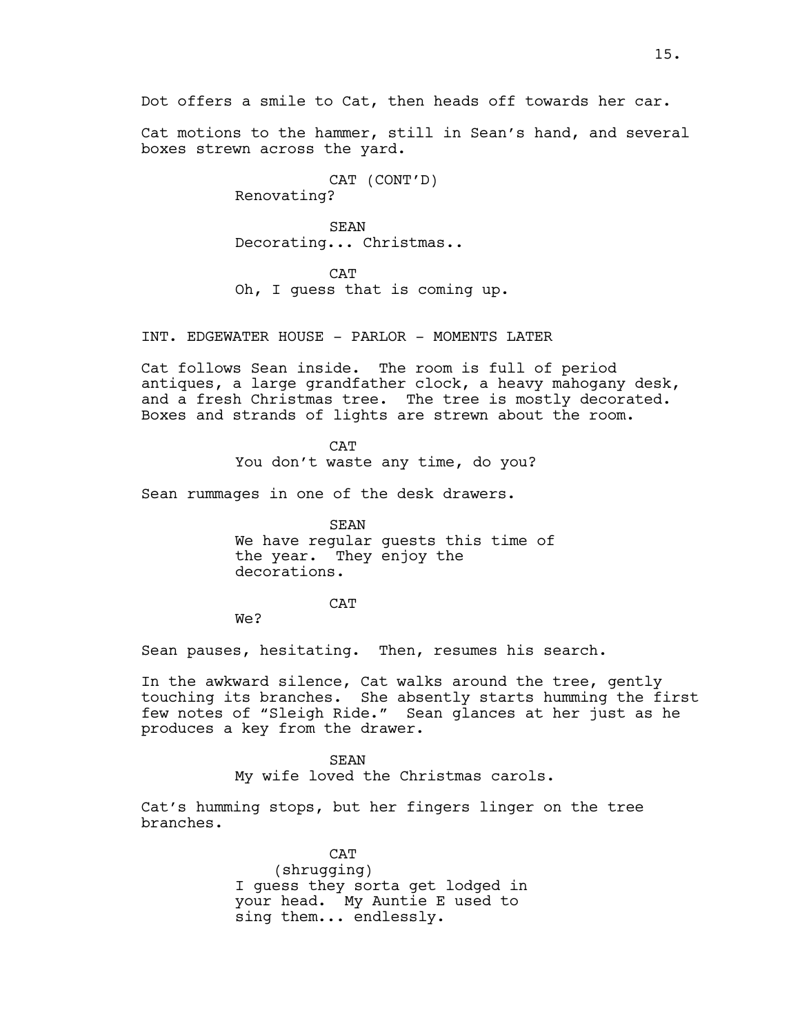Dot offers a smile to Cat, then heads off towards her car.

Cat motions to the hammer, still in Sean's hand, and several boxes strewn across the yard.

CAT (CONT'D)
Renovating?

SEAN
Decorating... Christmas..

CAT
Oh, I guess that is coming up.

INT. EDGEWATER HOUSE - PARLOR - MOMENTS LATER

Cat follows Sean inside. The room is full of period antiques, a large grandfather clock, a heavy mahogany desk, and a fresh Christmas tree. The tree is mostly decorated. Boxes and strands of lights are strewn about the room.

CAT
You don't waste any time, do you?

Sean rummages in one of the desk drawers.

SEAN
We have regular guests this time of the year. They enjoy the decorations.

CAT
We?

Sean pauses, hesitating. Then, resumes his search.

In the awkward silence, Cat walks around the tree, gently touching its branches. She absently starts humming the first few notes of "Sleigh Ride." Sean glances at her just as he produces a key from the drawer.

SEAN
My wife loved the Christmas carols.

Cat's humming stops, but her fingers linger on the tree branches.

CAT
(shrugging)
I guess they sorta get lodged in your head. My Auntie E used to sing them... endlessly.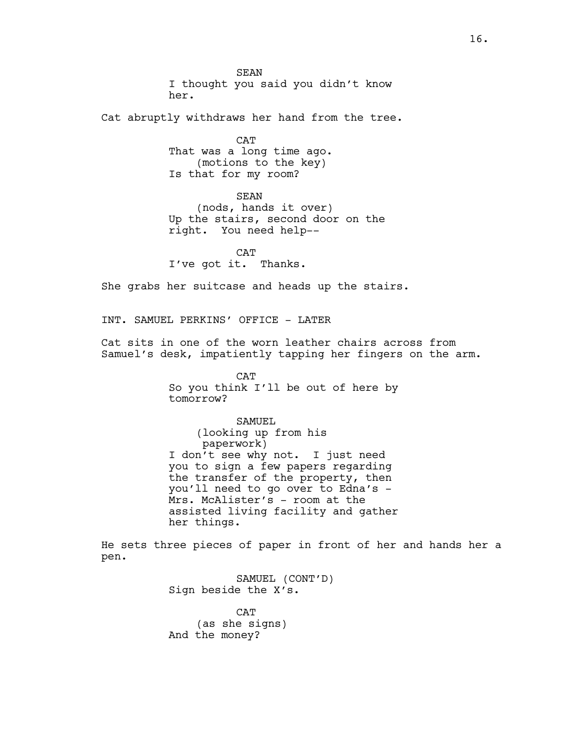SEAN

I thought you said you didn't know her.

Cat abruptly withdraws her hand from the tree.

CAT

That was a long time ago.

(motions to the key)

Is that for my room?

SEAN

(nods, hands it over)

Up the stairs, second door on the right. You need help--

CAT

I've got it. Thanks.

She grabs her suitcase and heads up the stairs.

INT. SAMUEL PERKINS' OFFICE - LATER

Cat sits in one of the worn leather chairs across from Samuel's desk, impatiently tapping her fingers on the arm.

CAT

So you think I'll be out of here by tomorrow?

SAMUEL

(looking up from his paperwork)

I don't see why not. I just need you to sign a few papers regarding the transfer of the property, then you'll need to go over to Edna's - Mrs. McAlister's - room at the assisted living facility and gather her things.

He sets three pieces of paper in front of her and hands her a pen.

SAMUEL (CONT'D)

Sign beside the X's.

CAT

(as she signs)

And the money?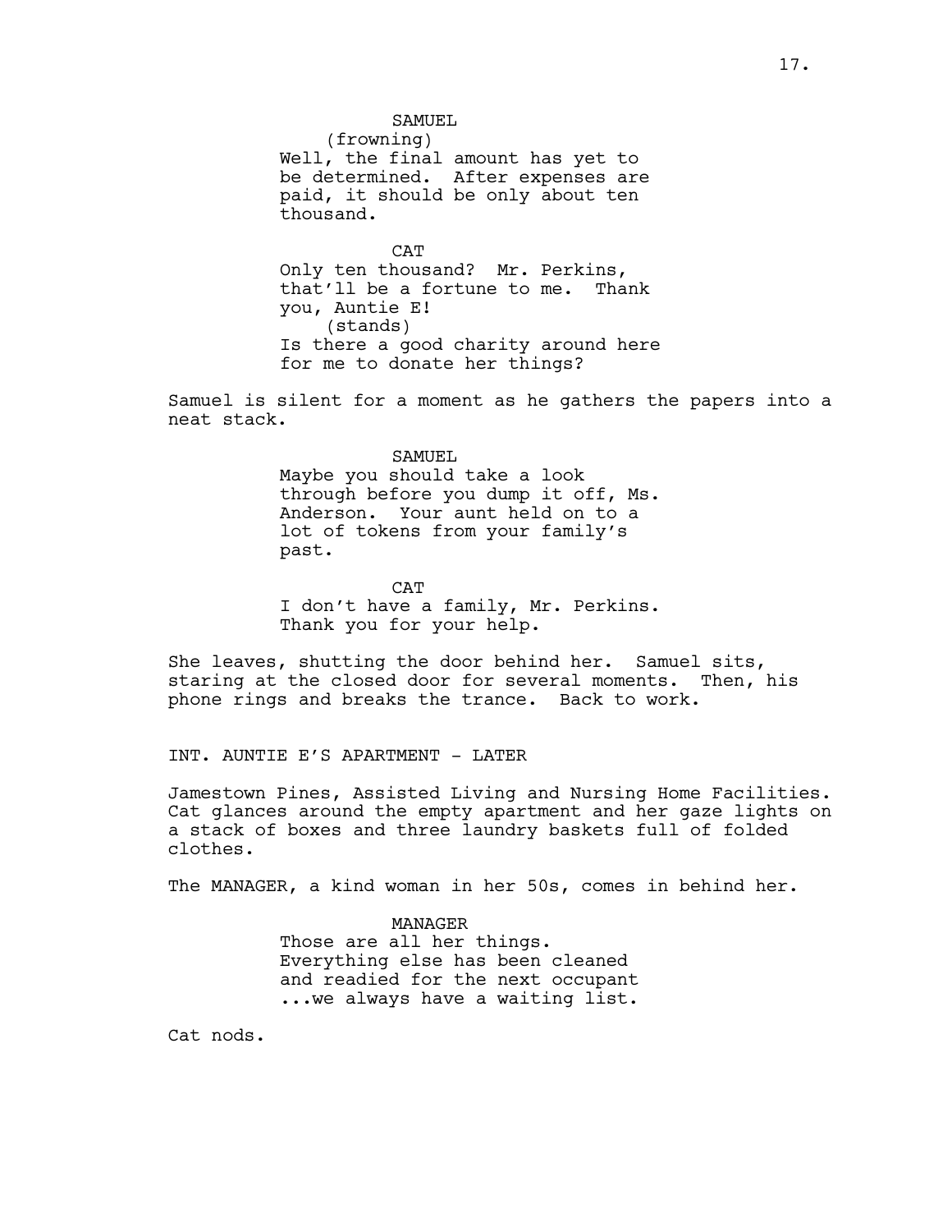SAMUEL
(frowning)
Well, the final amount has yet to be determined. After expenses are paid, it should be only about ten thousand.

CAT
Only ten thousand? Mr. Perkins, that'll be a fortune to me. Thank you, Auntie E!
(stands)
Is there a good charity around here for me to donate her things?

Samuel is silent for a moment as he gathers the papers into a neat stack.

SAMUEL
Maybe you should take a look through before you dump it off, Ms. Anderson. Your aunt held on to a lot of tokens from your family's past.

CAT
I don't have a family, Mr. Perkins. Thank you for your help.

She leaves, shutting the door behind her. Samuel sits, staring at the closed door for several moments. Then, his phone rings and breaks the trance. Back to work.

INT. AUNTIE E'S APARTMENT - LATER

Jamestown Pines, Assisted Living and Nursing Home Facilities. Cat glances around the empty apartment and her gaze lights on a stack of boxes and three laundry baskets full of folded clothes.

The MANAGER, a kind woman in her 50s, comes in behind her.

MANAGER
Those are all her things. Everything else has been cleaned and readied for the next occupant ...we always have a waiting list.

Cat nods.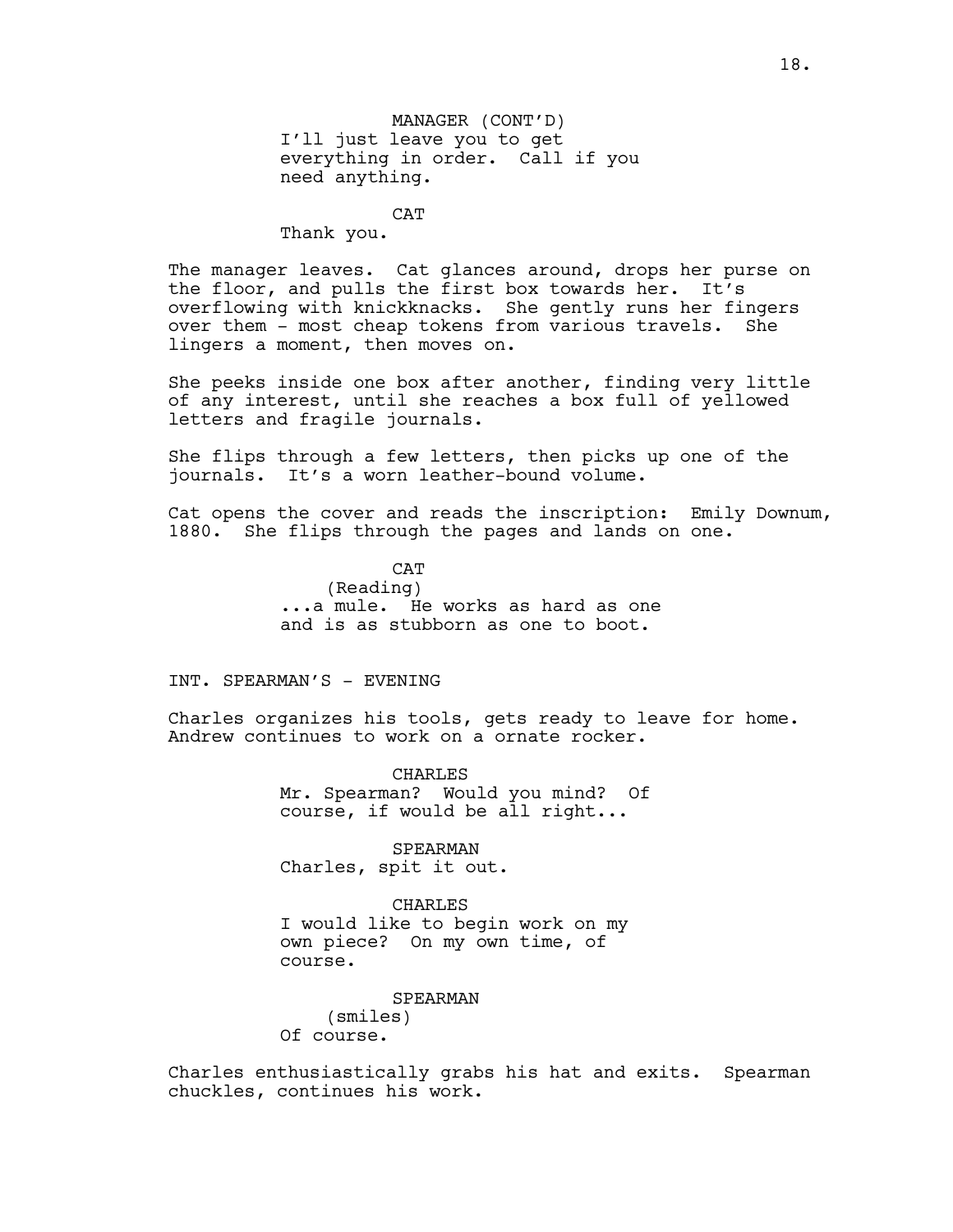MANAGER (CONT'D)
I'll just leave you to get everything in order. Call if you need anything.

CAT
Thank you.

The manager leaves. Cat glances around, drops her purse on the floor, and pulls the first box towards her. It's overflowing with knickknacks. She gently runs her fingers over them - most cheap tokens from various travels. She lingers a moment, then moves on.

She peeks inside one box after another, finding very little of any interest, until she reaches a box full of yellowed letters and fragile journals.

She flips through a few letters, then picks up one of the journals. It's a worn leather-bound volume.

Cat opens the cover and reads the inscription: Emily Downum, 1880. She flips through the pages and lands on one.

CAT
(Reading)
...a mule. He works as hard as one and is as stubborn as one to boot.

INT. SPEARMAN'S - EVENING

Charles organizes his tools, gets ready to leave for home. Andrew continues to work on a ornate rocker.

CHARLES
Mr. Spearman? Would you mind? Of course, if would be all right...

SPEARMAN
Charles, spit it out.

CHARLES
I would like to begin work on my own piece? On my own time, of course.

SPEARMAN
(smiles)
Of course.

Charles enthusiastically grabs his hat and exits. Spearman chuckles, continues his work.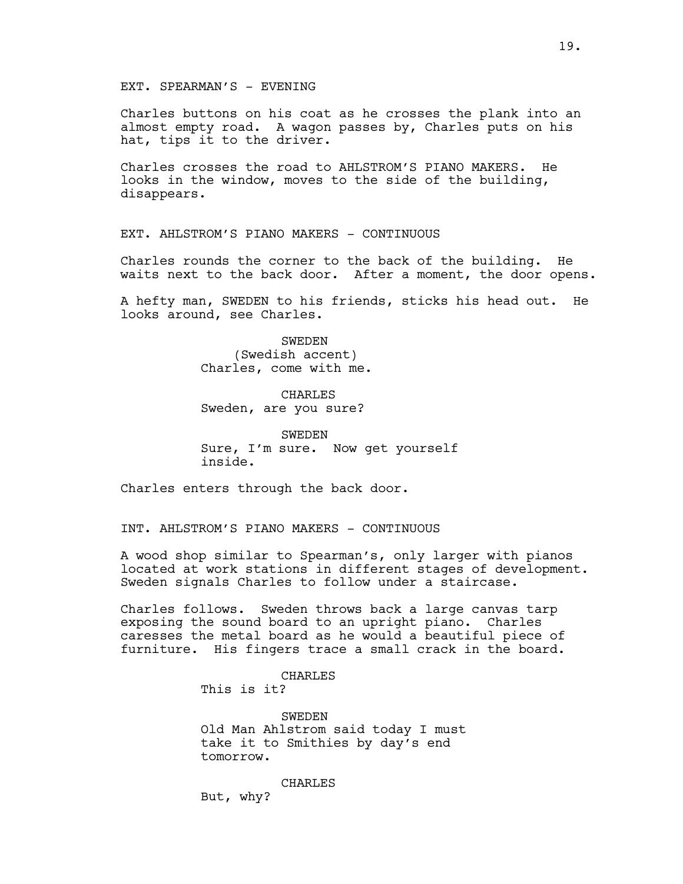EXT. SPEARMAN'S - EVENING

Charles buttons on his coat as he crosses the plank into an almost empty road. A wagon passes by, Charles puts on his hat, tips it to the driver.

Charles crosses the road to AHLSTROM'S PIANO MAKERS. He looks in the window, moves to the side of the building, disappears.

EXT. AHLSTROM'S PIANO MAKERS - CONTINUOUS

Charles rounds the corner to the back of the building. He waits next to the back door. After a moment, the door opens.

A hefty man, SWEDEN to his friends, sticks his head out. He looks around, see Charles.

SWEDEN
(Swedish accent)
Charles, come with me.

CHARLES
Sweden, are you sure?

SWEDEN
Sure, I'm sure. Now get yourself inside.

Charles enters through the back door.

INT. AHLSTROM'S PIANO MAKERS - CONTINUOUS

A wood shop similar to Spearman's, only larger with pianos located at work stations in different stages of development. Sweden signals Charles to follow under a staircase.

Charles follows. Sweden throws back a large canvas tarp exposing the sound board to an upright piano. Charles caresses the metal board as he would a beautiful piece of furniture. His fingers trace a small crack in the board.

CHARLES
This is it?

SWEDEN
Old Man Ahlstrom said today I must take it to Smithies by day's end tomorrow.

CHARLES
But, why?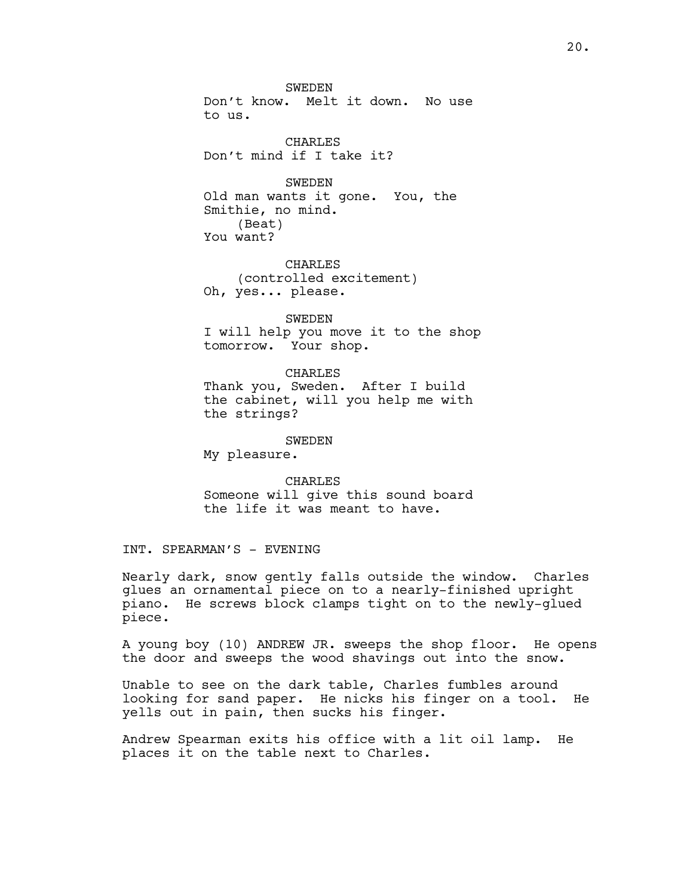SWEDEN
Don't know. Melt it down. No use to us.

CHARLES
Don't mind if I take it?

SWEDEN
Old man wants it gone. You, the Smithie, no mind.
(Beat)
You want?

CHARLES
(controlled excitement)
Oh, yes... please.

SWEDEN
I will help you move it to the shop tomorrow. Your shop.

CHARLES
Thank you, Sweden. After I build the cabinet, will you help me with the strings?

SWEDEN
My pleasure.

CHARLES
Someone will give this sound board the life it was meant to have.

INT. SPEARMAN'S - EVENING

Nearly dark, snow gently falls outside the window. Charles glues an ornamental piece on to a nearly-finished upright piano. He screws block clamps tight on to the newly-glued piece.

A young boy (10) ANDREW JR. sweeps the shop floor. He opens the door and sweeps the wood shavings out into the snow.

Unable to see on the dark table, Charles fumbles around looking for sand paper. He nicks his finger on a tool. He yells out in pain, then sucks his finger.

Andrew Spearman exits his office with a lit oil lamp. He places it on the table next to Charles.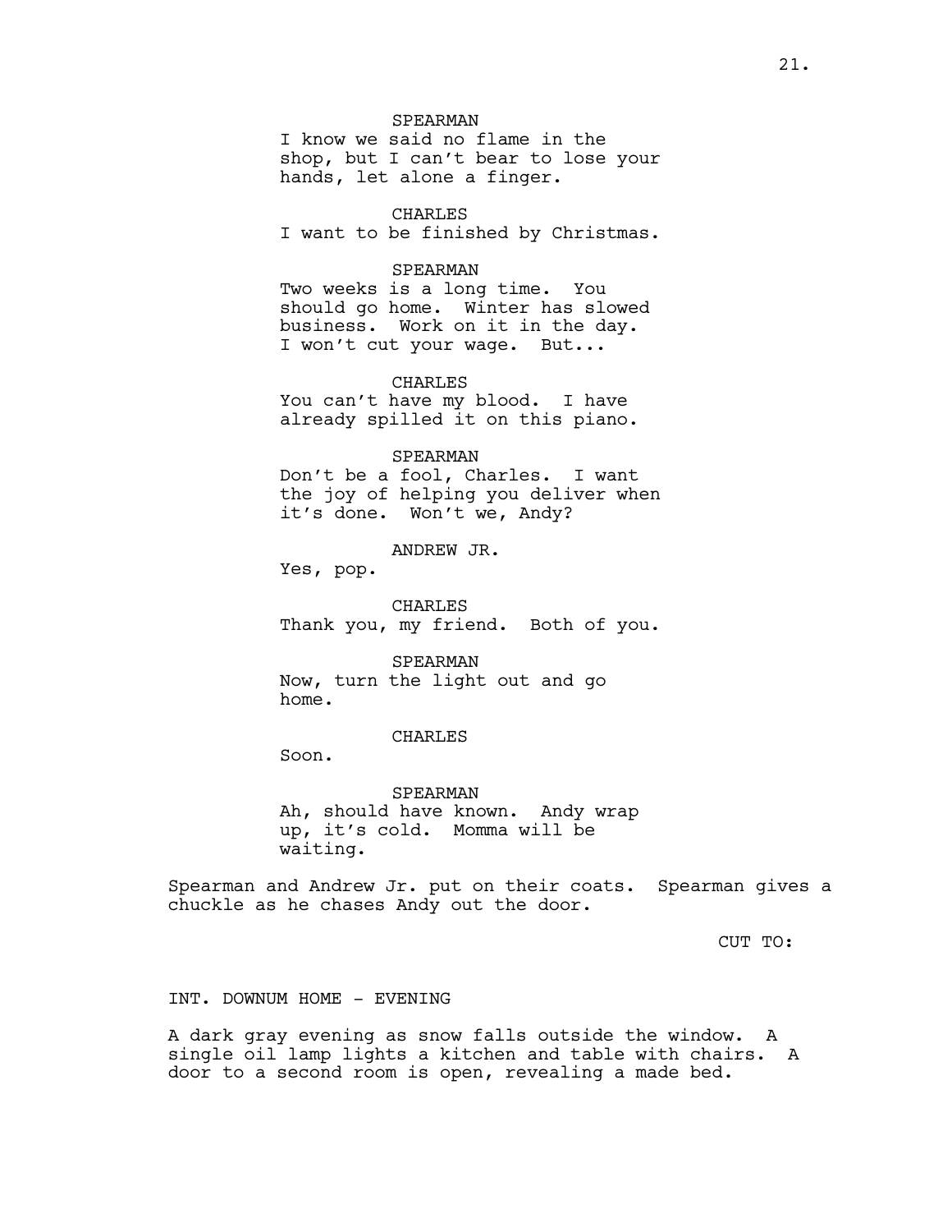SPEARMAN
I know we said no flame in the shop, but I can't bear to lose your hands, let alone a finger.

CHARLES
I want to be finished by Christmas.

SPEARMAN
Two weeks is a long time. You should go home. Winter has slowed business. Work on it in the day. I won't cut your wage. But...

CHARLES
You can't have my blood. I have already spilled it on this piano.

SPEARMAN
Don't be a fool, Charles. I want the joy of helping you deliver when it's done. Won't we, Andy?

ANDREW JR.
Yes, pop.

CHARLES
Thank you, my friend. Both of you.

SPEARMAN
Now, turn the light out and go home.

CHARLES
Soon.

SPEARMAN
Ah, should have known. Andy wrap up, it's cold. Momma will be waiting.

Spearman and Andrew Jr. put on their coats. Spearman gives a chuckle as he chases Andy out the door.

CUT TO:

INT. DOWNUM HOME - EVENING

A dark gray evening as snow falls outside the window. A single oil lamp lights a kitchen and table with chairs. A door to a second room is open, revealing a made bed.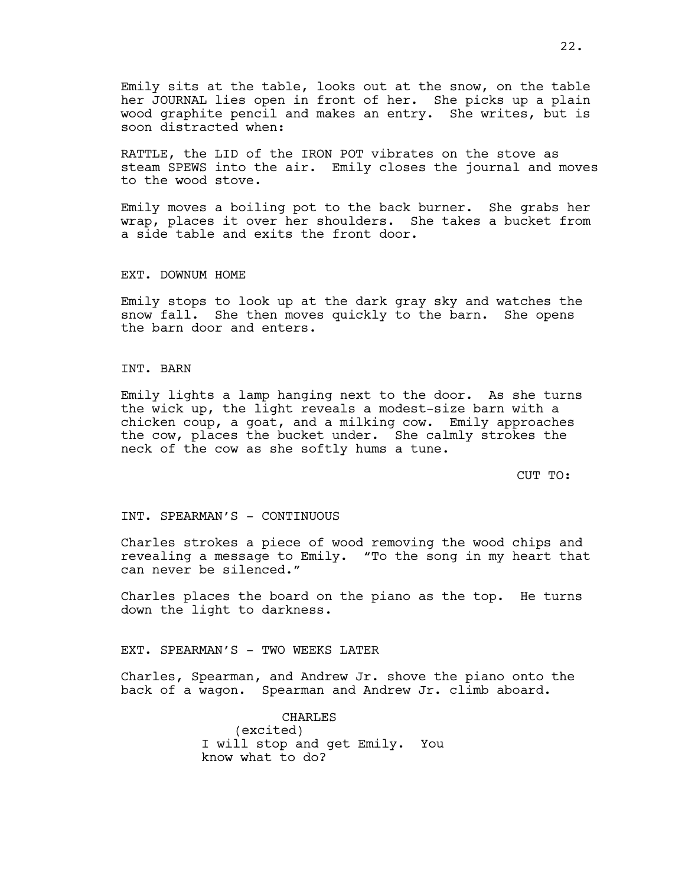Emily sits at the table, looks out at the snow, on the table her JOURNAL lies open in front of her. She picks up a plain wood graphite pencil and makes an entry. She writes, but is soon distracted when:

RATTLE, the LID of the IRON POT vibrates on the stove as steam SPEWS into the air. Emily closes the journal and moves to the wood stove.

Emily moves a boiling pot to the back burner. She grabs her wrap, places it over her shoulders. She takes a bucket from a side table and exits the front door.

EXT. DOWNUM HOME

Emily stops to look up at the dark gray sky and watches the snow fall. She then moves quickly to the barn. She opens the barn door and enters.

INT. BARN

Emily lights a lamp hanging next to the door. As she turns the wick up, the light reveals a modest-size barn with a chicken coup, a goat, and a milking cow. Emily approaches the cow, places the bucket under. She calmly strokes the neck of the cow as she softly hums a tune.

CUT TO:

INT. SPEARMAN'S - CONTINUOUS

Charles strokes a piece of wood removing the wood chips and revealing a message to Emily. "To the song in my heart that can never be silenced."

Charles places the board on the piano as the top. He turns down the light to darkness.

EXT. SPEARMAN'S - TWO WEEKS LATER

Charles, Spearman, and Andrew Jr. shove the piano onto the back of a wagon. Spearman and Andrew Jr. climb aboard.

CHARLES
(excited)
I will stop and get Emily. You know what to do?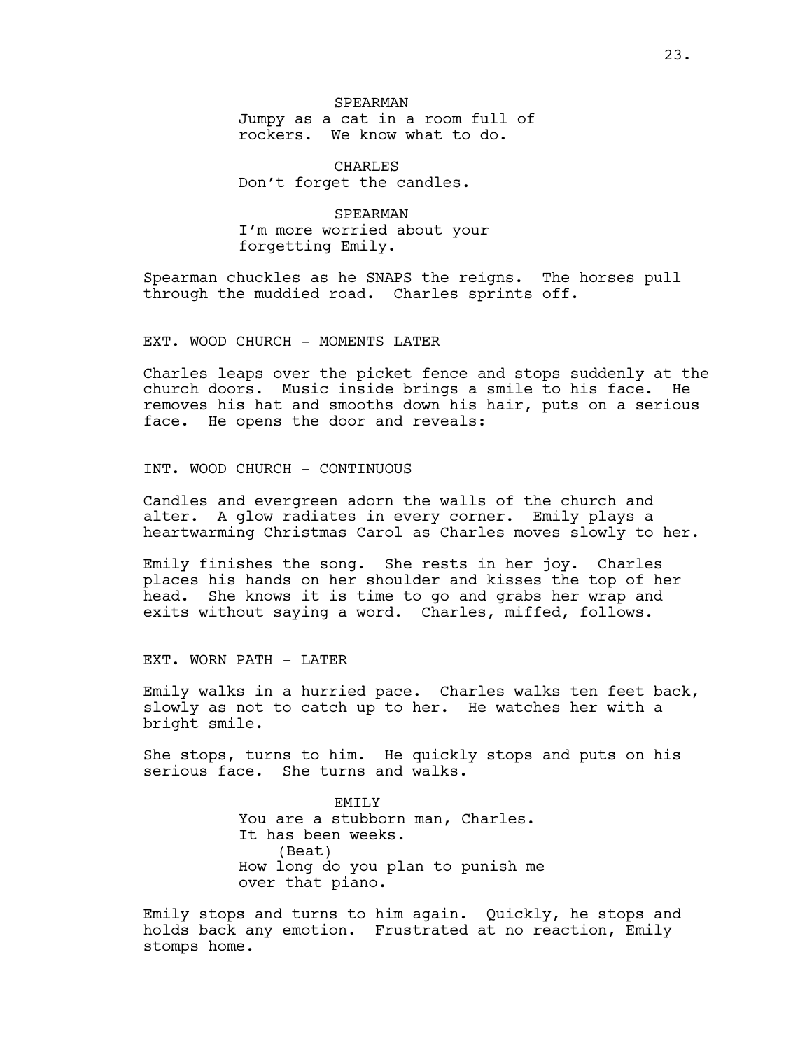SPEARMAN

Jumpy as a cat in a room full of rockers. We know what to do.

CHARLES

Don't forget the candles.

SPEARMAN

I'm more worried about your forgetting Emily.

Spearman chuckles as he SNAPS the reigns. The horses pull through the muddied road. Charles sprints off.

EXT. WOOD CHURCH - MOMENTS LATER

Charles leaps over the picket fence and stops suddenly at the church doors. Music inside brings a smile to his face. He removes his hat and smooths down his hair, puts on a serious face. He opens the door and reveals:

INT. WOOD CHURCH - CONTINUOUS

Candles and evergreen adorn the walls of the church and alter. A glow radiates in every corner. Emily plays a heartwarming Christmas Carol as Charles moves slowly to her.

Emily finishes the song. She rests in her joy. Charles places his hands on her shoulder and kisses the top of her head. She knows it is time to go and grabs her wrap and exits without saying a word. Charles, miffed, follows.

EXT. WORN PATH - LATER

Emily walks in a hurried pace. Charles walks ten feet back, slowly as not to catch up to her. He watches her with a bright smile.

She stops, turns to him. He quickly stops and puts on his serious face. She turns and walks.

EMILY

You are a stubborn man, Charles. It has been weeks.

(Beat)

How long do you plan to punish me over that piano.

Emily stops and turns to him again. Quickly, he stops and holds back any emotion. Frustrated at no reaction, Emily stomps home.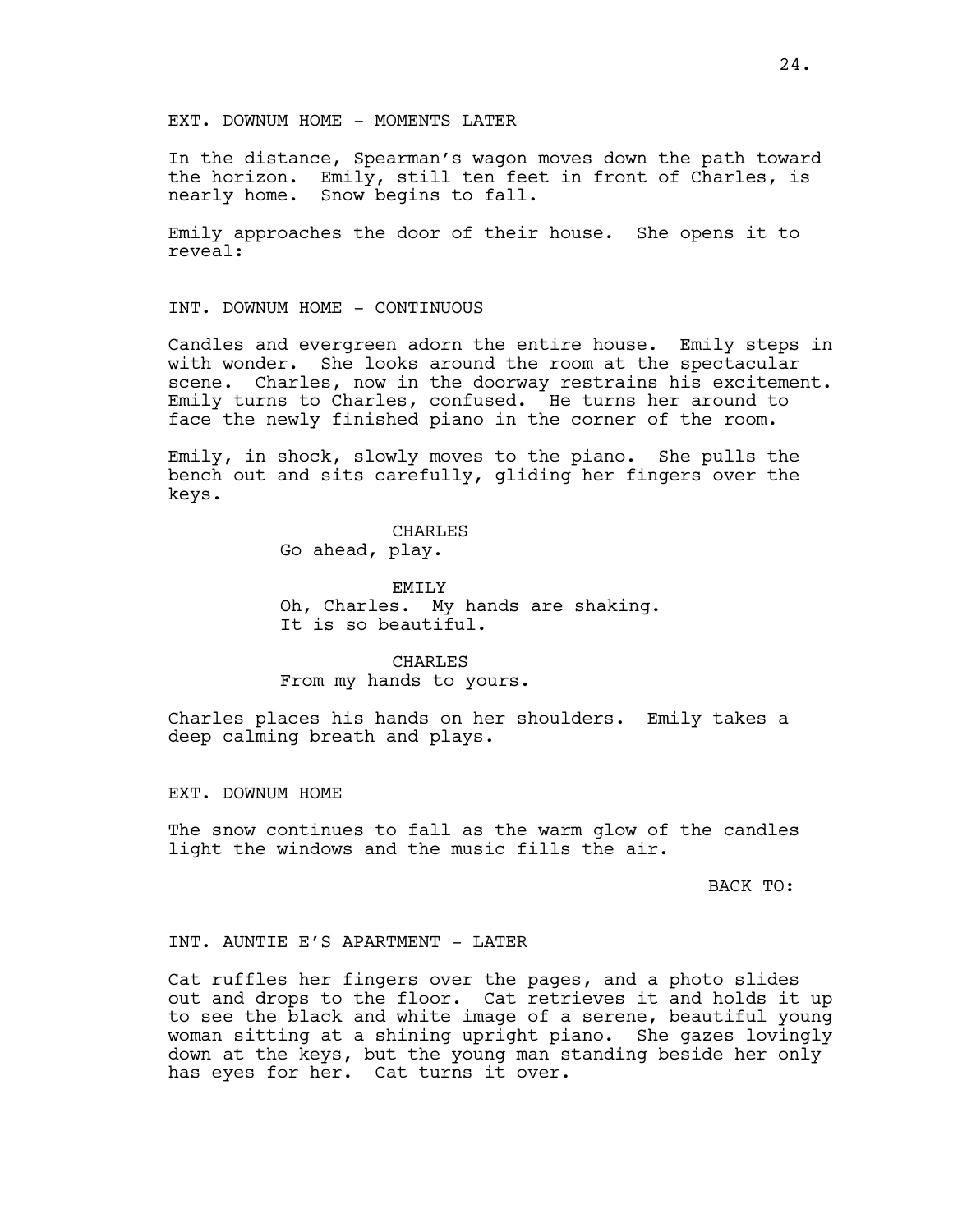EXT. DOWNUM HOME - MOMENTS LATER

In the distance, Spearman's wagon moves down the path toward the horizon. Emily, still ten feet in front of Charles, is nearly home. Snow begins to fall.

Emily approaches the door of their house. She opens it to reveal:

INT. DOWNUM HOME - CONTINUOUS

Candles and evergreen adorn the entire house. Emily steps in with wonder. She looks around the room at the spectacular scene. Charles, now in the doorway restrains his excitement. Emily turns to Charles, confused. He turns her around to face the newly finished piano in the corner of the room.

Emily, in shock, slowly moves to the piano. She pulls the bench out and sits carefully, gliding her fingers over the keys.

CHARLES
Go ahead, play.

EMILY
Oh, Charles. My hands are shaking.
It is so beautiful.

CHARLES
From my hands to yours.

Charles places his hands on her shoulders. Emily takes a deep calming breath and plays.

EXT. DOWNUM HOME

The snow continues to fall as the warm glow of the candles light the windows and the music fills the air.

BACK TO:

INT. AUNTIE E'S APARTMENT - LATER

Cat ruffles her fingers over the pages, and a photo slides out and drops to the floor. Cat retrieves it and holds it up to see the black and white image of a serene, beautiful young woman sitting at a shining upright piano. She gazes lovingly down at the keys, but the young man standing beside her only has eyes for her. Cat turns it over.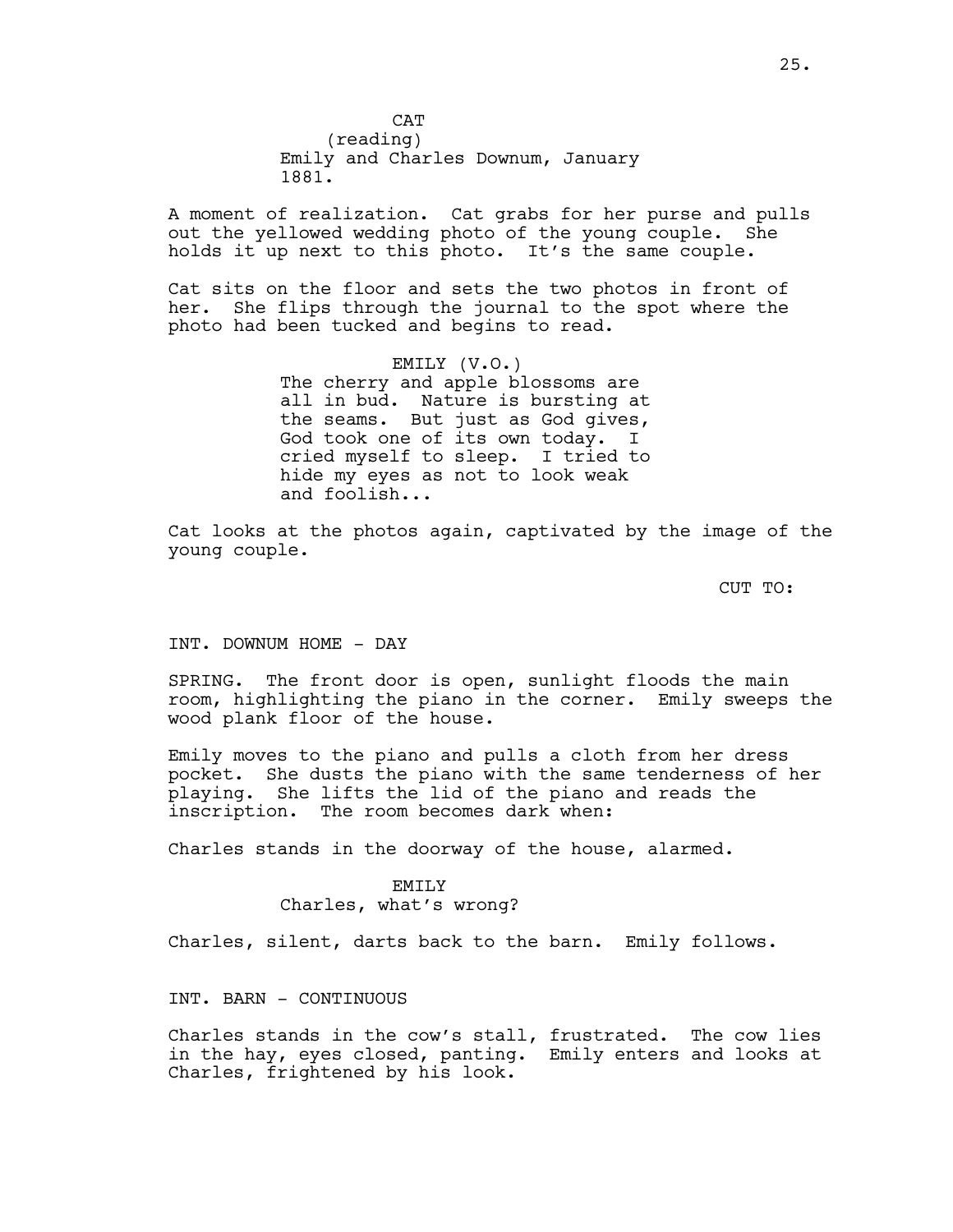CAT
(reading)
Emily and Charles Downum, January 1881.

A moment of realization. Cat grabs for her purse and pulls out the yellowed wedding photo of the young couple. She holds it up next to this photo. It's the same couple.

Cat sits on the floor and sets the two photos in front of her. She flips through the journal to the spot where the photo had been tucked and begins to read.

EMILY (V.O.)
The cherry and apple blossoms are all in bud. Nature is bursting at the seams. But just as God gives, God took one of its own today. I cried myself to sleep. I tried to hide my eyes as not to look weak and foolish...

Cat looks at the photos again, captivated by the image of the young couple.

CUT TO:

INT. DOWNUM HOME - DAY

SPRING. The front door is open, sunlight floods the main room, highlighting the piano in the corner. Emily sweeps the wood plank floor of the house.

Emily moves to the piano and pulls a cloth from her dress pocket. She dusts the piano with the same tenderness of her playing. She lifts the lid of the piano and reads the inscription. The room becomes dark when:

Charles stands in the doorway of the house, alarmed.

EMILY
Charles, what's wrong?

Charles, silent, darts back to the barn. Emily follows.

INT. BARN - CONTINUOUS

Charles stands in the cow's stall, frustrated. The cow lies in the hay, eyes closed, panting. Emily enters and looks at Charles, frightened by his look.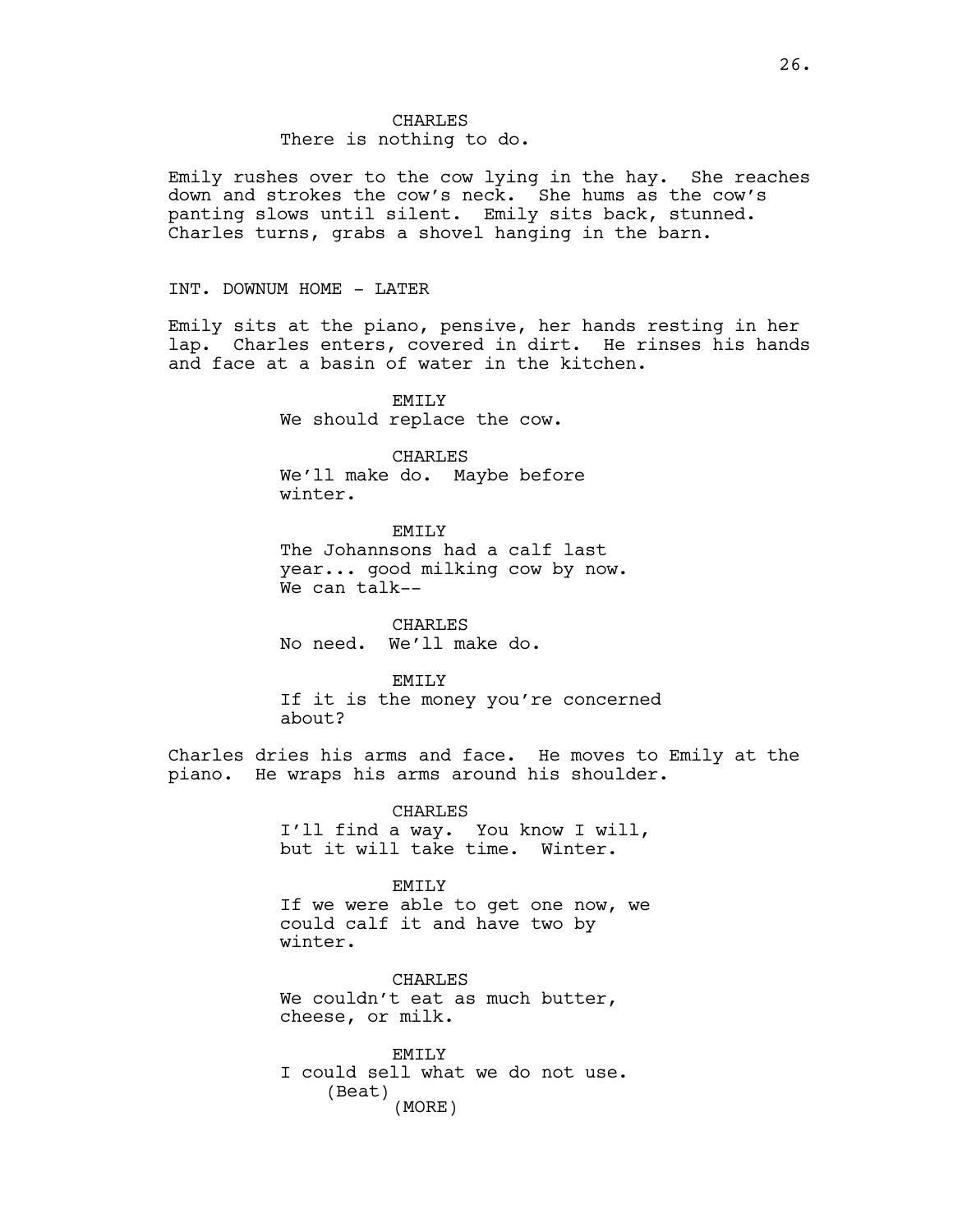CHARLES
There is nothing to do.

Emily rushes over to the cow lying in the hay. She reaches down and strokes the cow's neck. She hums as the cow's panting slows until silent. Emily sits back, stunned. Charles turns, grabs a shovel hanging in the barn.

INT. DOWNUM HOME - LATER

Emily sits at the piano, pensive, her hands resting in her lap. Charles enters, covered in dirt. He rinses his hands and face at a basin of water in the kitchen.

EMILY
We should replace the cow.

CHARLES
We'll make do. Maybe before winter.

EMILY
The Johannsons had a calf last year... good milking cow by now. We can talk--

CHARLES
No need. We'll make do.

EMILY
If it is the money you're concerned about?

Charles dries his arms and face. He moves to Emily at the piano. He wraps his arms around his shoulder.

CHARLES
I'll find a way. You know I will, but it will take time. Winter.

EMILY
If we were able to get one now, we could calf it and have two by winter.

CHARLES
We couldn't eat as much butter, cheese, or milk.

EMILY
I could sell what we do not use.
(Beat)
(MORE)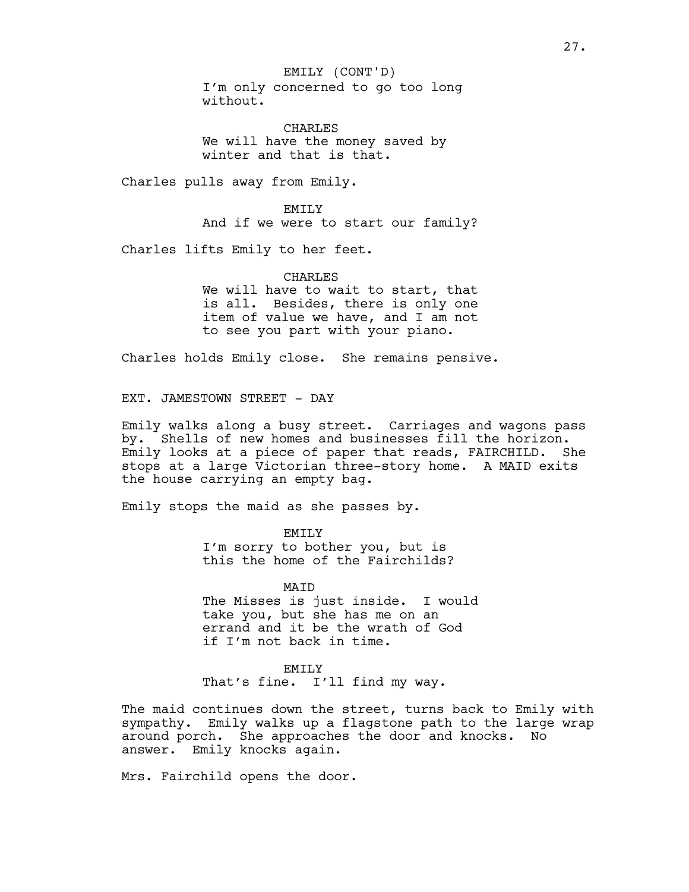EMILY (CONT'D)

I'm only concerned to go too long without.

CHARLES

We will have the money saved by winter and that is that.

Charles pulls away from Emily.

EMILY

And if we were to start our family?

Charles lifts Emily to her feet.

CHARLES

We will have to wait to start, that is all. Besides, there is only one item of value we have, and I am not to see you part with your piano.

Charles holds Emily close. She remains pensive.

EXT. JAMESTOWN STREET - DAY

Emily walks along a busy street. Carriages and wagons pass by. Shells of new homes and businesses fill the horizon. Emily looks at a piece of paper that reads, FAIRCHILD. She stops at a large Victorian three-story home. A MAID exits the house carrying an empty bag.

Emily stops the maid as she passes by.

EMILY

I'm sorry to bother you, but is this the home of the Fairchilds?

MAID

The Misses is just inside. I would take you, but she has me on an errand and it be the wrath of God if I'm not back in time.

EMILY

That's fine. I'll find my way.

The maid continues down the street, turns back to Emily with sympathy. Emily walks up a flagstone path to the large wrap around porch. She approaches the door and knocks. No answer. Emily knocks again.

Mrs. Fairchild opens the door.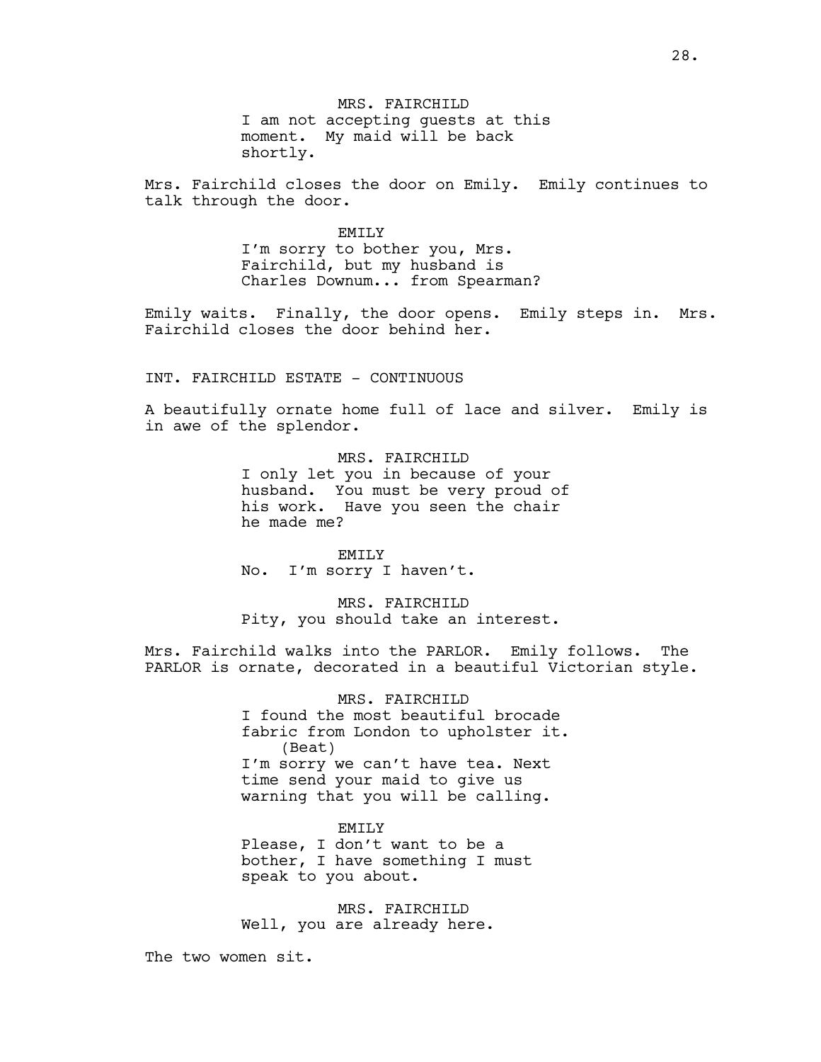MRS. FAIRCHILD
I am not accepting guests at this moment. My maid will be back shortly.

Mrs. Fairchild closes the door on Emily. Emily continues to talk through the door.

EMILY
I'm sorry to bother you, Mrs. Fairchild, but my husband is Charles Downum... from Spearman?

Emily waits. Finally, the door opens. Emily steps in. Mrs. Fairchild closes the door behind her.

INT. FAIRCHILD ESTATE - CONTINUOUS

A beautifully ornate home full of lace and silver. Emily is in awe of the splendor.

MRS. FAIRCHILD
I only let you in because of your husband. You must be very proud of his work. Have you seen the chair he made me?

EMILY
No. I'm sorry I haven't.

MRS. FAIRCHILD
Pity, you should take an interest.

Mrs. Fairchild walks into the PARLOR. Emily follows. The PARLOR is ornate, decorated in a beautiful Victorian style.

MRS. FAIRCHILD
I found the most beautiful brocade fabric from London to upholster it.
(Beat)
I'm sorry we can't have tea. Next time send your maid to give us warning that you will be calling.

EMILY
Please, I don't want to be a bother, I have something I must speak to you about.

MRS. FAIRCHILD
Well, you are already here.

The two women sit.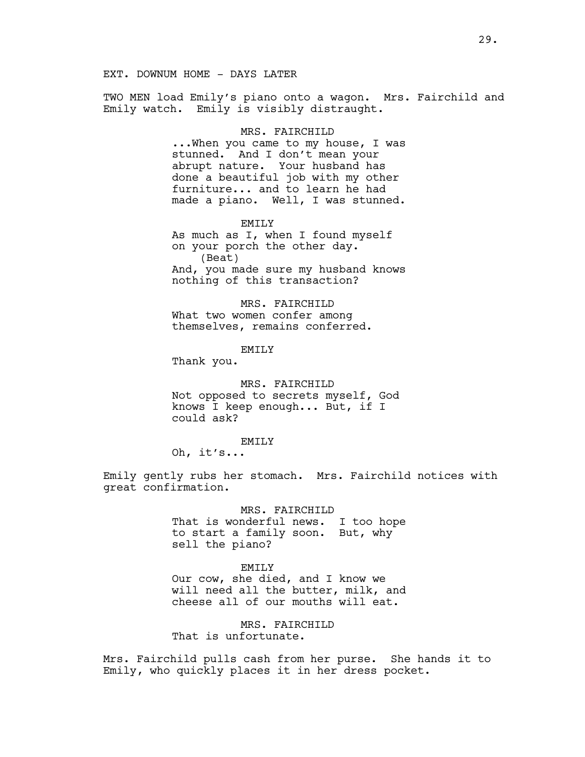EXT. DOWNUM HOME - DAYS LATER

TWO MEN load Emily's piano onto a wagon. Mrs. Fairchild and Emily watch. Emily is visibly distraught.

MRS. FAIRCHILD
...When you came to my house, I was stunned. And I don't mean your abrupt nature. Your husband has done a beautiful job with my other furniture... and to learn he had made a piano. Well, I was stunned.

EMILY
As much as I, when I found myself on your porch the other day.
(Beat)
And, you made sure my husband knows nothing of this transaction?

MRS. FAIRCHILD
What two women confer among themselves, remains conferred.

EMILY
Thank you.

MRS. FAIRCHILD
Not opposed to secrets myself, God knows I keep enough... But, if I could ask?

EMILY
Oh, it's...

Emily gently rubs her stomach. Mrs. Fairchild notices with great confirmation.

MRS. FAIRCHILD
That is wonderful news. I too hope to start a family soon. But, why sell the piano?

EMILY
Our cow, she died, and I know we will need all the butter, milk, and cheese all of our mouths will eat.

MRS. FAIRCHILD
That is unfortunate.

Mrs. Fairchild pulls cash from her purse. She hands it to Emily, who quickly places it in her dress pocket.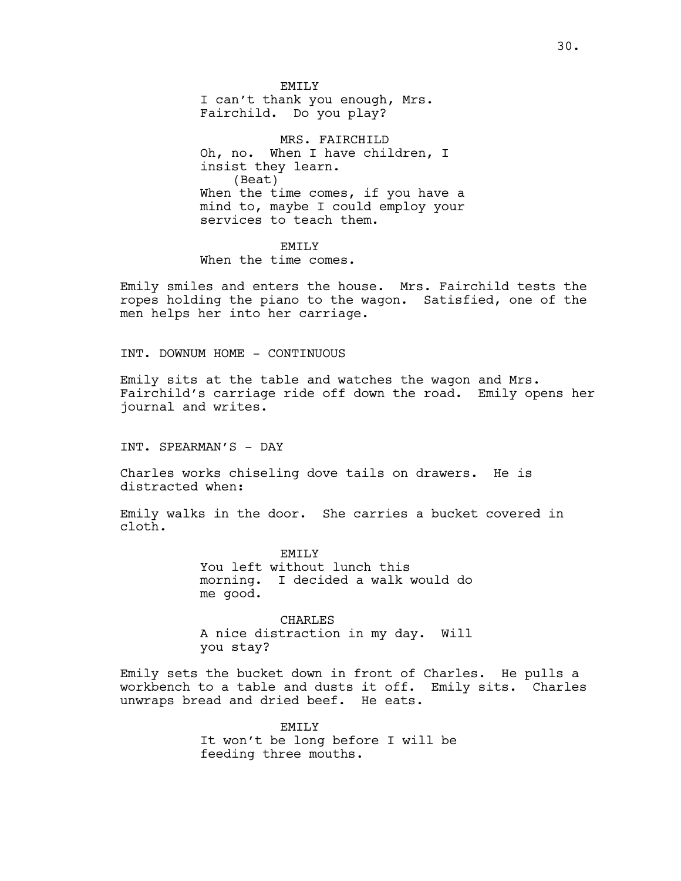EMILY
I can't thank you enough, Mrs. Fairchild. Do you play?

MRS. FAIRCHILD
Oh, no. When I have children, I insist they learn.
(Beat)
When the time comes, if you have a mind to, maybe I could employ your services to teach them.

EMILY
When the time comes.

Emily smiles and enters the house. Mrs. Fairchild tests the ropes holding the piano to the wagon. Satisfied, one of the men helps her into her carriage.

INT. DOWNUM HOME - CONTINUOUS

Emily sits at the table and watches the wagon and Mrs. Fairchild's carriage ride off down the road. Emily opens her journal and writes.

INT. SPEARMAN'S - DAY

Charles works chiseling dove tails on drawers. He is distracted when:

Emily walks in the door. She carries a bucket covered in cloth.

EMILY
You left without lunch this morning. I decided a walk would do me good.

CHARLES
A nice distraction in my day. Will you stay?

Emily sets the bucket down in front of Charles. He pulls a workbench to a table and dusts it off. Emily sits. Charles unwraps bread and dried beef. He eats.

EMILY
It won't be long before I will be feeding three mouths.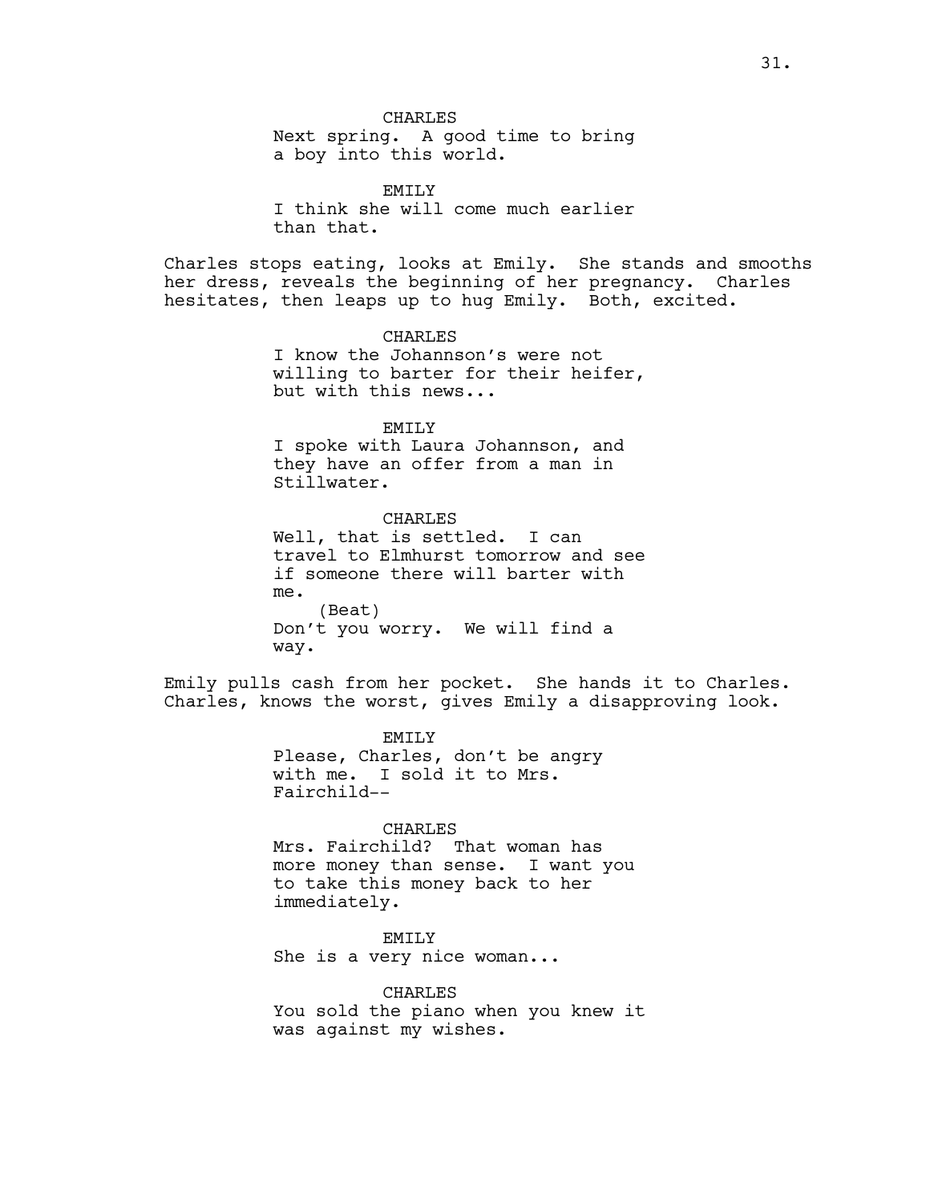CHARLES

Next spring. A good time to bring a boy into this world.

EMILY

I think she will come much earlier than that.

Charles stops eating, looks at Emily. She stands and smooths her dress, reveals the beginning of her pregnancy. Charles hesitates, then leaps up to hug Emily. Both, excited.

CHARLES

I know the Johannson's were not willing to barter for their heifer, but with this news...

EMILY

I spoke with Laura Johannson, and they have an offer from a man in Stillwater.

CHARLES

Well, that is settled. I can travel to Elmhurst tomorrow and see if someone there will barter with me.

(Beat)

Don't you worry. We will find a way.

Emily pulls cash from her pocket. She hands it to Charles. Charles, knows the worst, gives Emily a disapproving look.

EMILY

Please, Charles, don't be angry with me. I sold it to Mrs. Fairchild--

CHARLES

Mrs. Fairchild? That woman has more money than sense. I want you to take this money back to her immediately.

EMILY

She is a very nice woman...

CHARLES

You sold the piano when you knew it was against my wishes.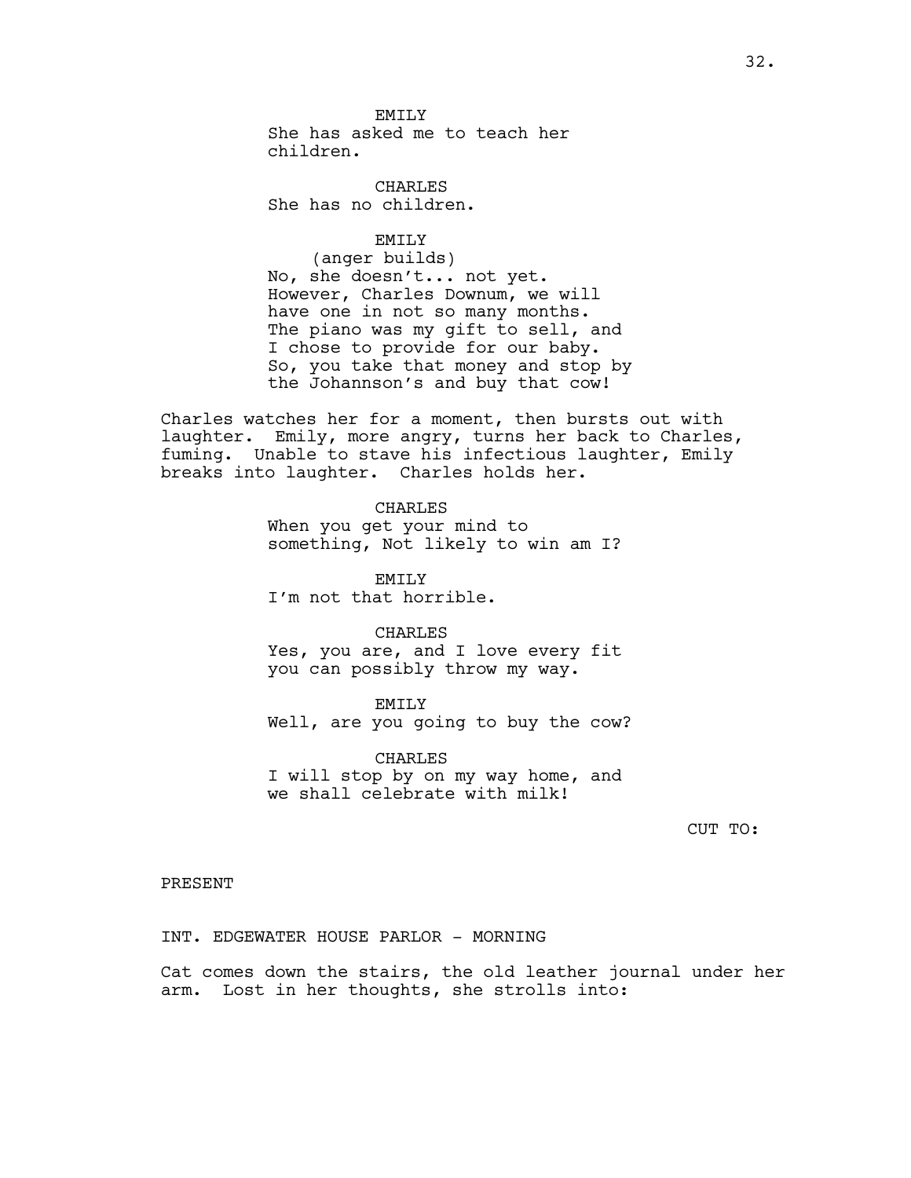EMILY
She has asked me to teach her children.

CHARLES
She has no children.

EMILY
(anger builds)
No, she doesn't... not yet. However, Charles Downum, we will have one in not so many months. The piano was my gift to sell, and I chose to provide for our baby. So, you take that money and stop by the Johannson's and buy that cow!

Charles watches her for a moment, then bursts out with laughter. Emily, more angry, turns her back to Charles, fuming. Unable to stave his infectious laughter, Emily breaks into laughter. Charles holds her.

CHARLES
When you get your mind to something, Not likely to win am I?

EMILY
I'm not that horrible.

CHARLES
Yes, you are, and I love every fit you can possibly throw my way.

EMILY
Well, are you going to buy the cow?

CHARLES
I will stop by on my way home, and we shall celebrate with milk!

CUT TO:

PRESENT

INT. EDGEWATER HOUSE PARLOR - MORNING

Cat comes down the stairs, the old leather journal under her arm. Lost in her thoughts, she strolls into: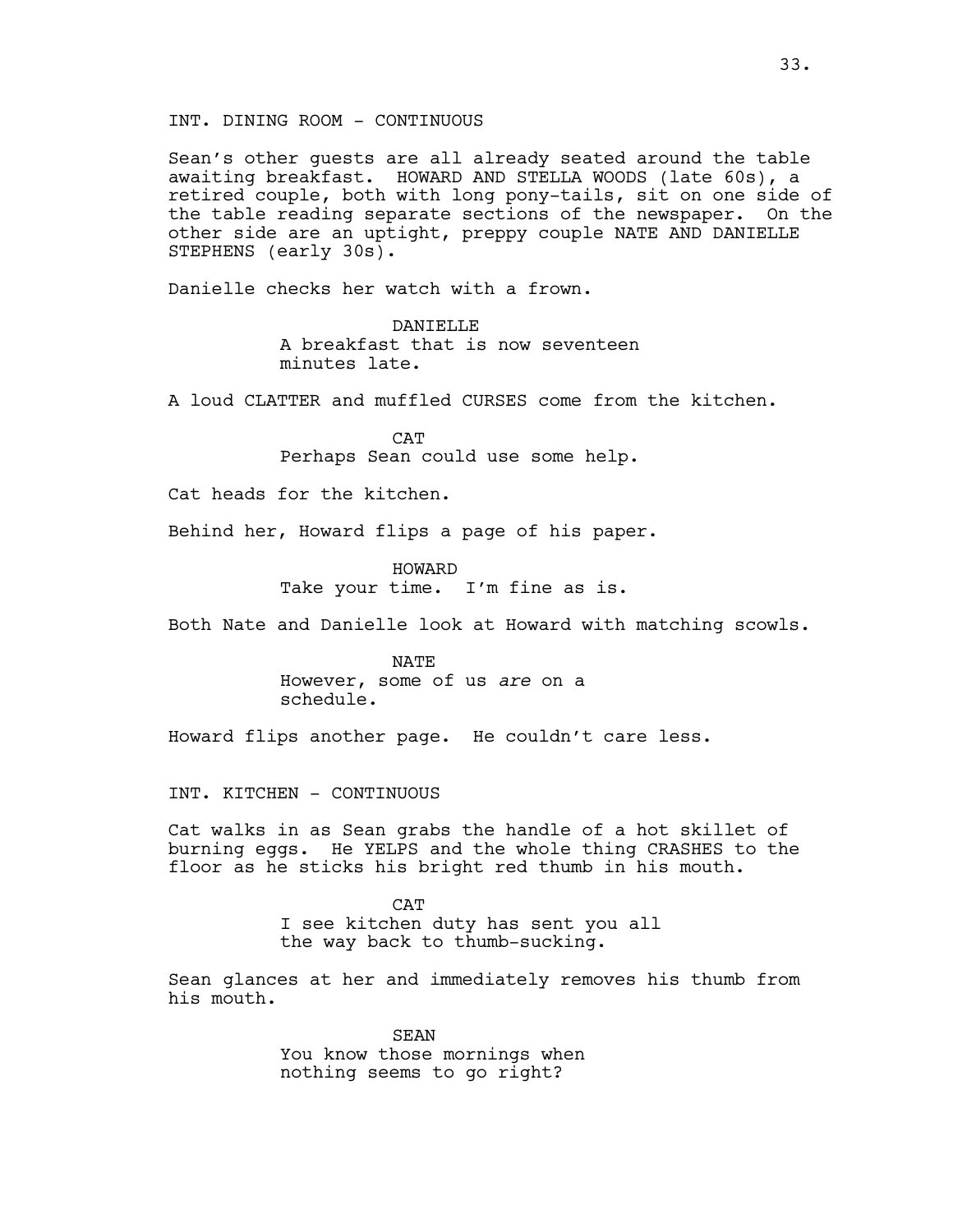INT. DINING ROOM - CONTINUOUS

Sean's other guests are all already seated around the table awaiting breakfast. HOWARD AND STELLA WOODS (late 60s), a retired couple, both with long pony-tails, sit on one side of the table reading separate sections of the newspaper. On the other side are an uptight, preppy couple NATE AND DANIELLE STEPHENS (early 30s).

Danielle checks her watch with a frown.

DANIELLE
A breakfast that is now seventeen minutes late.

A loud CLATTER and muffled CURSES come from the kitchen.

CAT
Perhaps Sean could use some help.

Cat heads for the kitchen.

Behind her, Howard flips a page of his paper.

HOWARD
Take your time. I'm fine as is.

Both Nate and Danielle look at Howard with matching scowls.

NATE
However, some of us *are* on a schedule.

Howard flips another page. He couldn't care less.

INT. KITCHEN - CONTINUOUS

Cat walks in as Sean grabs the handle of a hot skillet of burning eggs. He YELPS and the whole thing CRASHES to the floor as he sticks his bright red thumb in his mouth.

CAT
I see kitchen duty has sent you all the way back to thumb-sucking.

Sean glances at her and immediately removes his thumb from his mouth.

SEAN
You know those mornings when nothing seems to go right?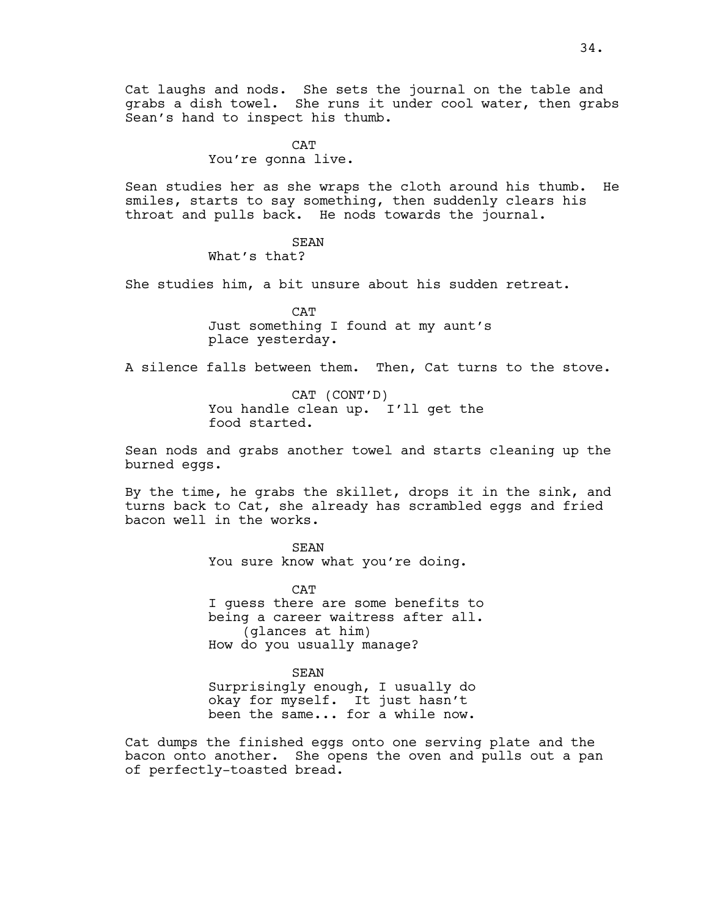Cat laughs and nods. She sets the journal on the table and grabs a dish towel. She runs it under cool water, then grabs Sean's hand to inspect his thumb.

CAT
You're gonna live.

Sean studies her as she wraps the cloth around his thumb. He smiles, starts to say something, then suddenly clears his throat and pulls back. He nods towards the journal.

SEAN
What's that?

She studies him, a bit unsure about his sudden retreat.

CAT
Just something I found at my aunt's place yesterday.

A silence falls between them. Then, Cat turns to the stove.

CAT (CONT'D)
You handle clean up. I'll get the food started.

Sean nods and grabs another towel and starts cleaning up the burned eggs.

By the time, he grabs the skillet, drops it in the sink, and turns back to Cat, she already has scrambled eggs and fried bacon well in the works.

SEAN
You sure know what you're doing.

CAT
I guess there are some benefits to being a career waitress after all.
(glances at him)
How do you usually manage?

SEAN
Surprisingly enough, I usually do okay for myself. It just hasn't been the same... for a while now.

Cat dumps the finished eggs onto one serving plate and the bacon onto another. She opens the oven and pulls out a pan of perfectly-toasted bread.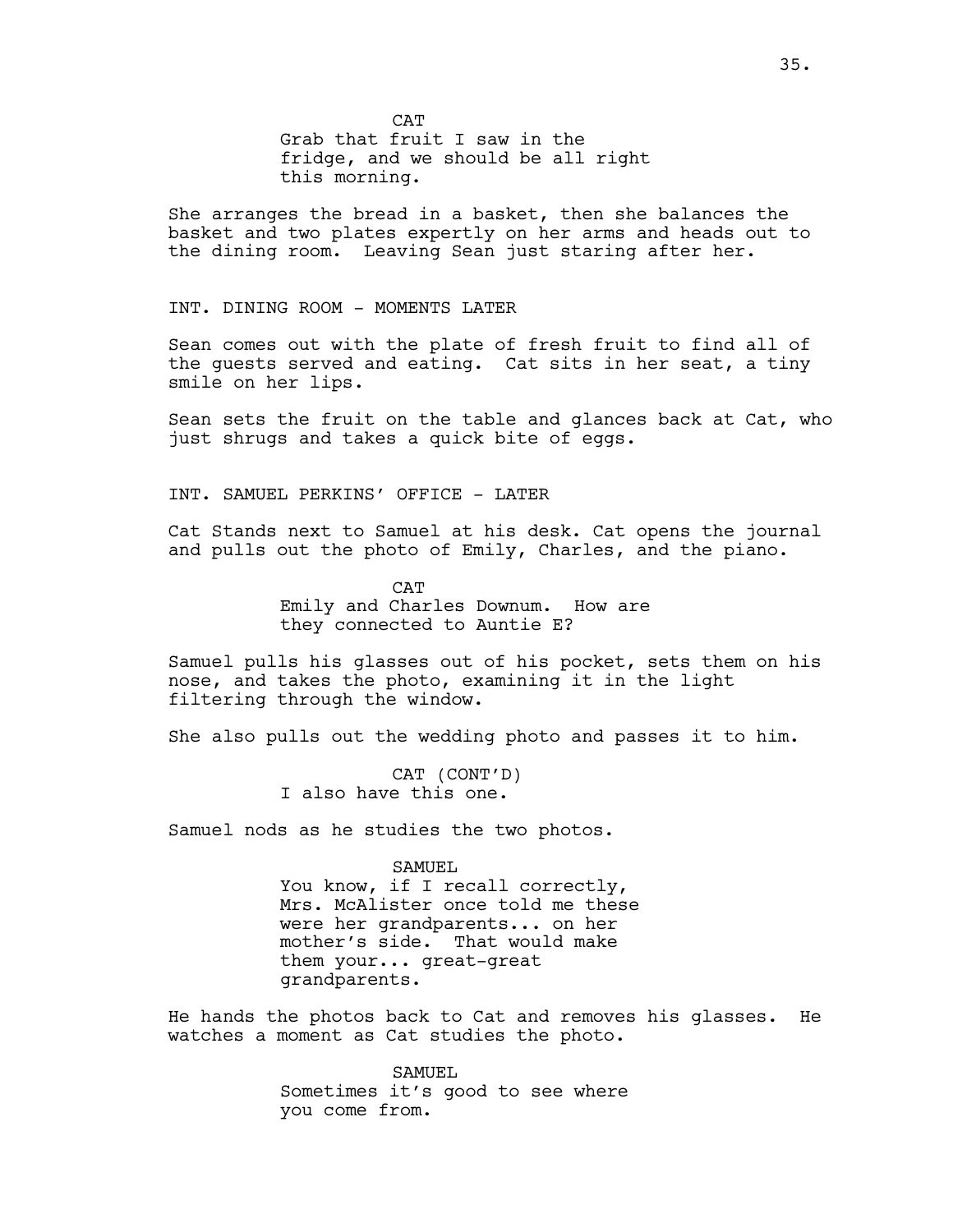CAT

Grab that fruit I saw in the fridge, and we should be all right this morning.

She arranges the bread in a basket, then she balances the basket and two plates expertly on her arms and heads out to the dining room. Leaving Sean just staring after her.

INT. DINING ROOM - MOMENTS LATER

Sean comes out with the plate of fresh fruit to find all of the guests served and eating. Cat sits in her seat, a tiny smile on her lips.

Sean sets the fruit on the table and glances back at Cat, who just shrugs and takes a quick bite of eggs.

INT. SAMUEL PERKINS' OFFICE - LATER

Cat Stands next to Samuel at his desk. Cat opens the journal and pulls out the photo of Emily, Charles, and the piano.

CAT

Emily and Charles Downum. How are they connected to Auntie E?

Samuel pulls his glasses out of his pocket, sets them on his nose, and takes the photo, examining it in the light filtering through the window.

She also pulls out the wedding photo and passes it to him.

CAT (CONT'D)

I also have this one.

Samuel nods as he studies the two photos.

SAMUEL

You know, if I recall correctly, Mrs. McAlister once told me these were her grandparents... on her mother's side. That would make them your... great-great grandparents.

He hands the photos back to Cat and removes his glasses. He watches a moment as Cat studies the photo.

SAMUEL

Sometimes it's good to see where you come from.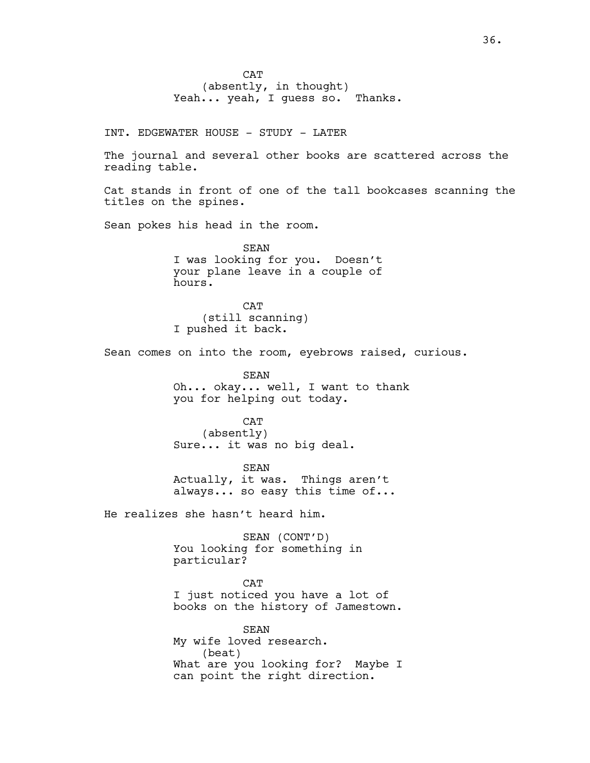CAT
(absently, in thought)
Yeah... yeah, I guess so. Thanks.

INT. EDGEWATER HOUSE - STUDY - LATER

The journal and several other books are scattered across the reading table.

Cat stands in front of one of the tall bookcases scanning the titles on the spines.

Sean pokes his head in the room.

SEAN
I was looking for you. Doesn't your plane leave in a couple of hours.

CAT
(still scanning)
I pushed it back.

Sean comes on into the room, eyebrows raised, curious.

SEAN
Oh... okay... well, I want to thank you for helping out today.

CAT
(absently)
Sure... it was no big deal.

SEAN
Actually, it was. Things aren't always... so easy this time of...

He realizes she hasn't heard him.

SEAN (CONT'D)
You looking for something in particular?

CAT
I just noticed you have a lot of books on the history of Jamestown.

SEAN
My wife loved research.
(beat)
What are you looking for? Maybe I can point the right direction.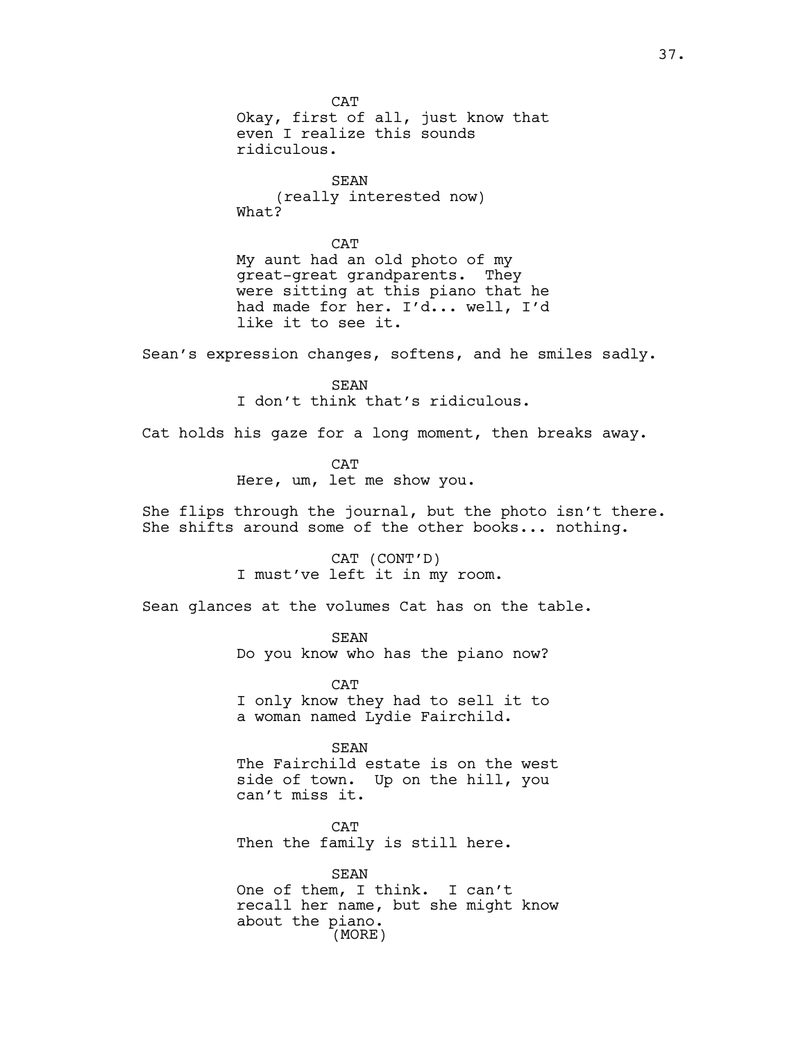CAT

Okay, first of all, just know that even I realize this sounds ridiculous.

SEAN

(really interested now)

What?

CAT

My aunt had an old photo of my great-great grandparents. They were sitting at this piano that he had made for her. I'd... well, I'd like it to see it.

Sean's expression changes, softens, and he smiles sadly.

SEAN

I don't think that's ridiculous.

Cat holds his gaze for a long moment, then breaks away.

CAT

Here, um, let me show you.

She flips through the journal, but the photo isn't there. She shifts around some of the other books... nothing.

CAT (CONT'D)

I must've left it in my room.

Sean glances at the volumes Cat has on the table.

SEAN

Do you know who has the piano now?

CAT

I only know they had to sell it to a woman named Lydie Fairchild.

SEAN

The Fairchild estate is on the west side of town. Up on the hill, you can't miss it.

CAT

Then the family is still here.

SEAN

One of them, I think. I can't recall her name, but she might know about the piano.

(MORE)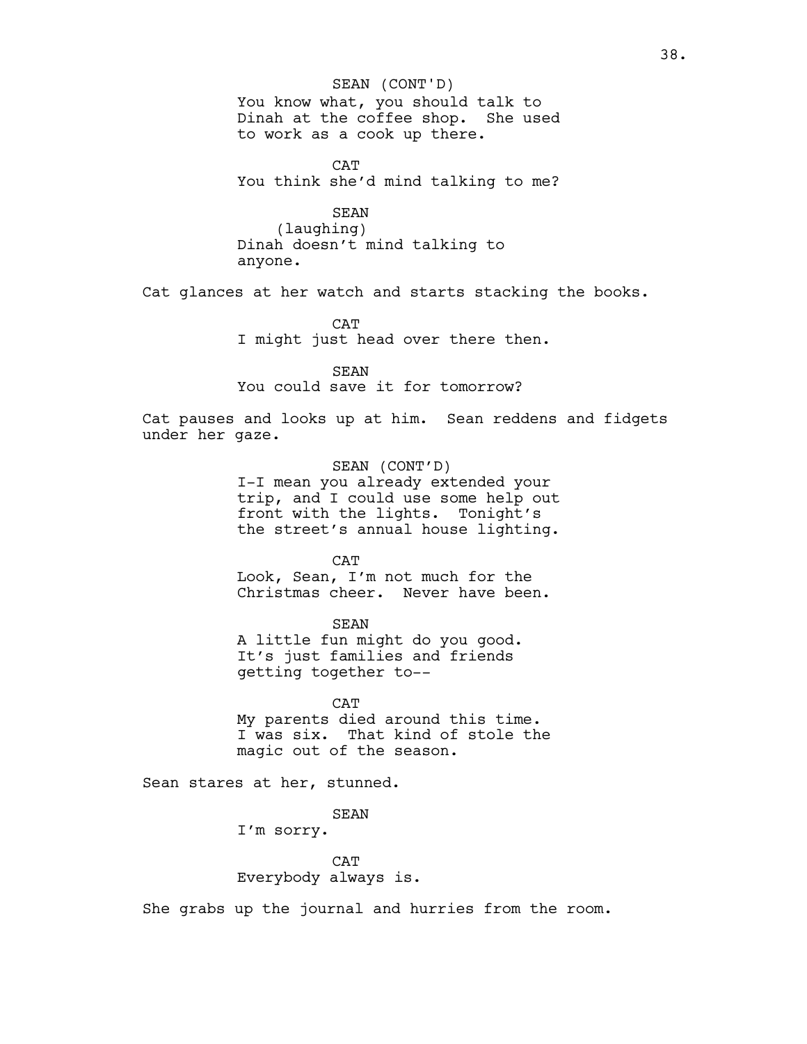SEAN (CONT'D)
You know what, you should talk to Dinah at the coffee shop. She used to work as a cook up there.

CAT
You think she'd mind talking to me?

SEAN
(laughing)
Dinah doesn't mind talking to anyone.

Cat glances at her watch and starts stacking the books.

CAT
I might just head over there then.

SEAN
You could save it for tomorrow?

Cat pauses and looks up at him. Sean reddens and fidgets under her gaze.

SEAN (CONT'D)
I-I mean you already extended your trip, and I could use some help out front with the lights. Tonight's the street's annual house lighting.

CAT
Look, Sean, I'm not much for the Christmas cheer. Never have been.

SEAN
A little fun might do you good. It's just families and friends getting together to--

CAT
My parents died around this time. I was six. That kind of stole the magic out of the season.

Sean stares at her, stunned.

SEAN
I'm sorry.

CAT
Everybody always is.

She grabs up the journal and hurries from the room.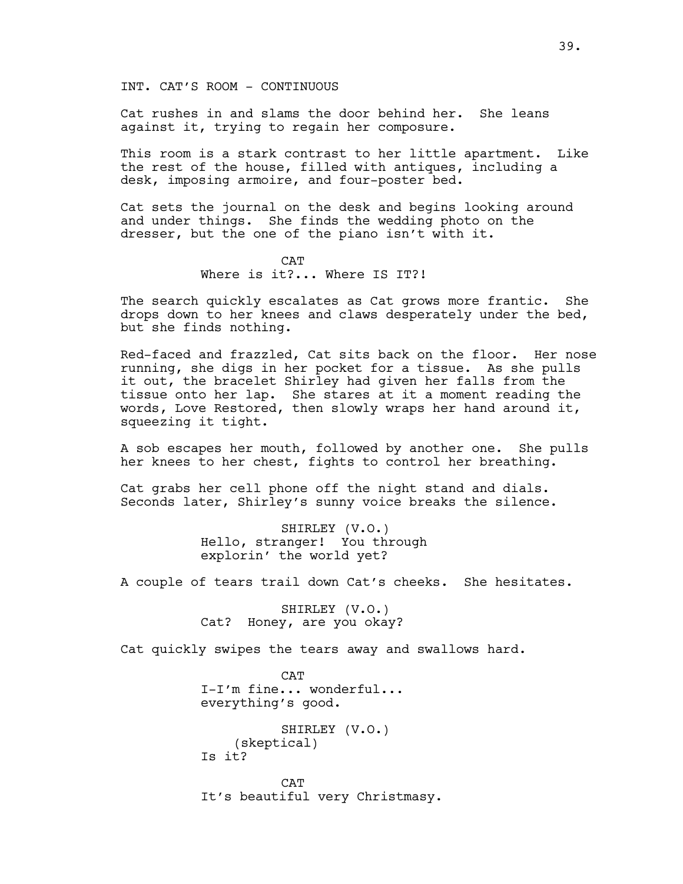INT. CAT'S ROOM - CONTINUOUS

Cat rushes in and slams the door behind her. She leans against it, trying to regain her composure.

This room is a stark contrast to her little apartment. Like the rest of the house, filled with antiques, including a desk, imposing armoire, and four-poster bed.

Cat sets the journal on the desk and begins looking around and under things. She finds the wedding photo on the dresser, but the one of the piano isn't with it.

CAT
Where is it?... Where IS IT?!

The search quickly escalates as Cat grows more frantic. She drops down to her knees and claws desperately under the bed, but she finds nothing.

Red-faced and frazzled, Cat sits back on the floor. Her nose running, she digs in her pocket for a tissue. As she pulls it out, the bracelet Shirley had given her falls from the tissue onto her lap. She stares at it a moment reading the words, Love Restored, then slowly wraps her hand around it, squeezing it tight.

A sob escapes her mouth, followed by another one. She pulls her knees to her chest, fights to control her breathing.

Cat grabs her cell phone off the night stand and dials. Seconds later, Shirley's sunny voice breaks the silence.

SHIRLEY (V.O.)
Hello, stranger! You through explorin' the world yet?

A couple of tears trail down Cat's cheeks. She hesitates.

SHIRLEY (V.O.)
Cat? Honey, are you okay?

Cat quickly swipes the tears away and swallows hard.

CAT
I-I'm fine... wonderful... everything's good.

SHIRLEY (V.O.)
(skeptical)
Is it?

CAT
It's beautiful very Christmasy.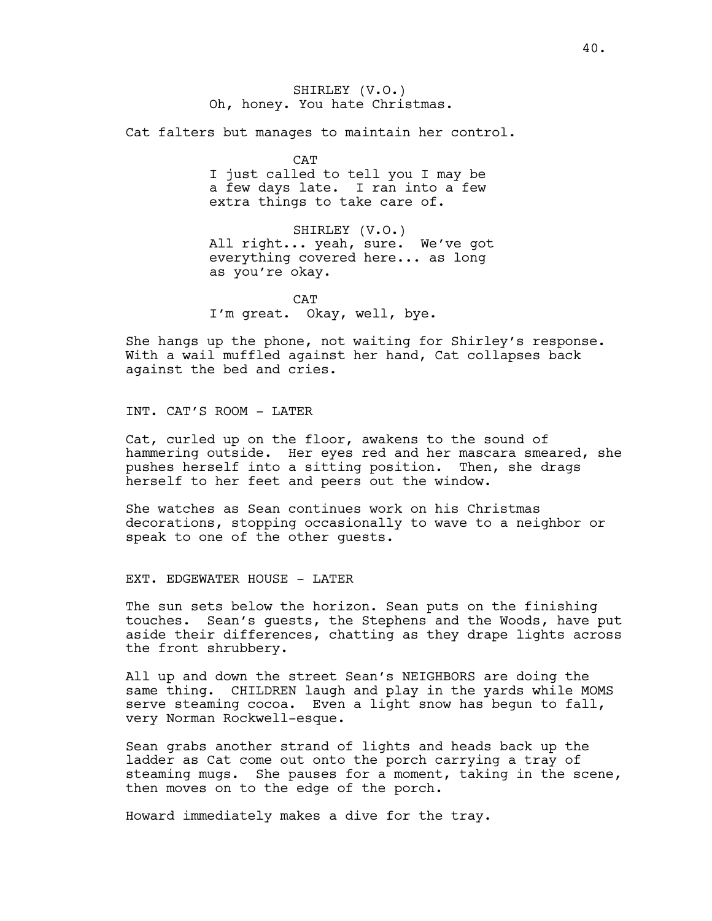SHIRLEY (V.O.)
Oh, honey. You hate Christmas.

Cat falters but manages to maintain her control.

CAT
I just called to tell you I may be a few days late. I ran into a few extra things to take care of.

SHIRLEY (V.O.)
All right... yeah, sure. We've got everything covered here... as long as you're okay.

CAT
I'm great. Okay, well, bye.

She hangs up the phone, not waiting for Shirley's response. With a wail muffled against her hand, Cat collapses back against the bed and cries.

INT. CAT'S ROOM - LATER

Cat, curled up on the floor, awakens to the sound of hammering outside. Her eyes red and her mascara smeared, she pushes herself into a sitting position. Then, she drags herself to her feet and peers out the window.

She watches as Sean continues work on his Christmas decorations, stopping occasionally to wave to a neighbor or speak to one of the other guests.

EXT. EDGEWATER HOUSE - LATER

The sun sets below the horizon. Sean puts on the finishing touches. Sean's guests, the Stephens and the Woods, have put aside their differences, chatting as they drape lights across the front shrubbery.

All up and down the street Sean's NEIGHBORS are doing the same thing. CHILDREN laugh and play in the yards while MOMS serve steaming cocoa. Even a light snow has begun to fall, very Norman Rockwell-esque.

Sean grabs another strand of lights and heads back up the ladder as Cat come out onto the porch carrying a tray of steaming mugs. She pauses for a moment, taking in the scene, then moves on to the edge of the porch.

Howard immediately makes a dive for the tray.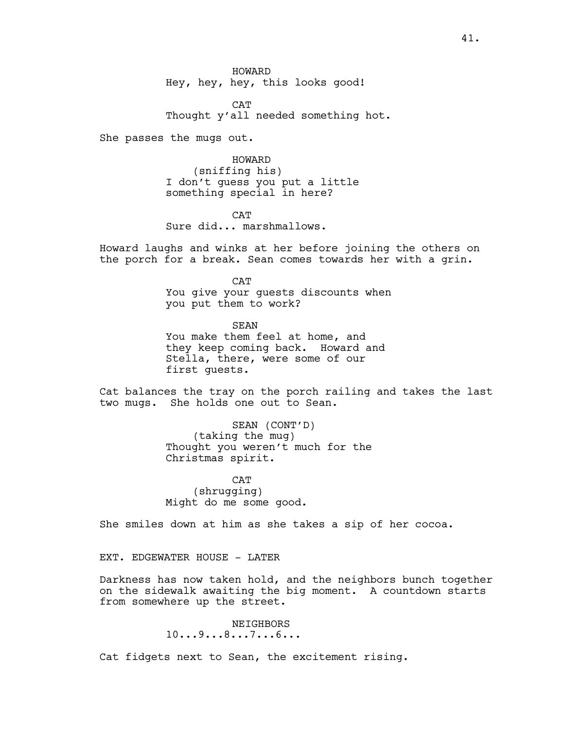HOWARD
Hey, hey, hey, this looks good!

CAT
Thought y'all needed something hot.

She passes the mugs out.

HOWARD
(sniffing his)
I don't guess you put a little something special in here?

CAT
Sure did... marshmallows.

Howard laughs and winks at her before joining the others on the porch for a break. Sean comes towards her with a grin.

CAT
You give your guests discounts when you put them to work?

SEAN
You make them feel at home, and they keep coming back. Howard and Stella, there, were some of our first guests.

Cat balances the tray on the porch railing and takes the last two mugs. She holds one out to Sean.

SEAN (CONT'D)
(taking the mug)
Thought you weren't much for the Christmas spirit.

CAT
(shrugging)
Might do me some good.

She smiles down at him as she takes a sip of her cocoa.

EXT. EDGEWATER HOUSE - LATER

Darkness has now taken hold, and the neighbors bunch together on the sidewalk awaiting the big moment. A countdown starts from somewhere up the street.

NEIGHBORS
10...9...8...7...6...

Cat fidgets next to Sean, the excitement rising.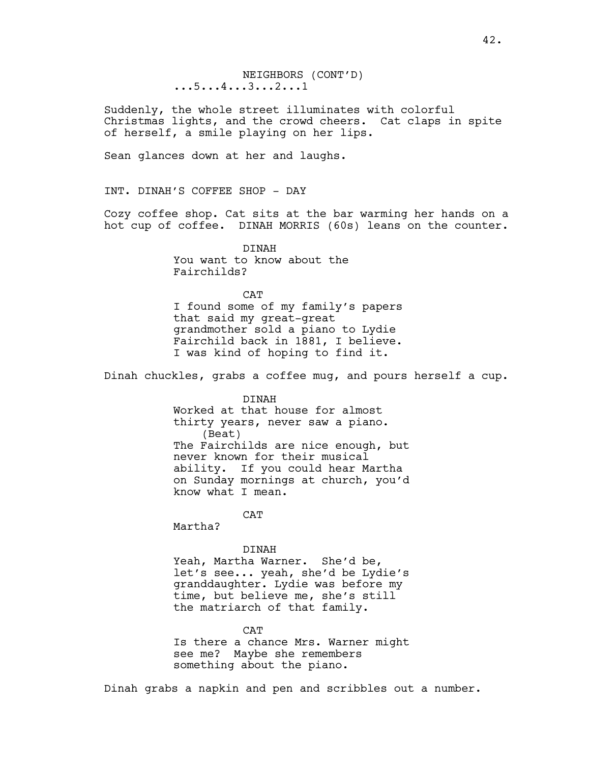NEIGHBORS (CONT'D)
...5...4...3...2...1

Suddenly, the whole street illuminates with colorful Christmas lights, and the crowd cheers. Cat claps in spite of herself, a smile playing on her lips.

Sean glances down at her and laughs.

INT. DINAH'S COFFEE SHOP - DAY

Cozy coffee shop. Cat sits at the bar warming her hands on a hot cup of coffee. DINAH MORRIS (60s) leans on the counter.

DINAH
You want to know about the Fairchilds?

CAT
I found some of my family's papers that said my great-great grandmother sold a piano to Lydie Fairchild back in 1881, I believe. I was kind of hoping to find it.

Dinah chuckles, grabs a coffee mug, and pours herself a cup.

DINAH
Worked at that house for almost thirty years, never saw a piano.
(Beat)
The Fairchilds are nice enough, but never known for their musical ability. If you could hear Martha on Sunday mornings at church, you'd know what I mean.

CAT
Martha?

DINAH
Yeah, Martha Warner. She'd be, let's see... yeah, she'd be Lydie's granddaughter. Lydie was before my time, but believe me, she's still the matriarch of that family.

CAT
Is there a chance Mrs. Warner might see me? Maybe she remembers something about the piano.

Dinah grabs a napkin and pen and scribbles out a number.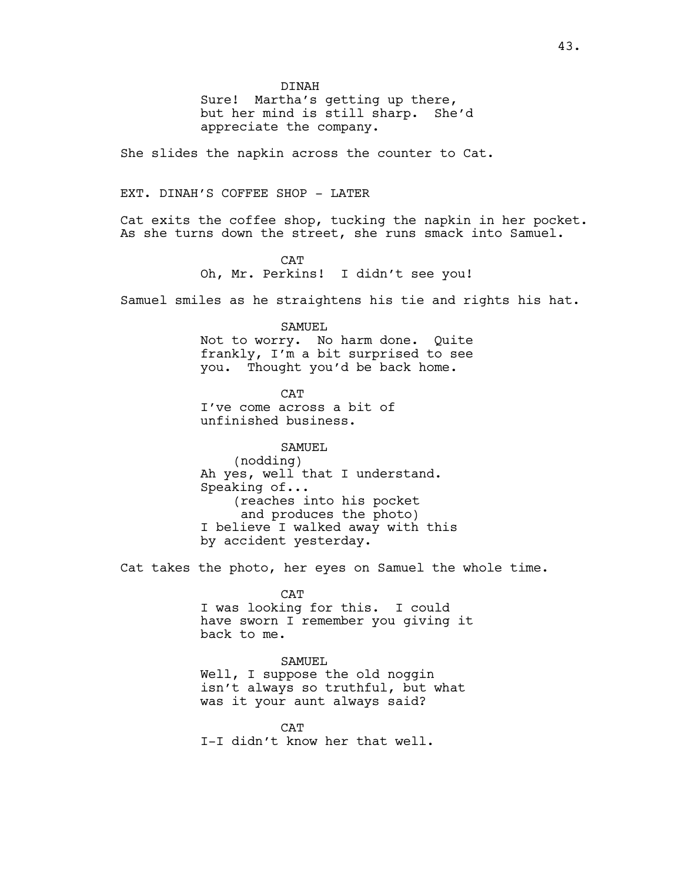DINAH

Sure! Martha's getting up there, but her mind is still sharp. She'd appreciate the company.

She slides the napkin across the counter to Cat.

EXT. DINAH'S COFFEE SHOP - LATER

Cat exits the coffee shop, tucking the napkin in her pocket. As she turns down the street, she runs smack into Samuel.

CAT

Oh, Mr. Perkins! I didn't see you!

Samuel smiles as he straightens his tie and rights his hat.

SAMUEL

Not to worry. No harm done. Quite frankly, I'm a bit surprised to see you. Thought you'd be back home.

CAT

I've come across a bit of unfinished business.

SAMUEL

(nodding)

Ah yes, well that I understand. Speaking of...

(reaches into his pocket and produces the photo)

I believe I walked away with this by accident yesterday.

Cat takes the photo, her eyes on Samuel the whole time.

CAT

I was looking for this. I could have sworn I remember you giving it back to me.

SAMUEL

Well, I suppose the old noggin isn't always so truthful, but what was it your aunt always said?

CAT

I-I didn't know her that well.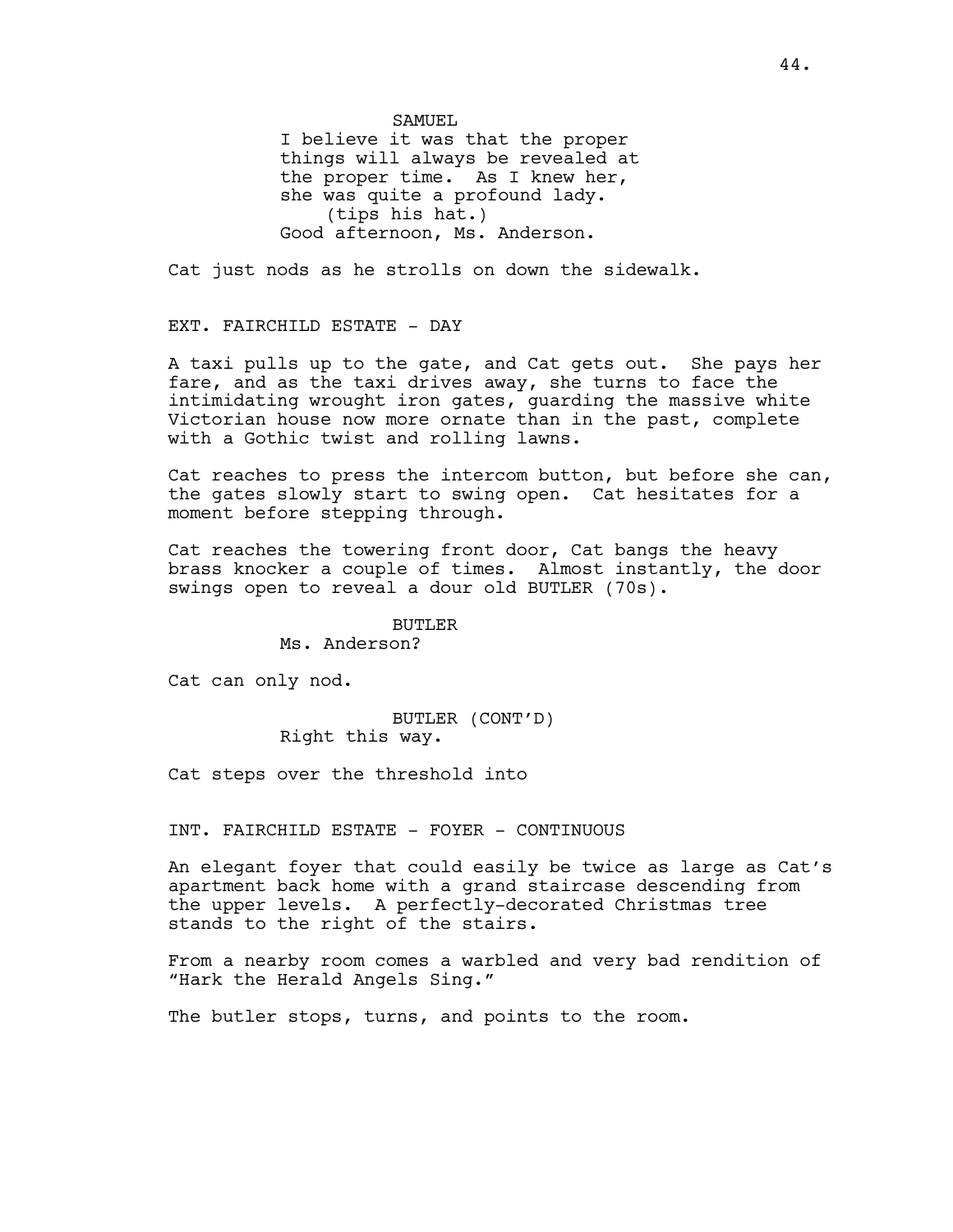SAMUEL
I believe it was that the proper things will always be revealed at the proper time. As I knew her, she was quite a profound lady.
(tips his hat.)
Good afternoon, Ms. Anderson.

Cat just nods as he strolls on down the sidewalk.

EXT. FAIRCHILD ESTATE - DAY

A taxi pulls up to the gate, and Cat gets out. She pays her fare, and as the taxi drives away, she turns to face the intimidating wrought iron gates, guarding the massive white Victorian house now more ornate than in the past, complete with a Gothic twist and rolling lawns.

Cat reaches to press the intercom button, but before she can, the gates slowly start to swing open. Cat hesitates for a moment before stepping through.

Cat reaches the towering front door, Cat bangs the heavy brass knocker a couple of times. Almost instantly, the door swings open to reveal a dour old BUTLER (70s).

BUTLER
Ms. Anderson?

Cat can only nod.

BUTLER (CONT'D)
Right this way.

Cat steps over the threshold into

INT. FAIRCHILD ESTATE - FOYER - CONTINUOUS

An elegant foyer that could easily be twice as large as Cat's apartment back home with a grand staircase descending from the upper levels. A perfectly-decorated Christmas tree stands to the right of the stairs.

From a nearby room comes a warbled and very bad rendition of "Hark the Herald Angels Sing."

The butler stops, turns, and points to the room.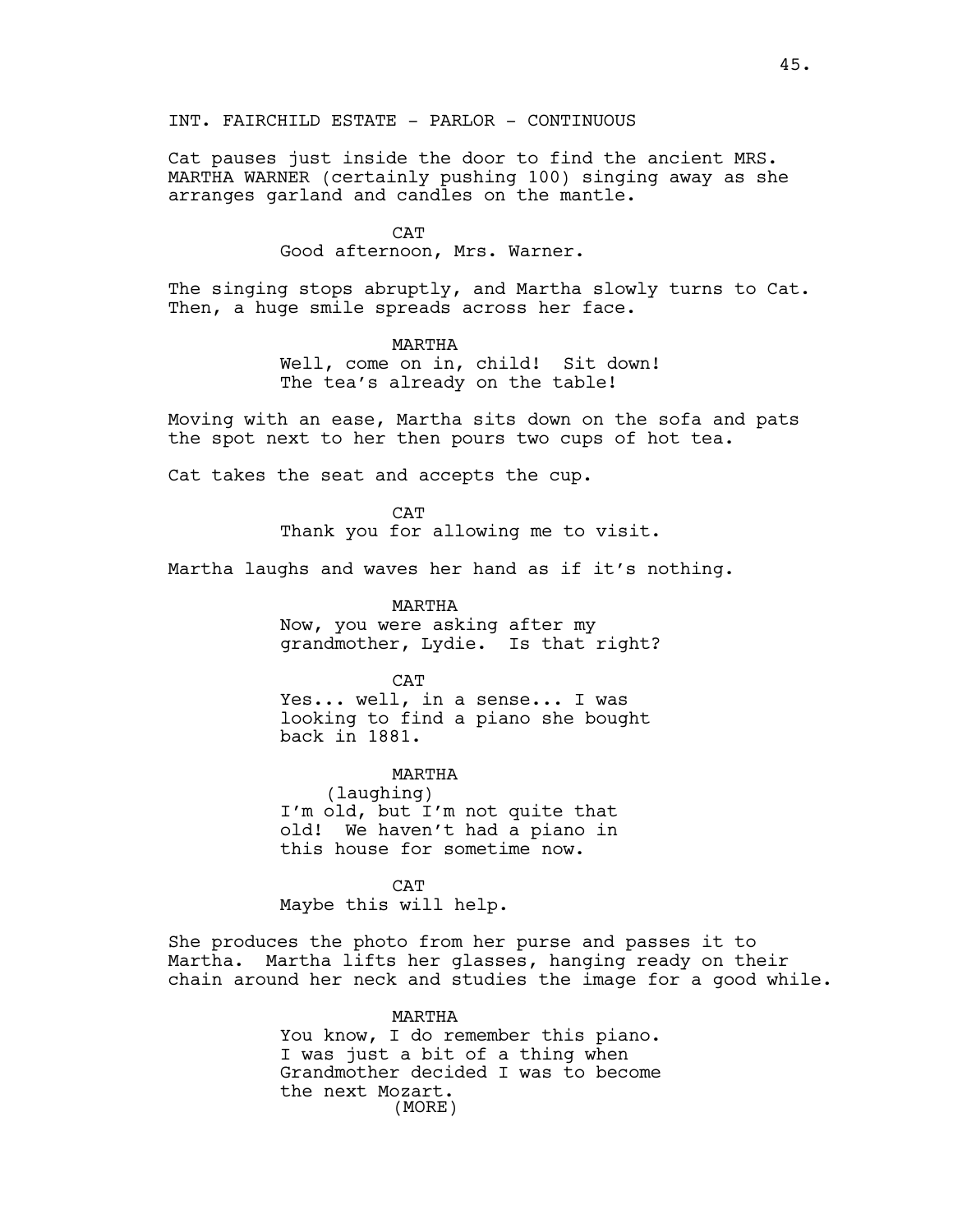INT. FAIRCHILD ESTATE - PARLOR - CONTINUOUS

Cat pauses just inside the door to find the ancient MRS. MARTHA WARNER (certainly pushing 100) singing away as she arranges garland and candles on the mantle.

CAT
Good afternoon, Mrs. Warner.

The singing stops abruptly, and Martha slowly turns to Cat. Then, a huge smile spreads across her face.

MARTHA
Well, come on in, child! Sit down! The tea's already on the table!

Moving with an ease, Martha sits down on the sofa and pats the spot next to her then pours two cups of hot tea.

Cat takes the seat and accepts the cup.

CAT
Thank you for allowing me to visit.

Martha laughs and waves her hand as if it's nothing.

MARTHA
Now, you were asking after my grandmother, Lydie. Is that right?

CAT
Yes... well, in a sense... I was looking to find a piano she bought back in 1881.

MARTHA
(laughing)
I'm old, but I'm not quite that old! We haven't had a piano in this house for sometime now.

CAT
Maybe this will help.

She produces the photo from her purse and passes it to Martha. Martha lifts her glasses, hanging ready on their chain around her neck and studies the image for a good while.

MARTHA
You know, I do remember this piano. I was just a bit of a thing when Grandmother decided I was to become the next Mozart.
(MORE)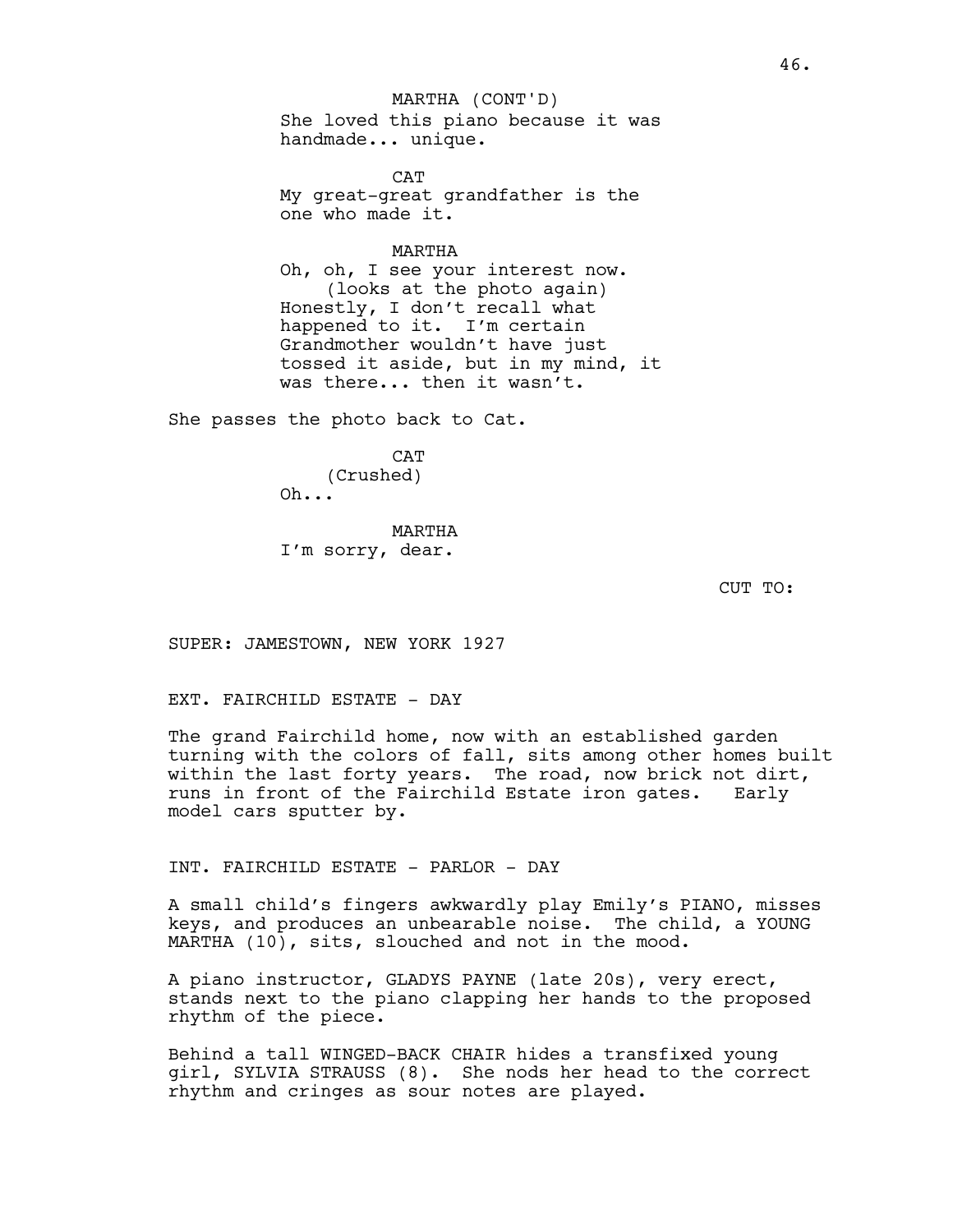MARTHA (CONT'D)
She loved this piano because it was handmade... unique.

CAT
My great-great grandfather is the one who made it.

MARTHA
Oh, oh, I see your interest now.
(looks at the photo again)
Honestly, I don't recall what happened to it. I'm certain Grandmother wouldn't have just tossed it aside, but in my mind, it was there... then it wasn't.

She passes the photo back to Cat.

CAT
(Crushed)
Oh...

MARTHA
I'm sorry, dear.

CUT TO:

SUPER: JAMESTOWN, NEW YORK 1927

EXT. FAIRCHILD ESTATE - DAY

The grand Fairchild home, now with an established garden turning with the colors of fall, sits among other homes built within the last forty years. The road, now brick not dirt, runs in front of the Fairchild Estate iron gates. Early model cars sputter by.

INT. FAIRCHILD ESTATE - PARLOR - DAY

A small child's fingers awkwardly play Emily's PIANO, misses keys, and produces an unbearable noise. The child, a YOUNG MARTHA (10), sits, slouched and not in the mood.

A piano instructor, GLADYS PAYNE (late 20s), very erect, stands next to the piano clapping her hands to the proposed rhythm of the piece.

Behind a tall WINGED-BACK CHAIR hides a transfixed young girl, SYLVIA STRAUSS (8). She nods her head to the correct rhythm and cringes as sour notes are played.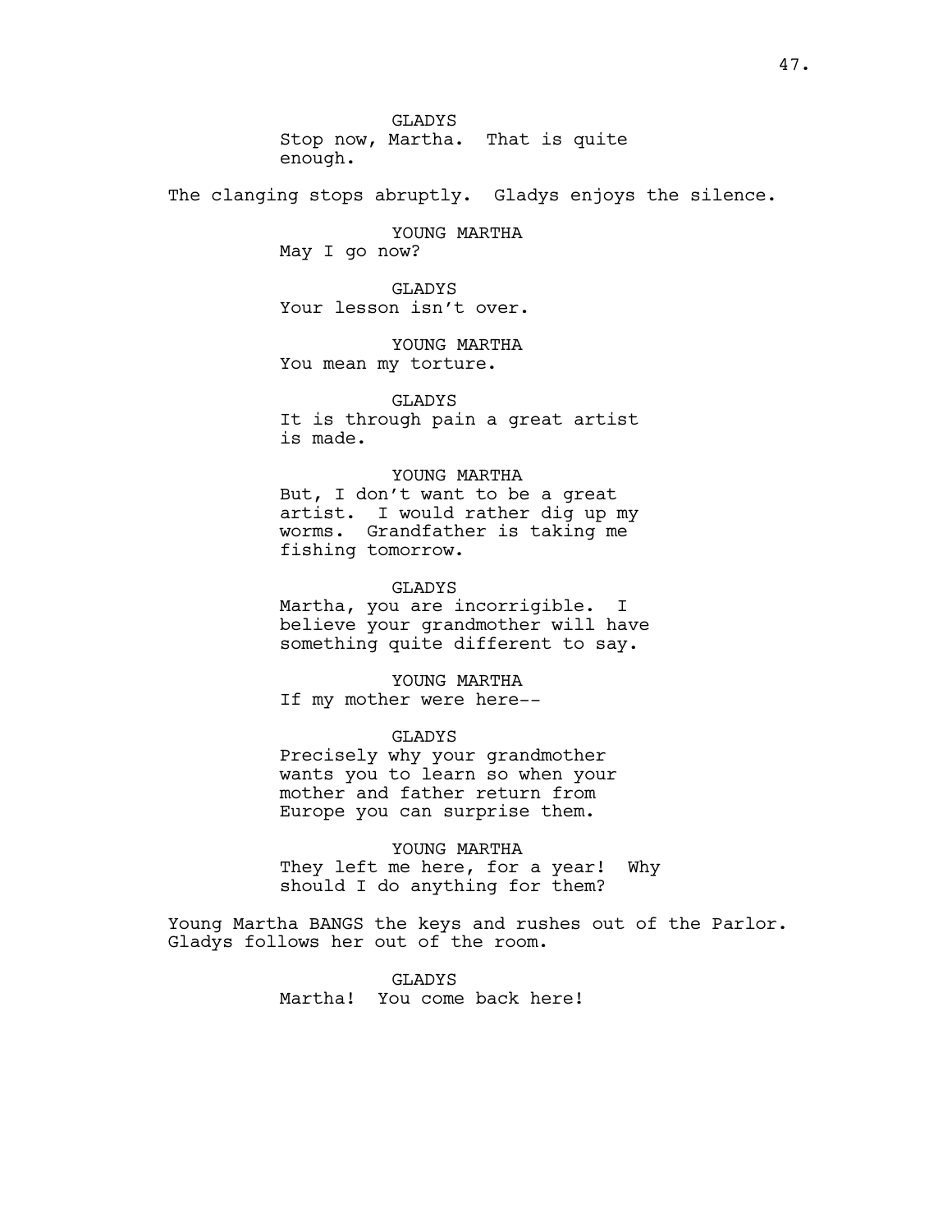GLADYS
Stop now, Martha. That is quite enough.

The clanging stops abruptly. Gladys enjoys the silence.

YOUNG MARTHA
May I go now?

GLADYS
Your lesson isn't over.

YOUNG MARTHA
You mean my torture.

GLADYS
It is through pain a great artist is made.

YOUNG MARTHA
But, I don't want to be a great artist. I would rather dig up my worms. Grandfather is taking me fishing tomorrow.

GLADYS
Martha, you are incorrigible. I believe your grandmother will have something quite different to say.

YOUNG MARTHA
If my mother were here--

GLADYS
Precisely why your grandmother wants you to learn so when your mother and father return from Europe you can surprise them.

YOUNG MARTHA
They left me here, for a year! Why should I do anything for them?

Young Martha BANGS the keys and rushes out of the Parlor. Gladys follows her out of the room.

GLADYS
Martha! You come back here!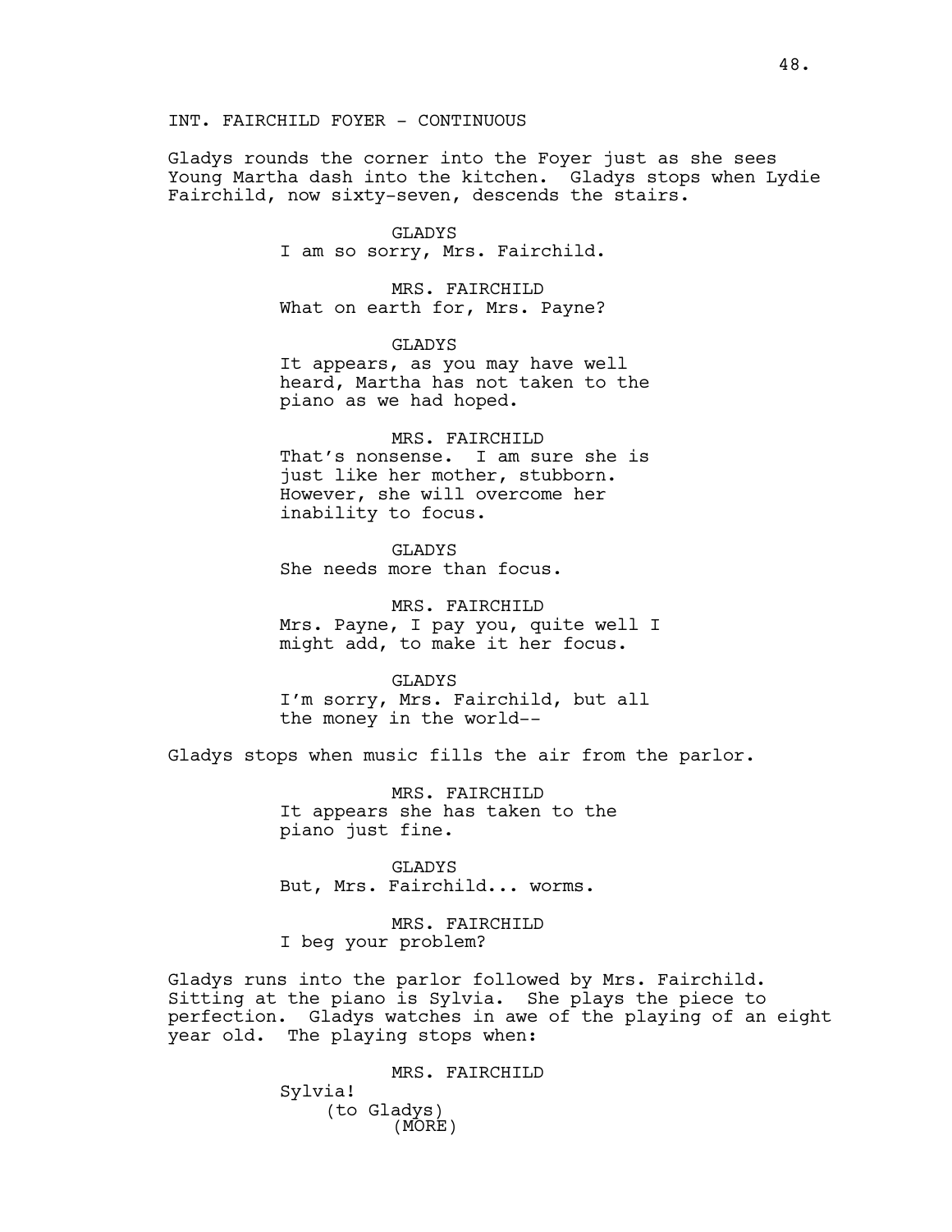INT. FAIRCHILD FOYER - CONTINUOUS

Gladys rounds the corner into the Foyer just as she sees Young Martha dash into the kitchen. Gladys stops when Lydie Fairchild, now sixty-seven, descends the stairs.

GLADYS
I am so sorry, Mrs. Fairchild.

MRS. FAIRCHILD
What on earth for, Mrs. Payne?

GLADYS
It appears, as you may have well heard, Martha has not taken to the piano as we had hoped.

MRS. FAIRCHILD
That's nonsense. I am sure she is just like her mother, stubborn. However, she will overcome her inability to focus.

GLADYS
She needs more than focus.

MRS. FAIRCHILD
Mrs. Payne, I pay you, quite well I might add, to make it her focus.

GLADYS
I'm sorry, Mrs. Fairchild, but all the money in the world--

Gladys stops when music fills the air from the parlor.

MRS. FAIRCHILD
It appears she has taken to the piano just fine.

GLADYS
But, Mrs. Fairchild... worms.

MRS. FAIRCHILD
I beg your problem?

Gladys runs into the parlor followed by Mrs. Fairchild. Sitting at the piano is Sylvia. She plays the piece to perfection. Gladys watches in awe of the playing of an eight year old. The playing stops when:

MRS. FAIRCHILD
Sylvia!
(to Gladys)
(MORE)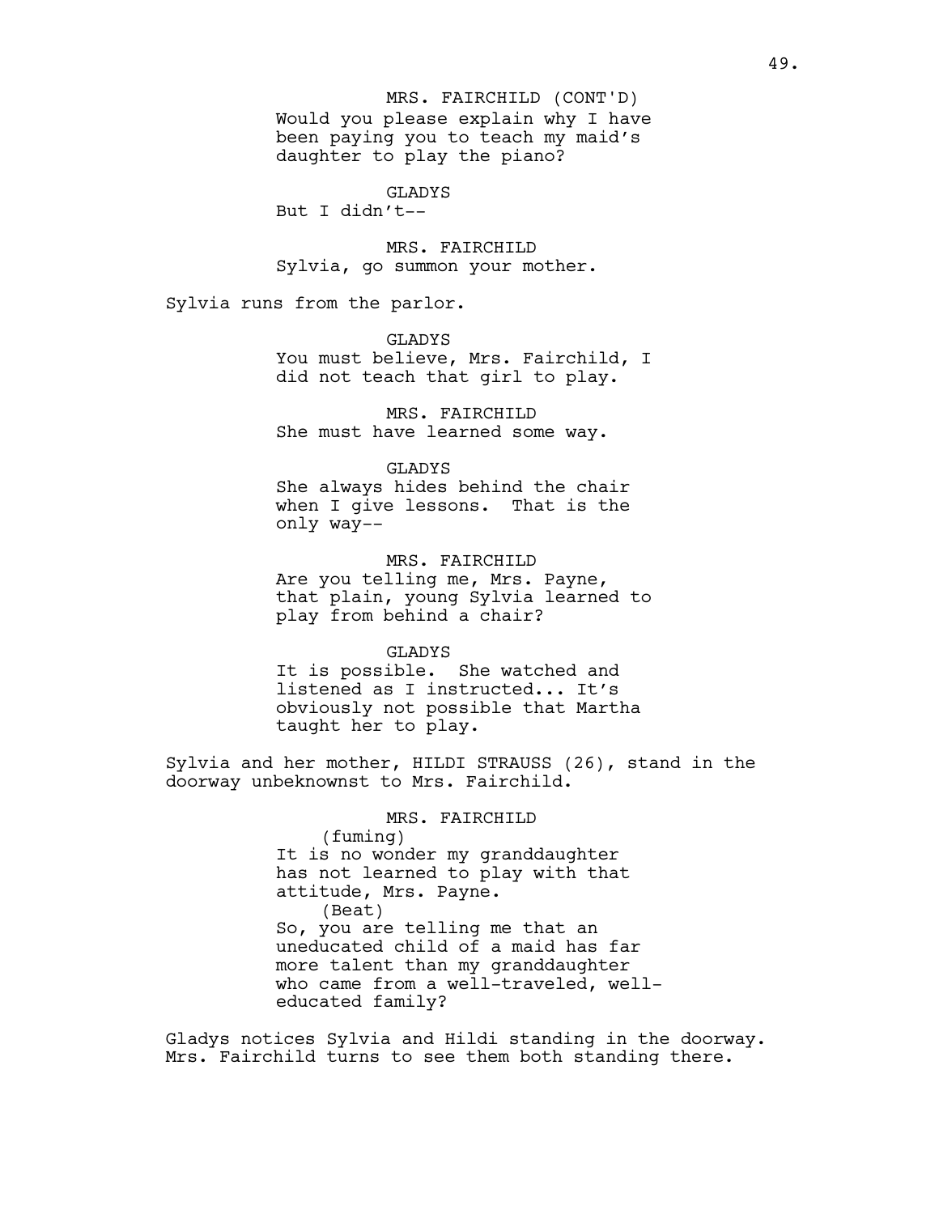MRS. FAIRCHILD (CONT'D)
Would you please explain why I have been paying you to teach my maid's daughter to play the piano?

GLADYS
But I didn't--

MRS. FAIRCHILD
Sylvia, go summon your mother.

Sylvia runs from the parlor.

GLADYS
You must believe, Mrs. Fairchild, I did not teach that girl to play.

MRS. FAIRCHILD
She must have learned some way.

GLADYS
She always hides behind the chair when I give lessons. That is the only way--

MRS. FAIRCHILD
Are you telling me, Mrs. Payne, that plain, young Sylvia learned to play from behind a chair?

GLADYS
It is possible. She watched and listened as I instructed... It's obviously not possible that Martha taught her to play.

Sylvia and her mother, HILDI STRAUSS (26), stand in the doorway unbeknownst to Mrs. Fairchild.

MRS. FAIRCHILD
(fuming)
It is no wonder my granddaughter has not learned to play with that attitude, Mrs. Payne.
(Beat)
So, you are telling me that an uneducated child of a maid has far more talent than my granddaughter who came from a well-traveled, well-educated family?

Gladys notices Sylvia and Hildi standing in the doorway. Mrs. Fairchild turns to see them both standing there.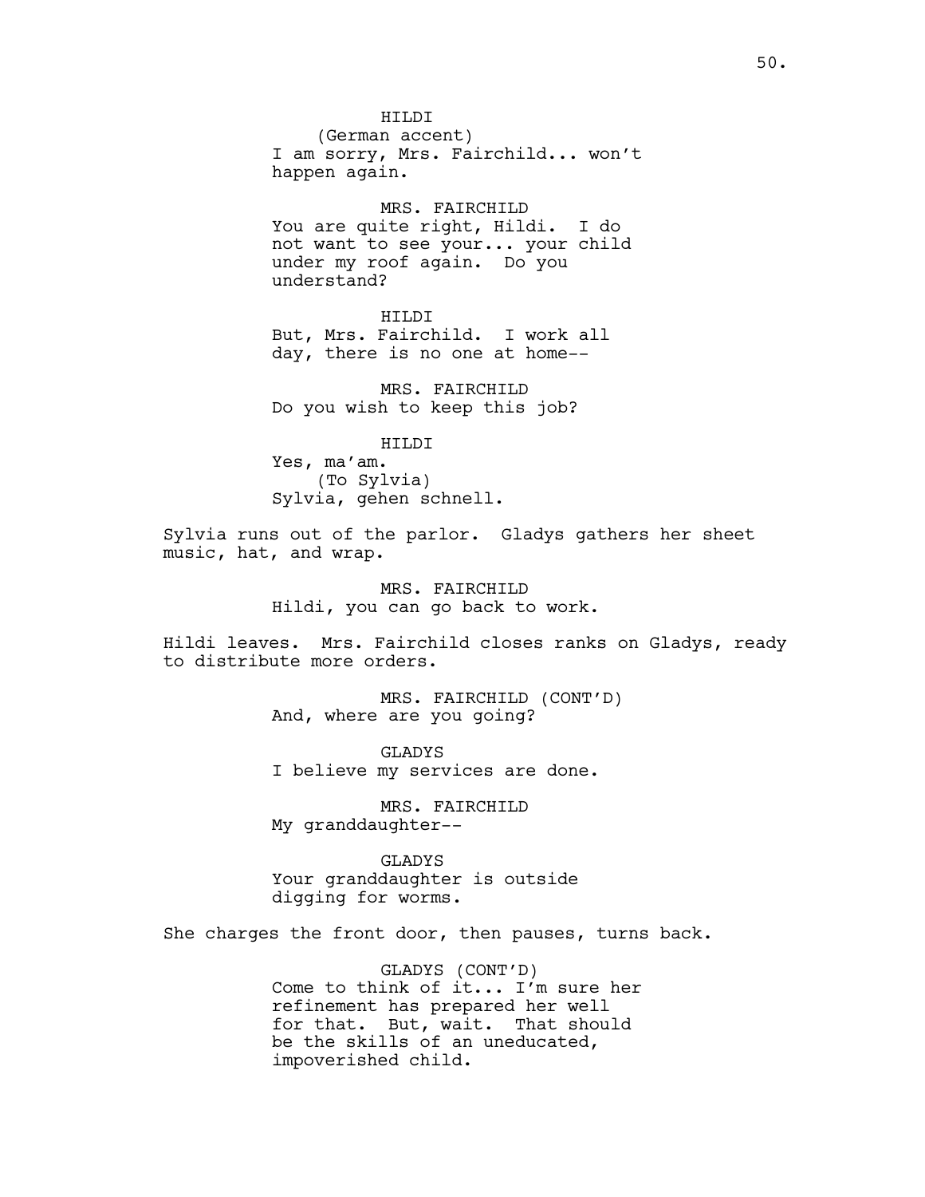HILDI
(German accent)
I am sorry, Mrs. Fairchild... won't happen again.

MRS. FAIRCHILD
You are quite right, Hildi. I do not want to see your... your child under my roof again. Do you understand?

HILDI
But, Mrs. Fairchild. I work all day, there is no one at home--

MRS. FAIRCHILD
Do you wish to keep this job?

HILDI
Yes, ma'am.
(To Sylvia)
Sylvia, gehen schnell.

Sylvia runs out of the parlor. Gladys gathers her sheet music, hat, and wrap.

MRS. FAIRCHILD
Hildi, you can go back to work.

Hildi leaves. Mrs. Fairchild closes ranks on Gladys, ready to distribute more orders.

MRS. FAIRCHILD (CONT'D)
And, where are you going?

GLADYS
I believe my services are done.

MRS. FAIRCHILD
My granddaughter--

GLADYS
Your granddaughter is outside digging for worms.

She charges the front door, then pauses, turns back.

GLADYS (CONT'D)
Come to think of it... I'm sure her refinement has prepared her well for that. But, wait. That should be the skills of an uneducated, impoverished child.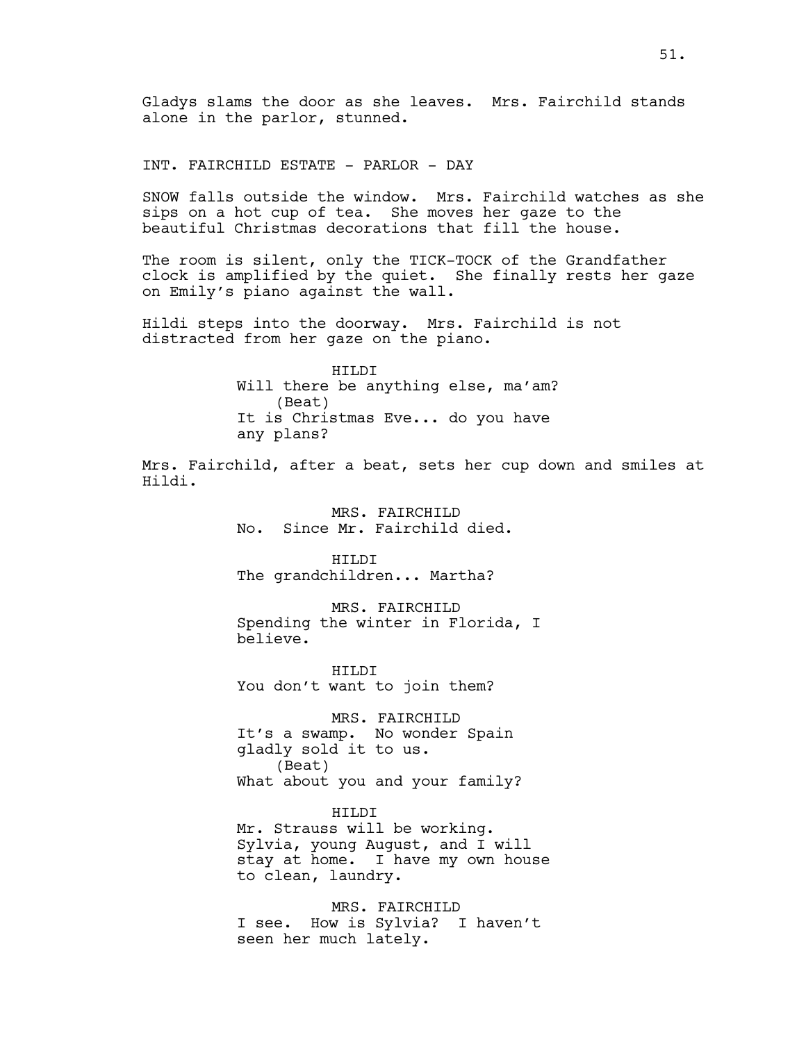Gladys slams the door as she leaves. Mrs. Fairchild stands alone in the parlor, stunned.

INT. FAIRCHILD ESTATE - PARLOR - DAY

SNOW falls outside the window. Mrs. Fairchild watches as she sips on a hot cup of tea. She moves her gaze to the beautiful Christmas decorations that fill the house.

The room is silent, only the TICK-TOCK of the Grandfather clock is amplified by the quiet. She finally rests her gaze on Emily's piano against the wall.

Hildi steps into the doorway. Mrs. Fairchild is not distracted from her gaze on the piano.

HILDI
Will there be anything else, ma'am?
(Beat)
It is Christmas Eve... do you have any plans?

Mrs. Fairchild, after a beat, sets her cup down and smiles at Hildi.

MRS. FAIRCHILD
No. Since Mr. Fairchild died.

HILDI
The grandchildren... Martha?

MRS. FAIRCHILD
Spending the winter in Florida, I believe.

HILDI
You don't want to join them?

MRS. FAIRCHILD
It's a swamp. No wonder Spain gladly sold it to us.
(Beat)
What about you and your family?

HILDI
Mr. Strauss will be working. Sylvia, young August, and I will stay at home. I have my own house to clean, laundry.

MRS. FAIRCHILD
I see. How is Sylvia? I haven't seen her much lately.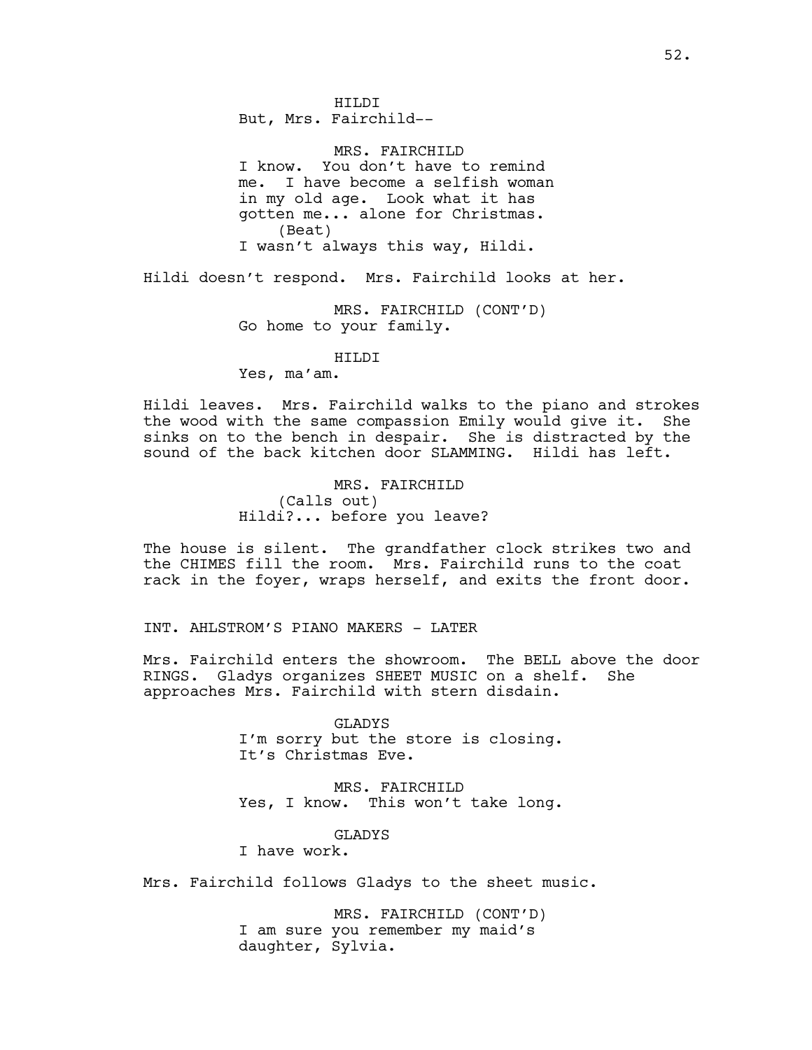HILDI

But, Mrs. Fairchild--

MRS. FAIRCHILD

I know. You don't have to remind me. I have become a selfish woman in my old age. Look what it has gotten me... alone for Christmas.

(Beat)

I wasn't always this way, Hildi.

Hildi doesn't respond. Mrs. Fairchild looks at her.

MRS. FAIRCHILD (CONT'D)

Go home to your family.

HILDI

Yes, ma'am.

Hildi leaves. Mrs. Fairchild walks to the piano and strokes the wood with the same compassion Emily would give it. She sinks on to the bench in despair. She is distracted by the sound of the back kitchen door SLAMMING. Hildi has left.

MRS. FAIRCHILD

(Calls out)

Hildi?... before you leave?

The house is silent. The grandfather clock strikes two and the CHIMES fill the room. Mrs. Fairchild runs to the coat rack in the foyer, wraps herself, and exits the front door.

INT. AHLSTROM'S PIANO MAKERS - LATER

Mrs. Fairchild enters the showroom. The BELL above the door RINGS. Gladys organizes SHEET MUSIC on a shelf. She approaches Mrs. Fairchild with stern disdain.

GLADYS

I'm sorry but the store is closing. It's Christmas Eve.

MRS. FAIRCHILD

Yes, I know. This won't take long.

GLADYS

I have work.

Mrs. Fairchild follows Gladys to the sheet music.

MRS. FAIRCHILD (CONT'D)

I am sure you remember my maid's daughter, Sylvia.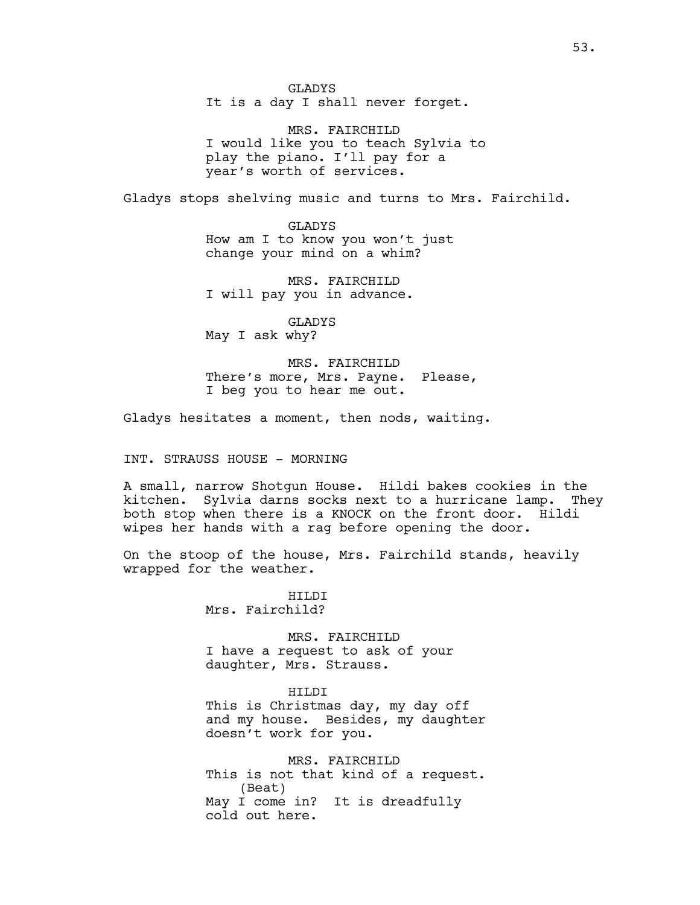GLADYS

It is a day I shall never forget.

MRS. FAIRCHILD

I would like you to teach Sylvia to play the piano. I'll pay for a year's worth of services.

Gladys stops shelving music and turns to Mrs. Fairchild.

GLADYS

How am I to know you won't just change your mind on a whim?

MRS. FAIRCHILD

I will pay you in advance.

GLADYS

May I ask why?

MRS. FAIRCHILD

There's more, Mrs. Payne. Please, I beg you to hear me out.

Gladys hesitates a moment, then nods, waiting.

INT. STRAUSS HOUSE - MORNING

A small, narrow Shotgun House. Hildi bakes cookies in the kitchen. Sylvia darns socks next to a hurricane lamp. They both stop when there is a KNOCK on the front door. Hildi wipes her hands with a rag before opening the door.

On the stoop of the house, Mrs. Fairchild stands, heavily wrapped for the weather.

HILDI

Mrs. Fairchild?

MRS. FAIRCHILD

I have a request to ask of your daughter, Mrs. Strauss.

HILDI

This is Christmas day, my day off and my house. Besides, my daughter doesn't work for you.

MRS. FAIRCHILD

This is not that kind of a request.

(Beat)

May I come in? It is dreadfully cold out here.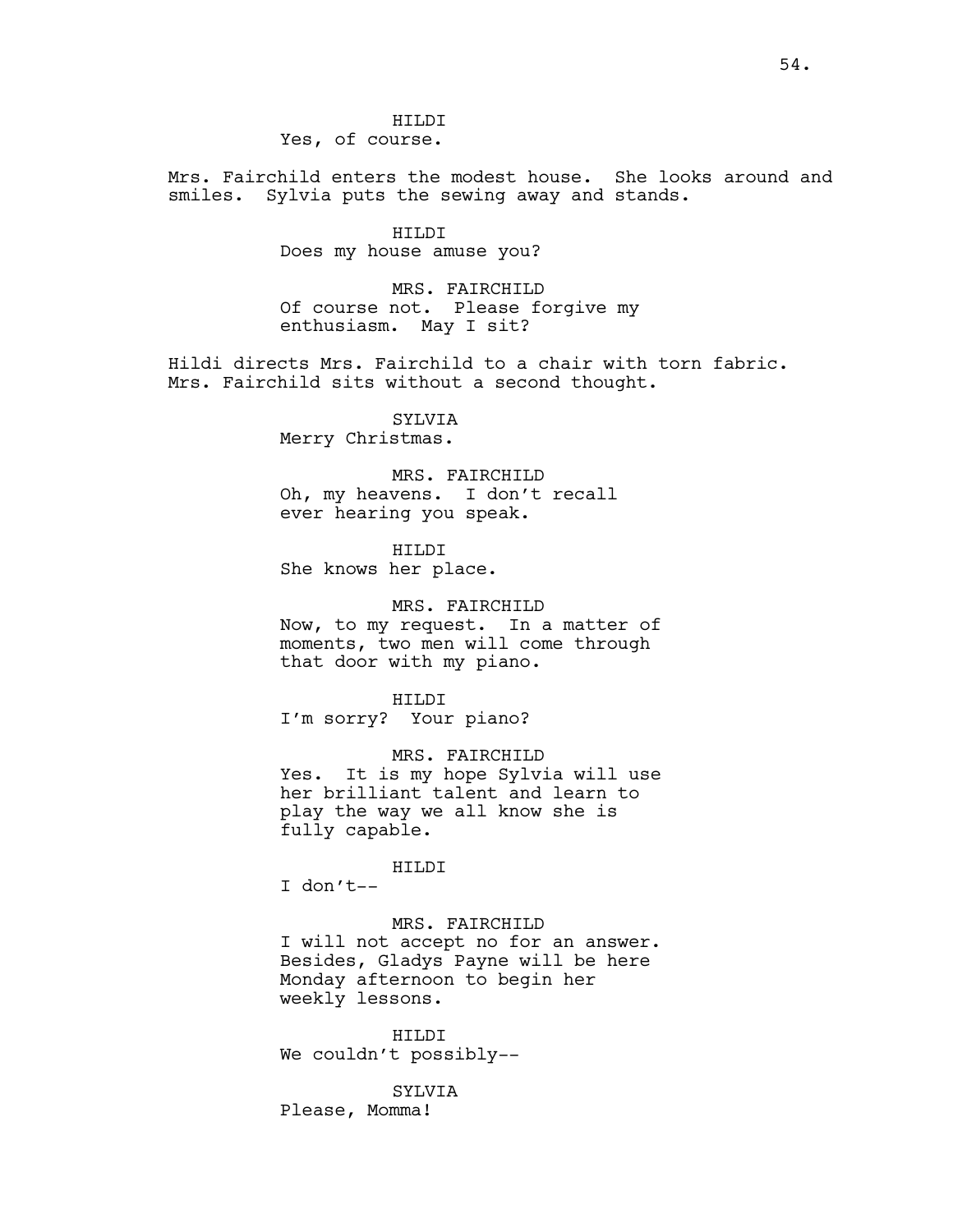HILDI
Yes, of course.

Mrs. Fairchild enters the modest house. She looks around and smiles. Sylvia puts the sewing away and stands.

HILDI
Does my house amuse you?

MRS. FAIRCHILD
Of course not. Please forgive my enthusiasm. May I sit?

Hildi directs Mrs. Fairchild to a chair with torn fabric. Mrs. Fairchild sits without a second thought.

SYLVIA
Merry Christmas.

MRS. FAIRCHILD
Oh, my heavens. I don't recall ever hearing you speak.

HILDI
She knows her place.

MRS. FAIRCHILD
Now, to my request. In a matter of moments, two men will come through that door with my piano.

HILDI
I'm sorry? Your piano?

MRS. FAIRCHILD
Yes. It is my hope Sylvia will use her brilliant talent and learn to play the way we all know she is fully capable.

HILDI
I don't--

MRS. FAIRCHILD
I will not accept no for an answer. Besides, Gladys Payne will be here Monday afternoon to begin her weekly lessons.

HILDI
We couldn't possibly--

SYLVIA
Please, Momma!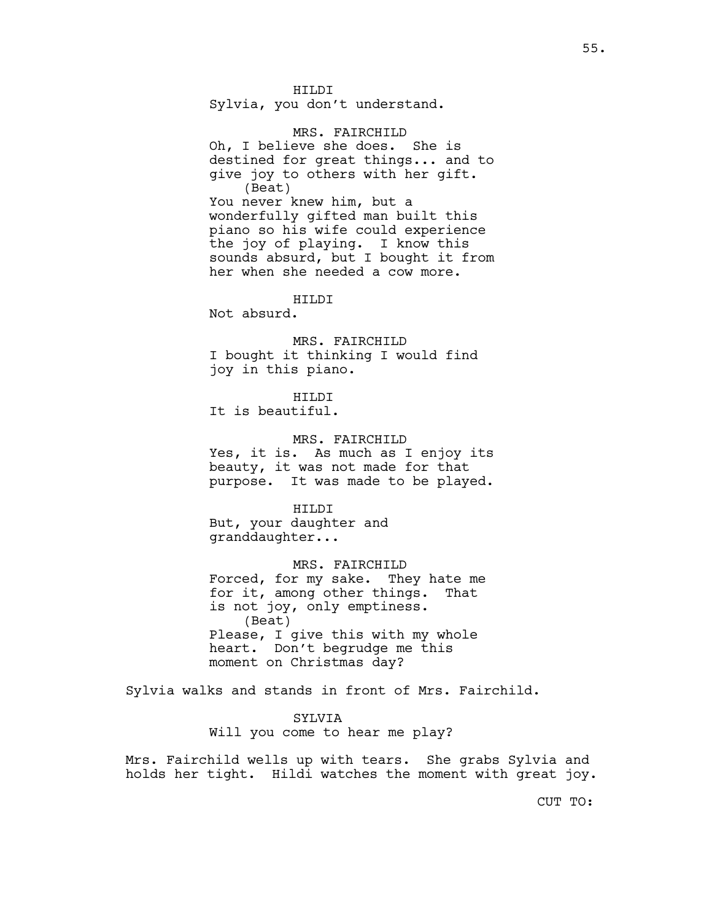HILDI
Sylvia, you don't understand.

MRS. FAIRCHILD
Oh, I believe she does. She is destined for great things... and to give joy to others with her gift.
(Beat)
You never knew him, but a wonderfully gifted man built this piano so his wife could experience the joy of playing. I know this sounds absurd, but I bought it from her when she needed a cow more.

HILDI
Not absurd.

MRS. FAIRCHILD
I bought it thinking I would find joy in this piano.

HILDI
It is beautiful.

MRS. FAIRCHILD
Yes, it is. As much as I enjoy its beauty, it was not made for that purpose. It was made to be played.

HILDI
But, your daughter and granddaughter...

MRS. FAIRCHILD
Forced, for my sake. They hate me for it, among other things. That is not joy, only emptiness.
(Beat)
Please, I give this with my whole heart. Don't begrudge me this moment on Christmas day?

Sylvia walks and stands in front of Mrs. Fairchild.

SYLVIA
Will you come to hear me play?

Mrs. Fairchild wells up with tears. She grabs Sylvia and holds her tight. Hildi watches the moment with great joy.

CUT TO: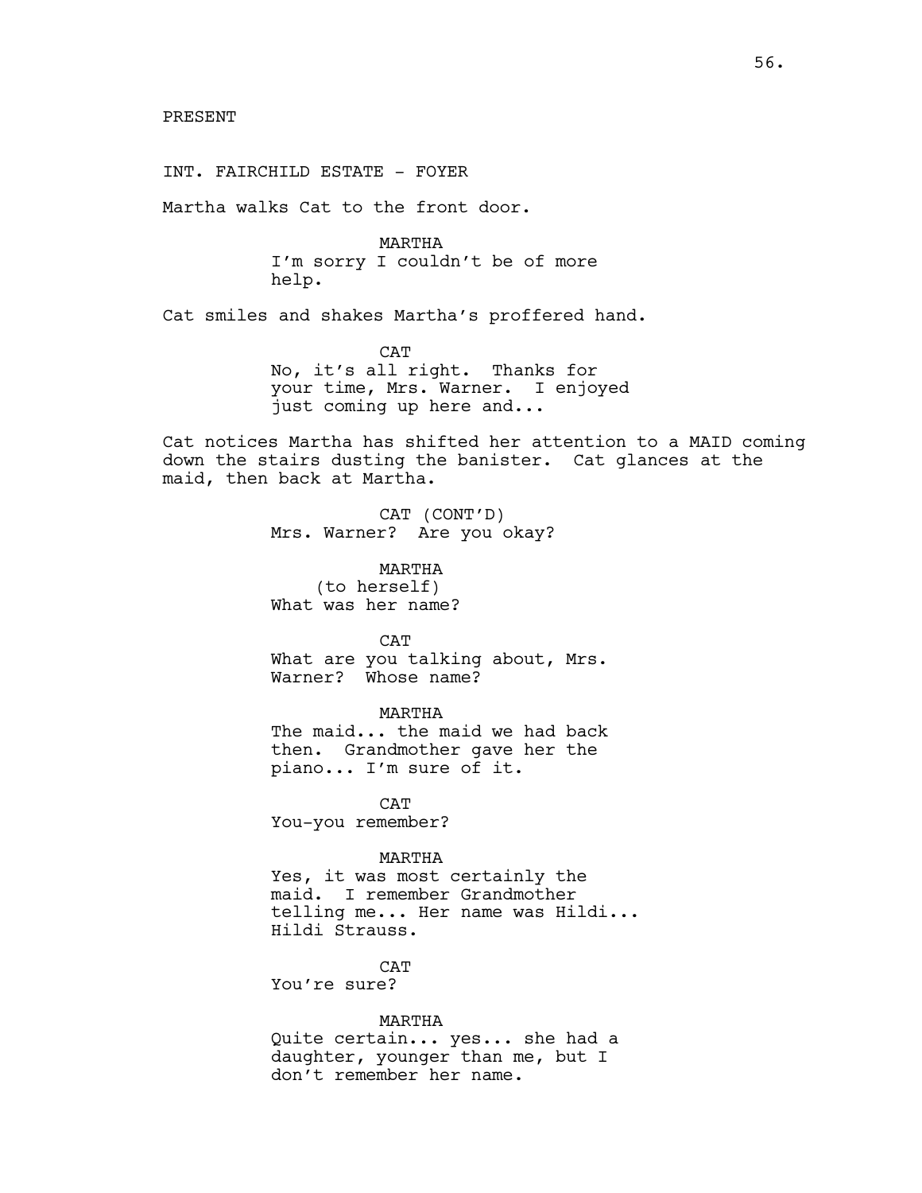PRESENT

INT. FAIRCHILD ESTATE - FOYER

Martha walks Cat to the front door.

MARTHA
I'm sorry I couldn't be of more help.

Cat smiles and shakes Martha's proffered hand.

CAT
No, it's all right. Thanks for your time, Mrs. Warner. I enjoyed just coming up here and...

Cat notices Martha has shifted her attention to a MAID coming down the stairs dusting the banister. Cat glances at the maid, then back at Martha.

CAT (CONT'D)
Mrs. Warner? Are you okay?

MARTHA
(to herself)
What was her name?

CAT
What are you talking about, Mrs. Warner? Whose name?

MARTHA
The maid... the maid we had back then. Grandmother gave her the piano... I'm sure of it.

CAT
You-you remember?

MARTHA
Yes, it was most certainly the maid. I remember Grandmother telling me... Her name was Hildi... Hildi Strauss.

CAT
You're sure?

MARTHA
Quite certain... yes... she had a daughter, younger than me, but I don't remember her name.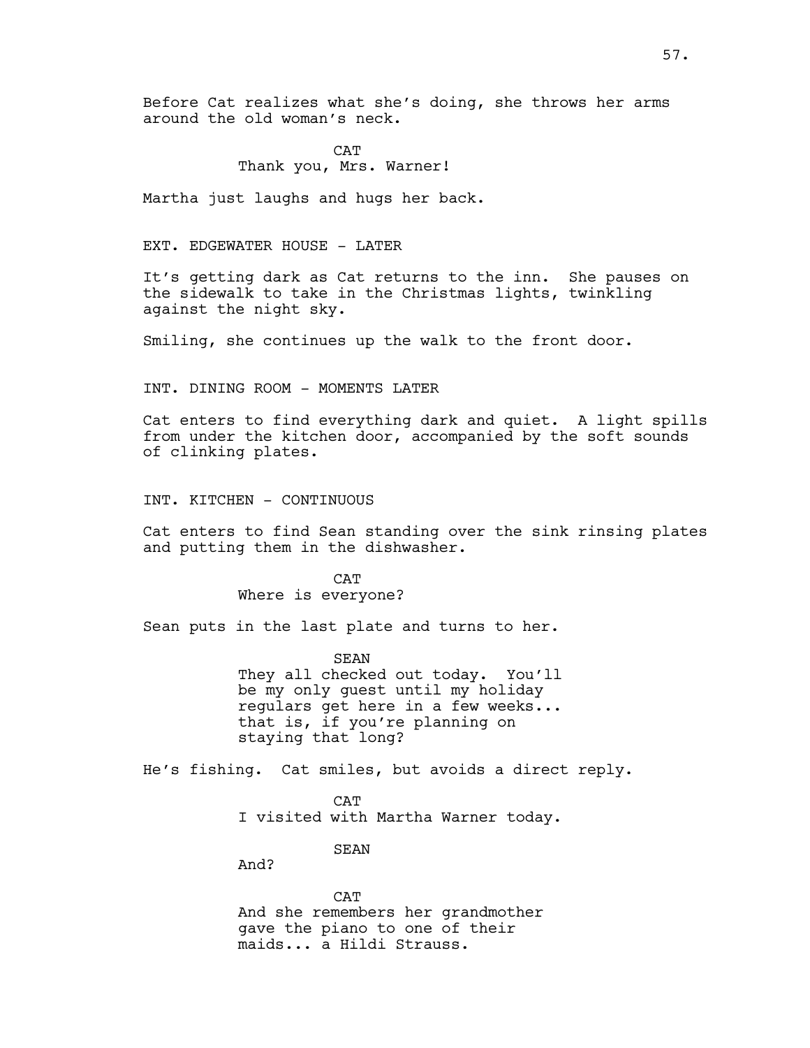Before Cat realizes what she's doing, she throws her arms around the old woman's neck.

CAT
Thank you, Mrs. Warner!

Martha just laughs and hugs her back.

EXT. EDGEWATER HOUSE - LATER

It's getting dark as Cat returns to the inn. She pauses on the sidewalk to take in the Christmas lights, twinkling against the night sky.

Smiling, she continues up the walk to the front door.

INT. DINING ROOM - MOMENTS LATER

Cat enters to find everything dark and quiet. A light spills from under the kitchen door, accompanied by the soft sounds of clinking plates.

INT. KITCHEN - CONTINUOUS

Cat enters to find Sean standing over the sink rinsing plates and putting them in the dishwasher.

CAT
Where is everyone?

Sean puts in the last plate and turns to her.

SEAN
They all checked out today. You'll be my only guest until my holiday regulars get here in a few weeks... that is, if you're planning on staying that long?

He's fishing. Cat smiles, but avoids a direct reply.

CAT
I visited with Martha Warner today.

SEAN
And?

CAT
And she remembers her grandmother gave the piano to one of their maids... a Hildi Strauss.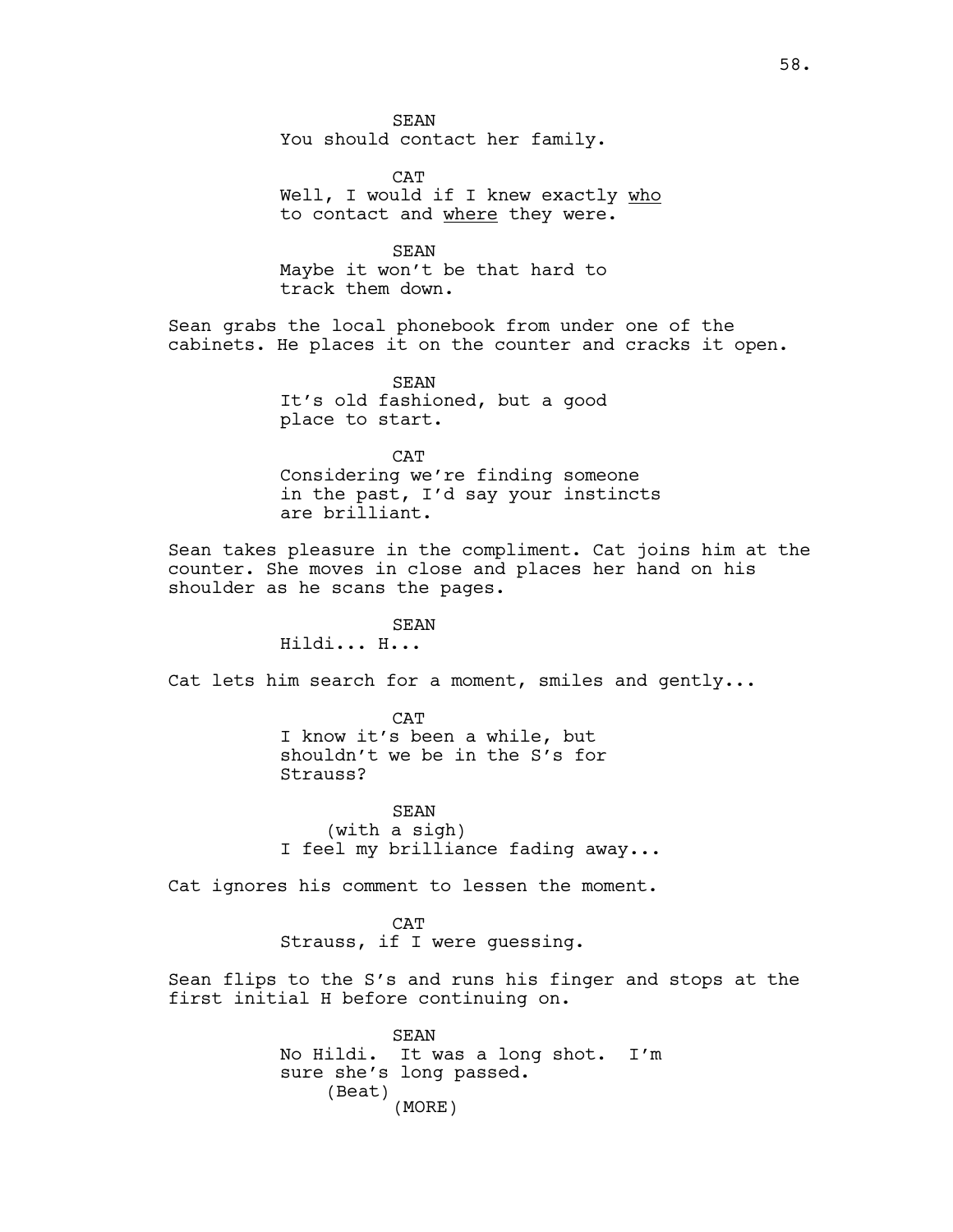SEAN
You should contact her family.

CAT
Well, I would if I knew exactly <u>who</u> to contact and <u>where</u> they were.

SEAN
Maybe it won't be that hard to track them down.

Sean grabs the local phonebook from under one of the cabinets. He places it on the counter and cracks it open.

SEAN
It's old fashioned, but a good place to start.

CAT
Considering we're finding someone in the past, I'd say your instincts are brilliant.

Sean takes pleasure in the compliment. Cat joins him at the counter. She moves in close and places her hand on his shoulder as he scans the pages.

SEAN
Hildi... H...

Cat lets him search for a moment, smiles and gently...

CAT
I know it's been a while, but shouldn't we be in the S's for Strauss?

SEAN
(with a sigh)
I feel my brilliance fading away...

Cat ignores his comment to lessen the moment.

CAT
Strauss, if I were guessing.

Sean flips to the S's and runs his finger and stops at the first initial H before continuing on.

SEAN
No Hildi. It was a long shot. I'm sure she's long passed.
(Beat)
(MORE)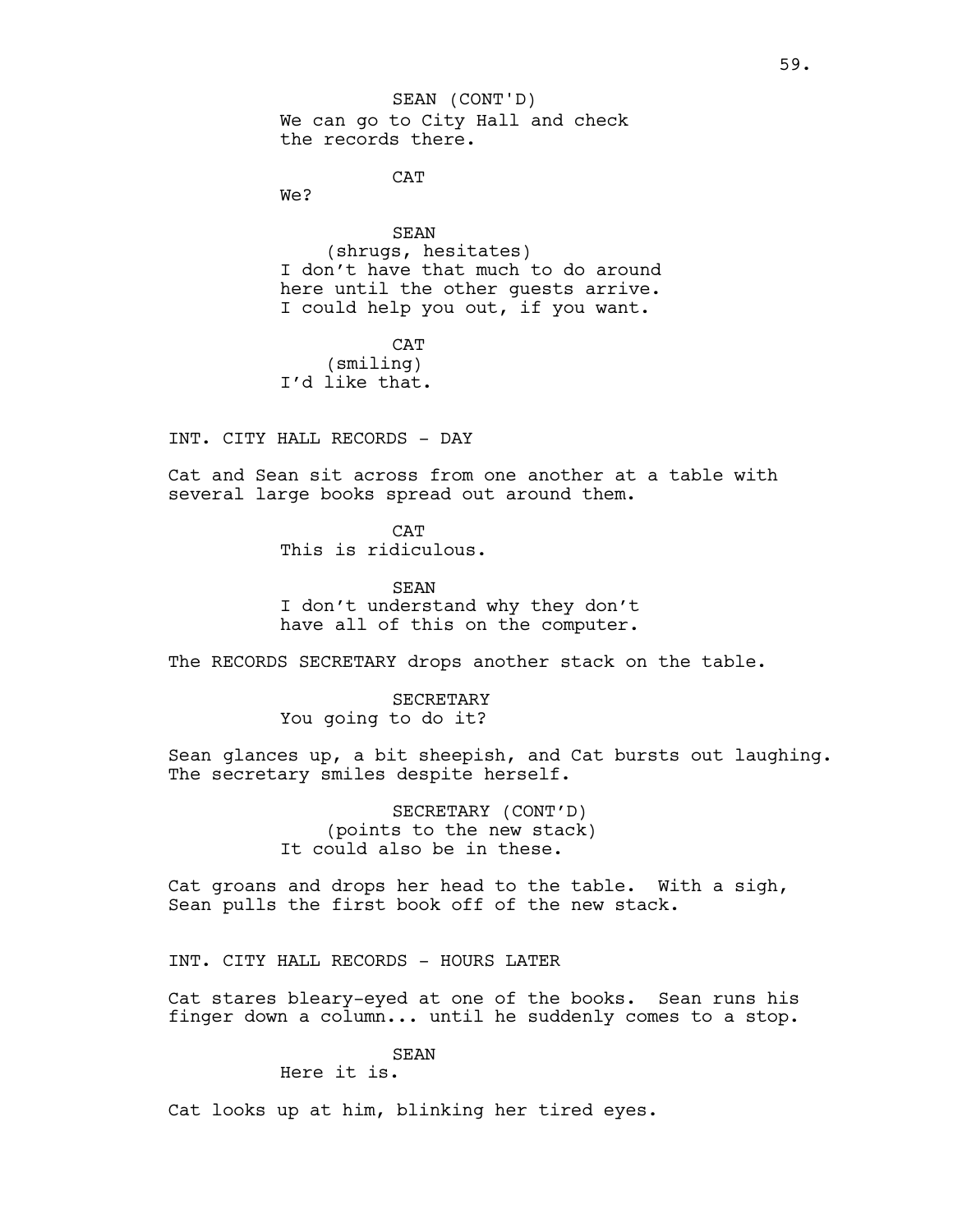SEAN (CONT'D)
We can go to City Hall and check the records there.

CAT
We?

SEAN
(shrugs, hesitates)
I don't have that much to do around here until the other guests arrive. I could help you out, if you want.

CAT
(smiling)
I'd like that.

INT. CITY HALL RECORDS - DAY

Cat and Sean sit across from one another at a table with several large books spread out around them.

CAT
This is ridiculous.

SEAN
I don't understand why they don't have all of this on the computer.

The RECORDS SECRETARY drops another stack on the table.

SECRETARY
You going to do it?

Sean glances up, a bit sheepish, and Cat bursts out laughing. The secretary smiles despite herself.

SECRETARY (CONT'D)
(points to the new stack)
It could also be in these.

Cat groans and drops her head to the table. With a sigh, Sean pulls the first book off of the new stack.

INT. CITY HALL RECORDS - HOURS LATER

Cat stares bleary-eyed at one of the books. Sean runs his finger down a column... until he suddenly comes to a stop.

SEAN
Here it is.

Cat looks up at him, blinking her tired eyes.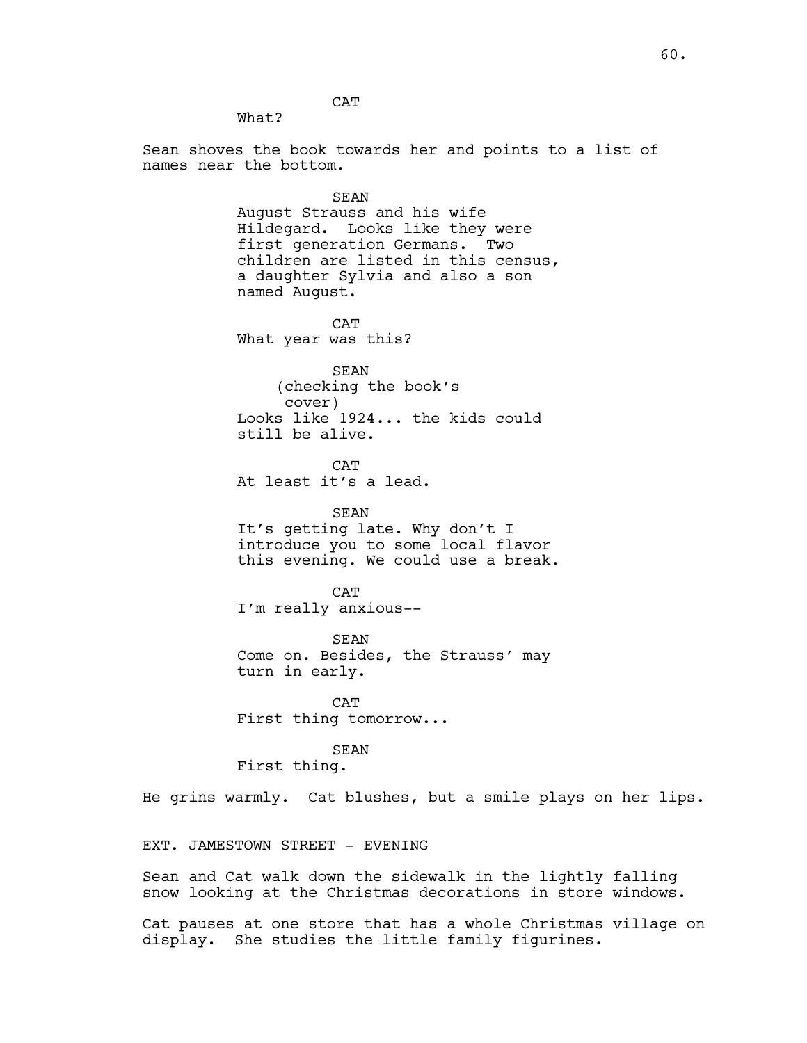CAT
What?

Sean shoves the book towards her and points to a list of names near the bottom.

SEAN
August Strauss and his wife Hildegard. Looks like they were first generation Germans. Two children are listed in this census, a daughter Sylvia and also a son named August.

CAT
What year was this?

SEAN
(checking the book's cover)
Looks like 1924... the kids could still be alive.

CAT
At least it's a lead.

SEAN
It's getting late. Why don't I introduce you to some local flavor this evening. We could use a break.

CAT
I'm really anxious--

SEAN
Come on. Besides, the Strauss' may turn in early.

CAT
First thing tomorrow...

SEAN
First thing.

He grins warmly. Cat blushes, but a smile plays on her lips.

EXT. JAMESTOWN STREET - EVENING

Sean and Cat walk down the sidewalk in the lightly falling snow looking at the Christmas decorations in store windows.

Cat pauses at one store that has a whole Christmas village on display. She studies the little family figurines.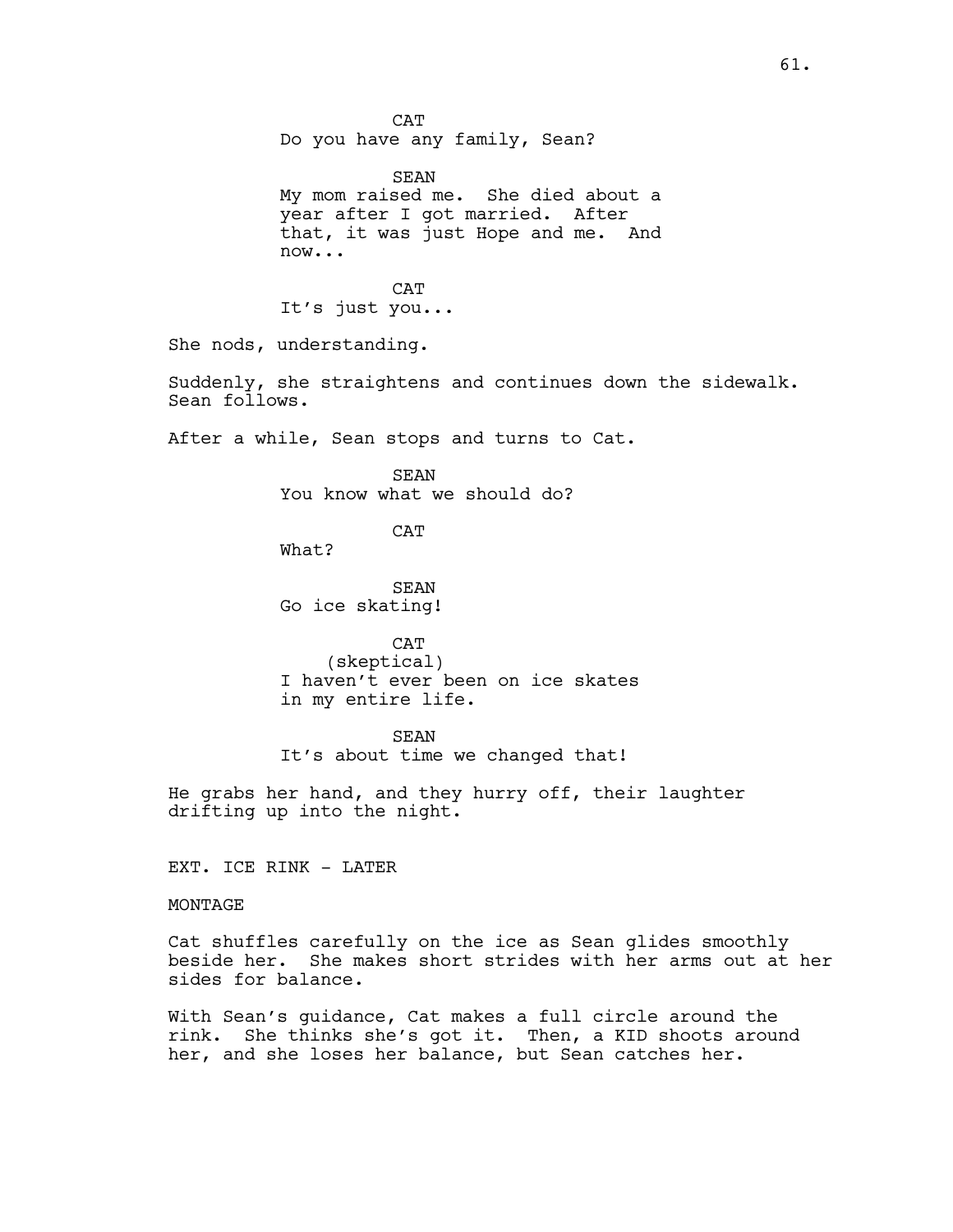CAT
Do you have any family, Sean?

SEAN
My mom raised me. She died about a year after I got married. After that, it was just Hope and me. And now...

CAT
It's just you...

She nods, understanding.

Suddenly, she straightens and continues down the sidewalk. Sean follows.

After a while, Sean stops and turns to Cat.

SEAN
You know what we should do?

CAT
What?

SEAN
Go ice skating!

CAT
(skeptical)
I haven't ever been on ice skates in my entire life.

SEAN
It's about time we changed that!

He grabs her hand, and they hurry off, their laughter drifting up into the night.

EXT. ICE RINK - LATER

MONTAGE

Cat shuffles carefully on the ice as Sean glides smoothly beside her. She makes short strides with her arms out at her sides for balance.

With Sean's guidance, Cat makes a full circle around the rink. She thinks she's got it. Then, a KID shoots around her, and she loses her balance, but Sean catches her.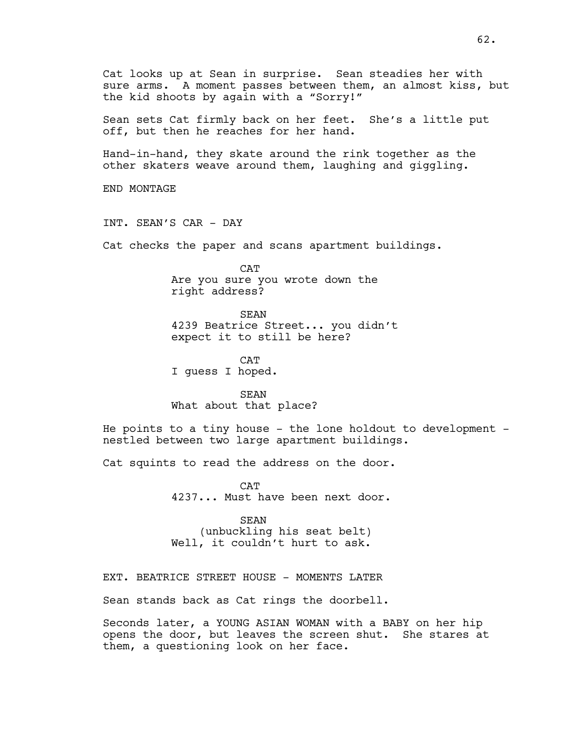Cat looks up at Sean in surprise. Sean steadies her with sure arms. A moment passes between them, an almost kiss, but the kid shoots by again with a "Sorry!"

Sean sets Cat firmly back on her feet. She's a little put off, but then he reaches for her hand.

Hand-in-hand, they skate around the rink together as the other skaters weave around them, laughing and giggling.

END MONTAGE

INT. SEAN'S CAR - DAY

Cat checks the paper and scans apartment buildings.

CAT
Are you sure you wrote down the right address?

SEAN
4239 Beatrice Street... you didn't expect it to still be here?

CAT
I guess I hoped.

SEAN
What about that place?

He points to a tiny house - the lone holdout to development - nestled between two large apartment buildings.

Cat squints to read the address on the door.

CAT
4237... Must have been next door.

SEAN
(unbuckling his seat belt)
Well, it couldn't hurt to ask.

EXT. BEATRICE STREET HOUSE - MOMENTS LATER

Sean stands back as Cat rings the doorbell.

Seconds later, a YOUNG ASIAN WOMAN with a BABY on her hip opens the door, but leaves the screen shut. She stares at them, a questioning look on her face.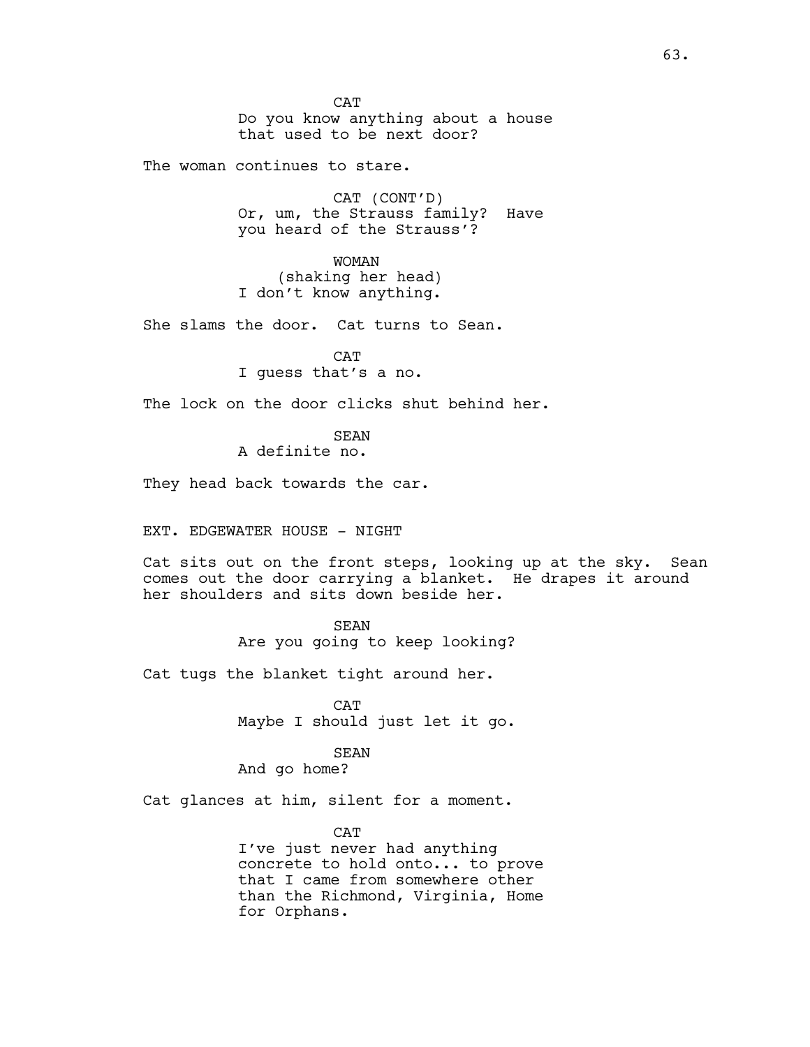CAT
Do you know anything about a house that used to be next door?

The woman continues to stare.

CAT (CONT'D)
Or, um, the Strauss family? Have you heard of the Strauss'?

WOMAN
(shaking her head)
I don't know anything.

She slams the door. Cat turns to Sean.

CAT
I guess that's a no.

The lock on the door clicks shut behind her.

SEAN
A definite no.

They head back towards the car.

EXT. EDGEWATER HOUSE - NIGHT

Cat sits out on the front steps, looking up at the sky. Sean comes out the door carrying a blanket. He drapes it around her shoulders and sits down beside her.

SEAN
Are you going to keep looking?

Cat tugs the blanket tight around her.

CAT
Maybe I should just let it go.

SEAN
And go home?

Cat glances at him, silent for a moment.

CAT
I've just never had anything concrete to hold onto... to prove that I came from somewhere other than the Richmond, Virginia, Home for Orphans.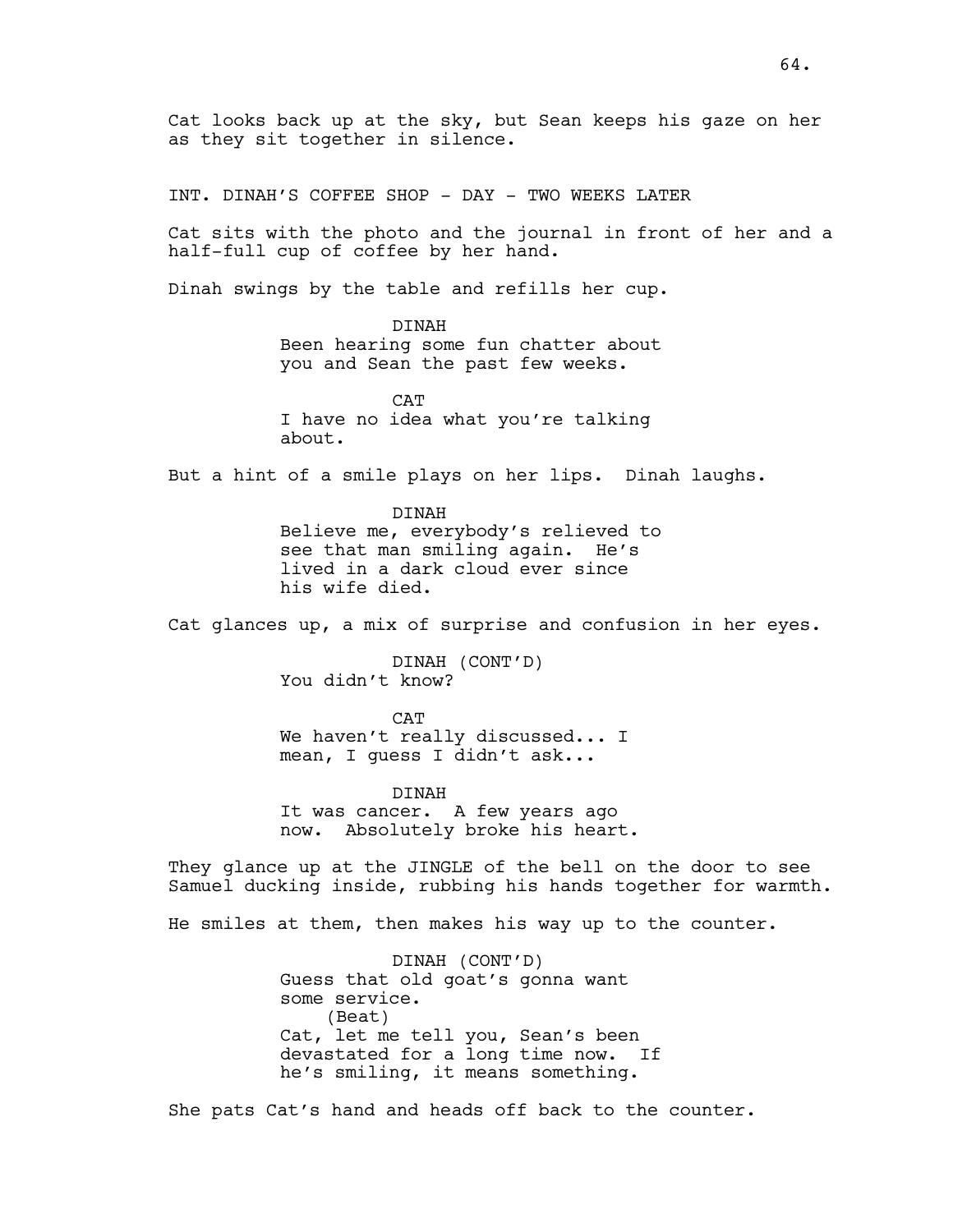Cat looks back up at the sky, but Sean keeps his gaze on her as they sit together in silence.

INT. DINAH'S COFFEE SHOP - DAY - TWO WEEKS LATER

Cat sits with the photo and the journal in front of her and a half-full cup of coffee by her hand.

Dinah swings by the table and refills her cup.

DINAH
Been hearing some fun chatter about you and Sean the past few weeks.

CAT
I have no idea what you're talking about.

But a hint of a smile plays on her lips. Dinah laughs.

DINAH
Believe me, everybody's relieved to see that man smiling again. He's lived in a dark cloud ever since his wife died.

Cat glances up, a mix of surprise and confusion in her eyes.

DINAH (CONT'D)
You didn't know?

CAT
We haven't really discussed... I mean, I guess I didn't ask...

DINAH
It was cancer. A few years ago now. Absolutely broke his heart.

They glance up at the JINGLE of the bell on the door to see Samuel ducking inside, rubbing his hands together for warmth.

He smiles at them, then makes his way up to the counter.

DINAH (CONT'D)
Guess that old goat's gonna want some service.
(Beat)
Cat, let me tell you, Sean's been devastated for a long time now. If he's smiling, it means something.

She pats Cat's hand and heads off back to the counter.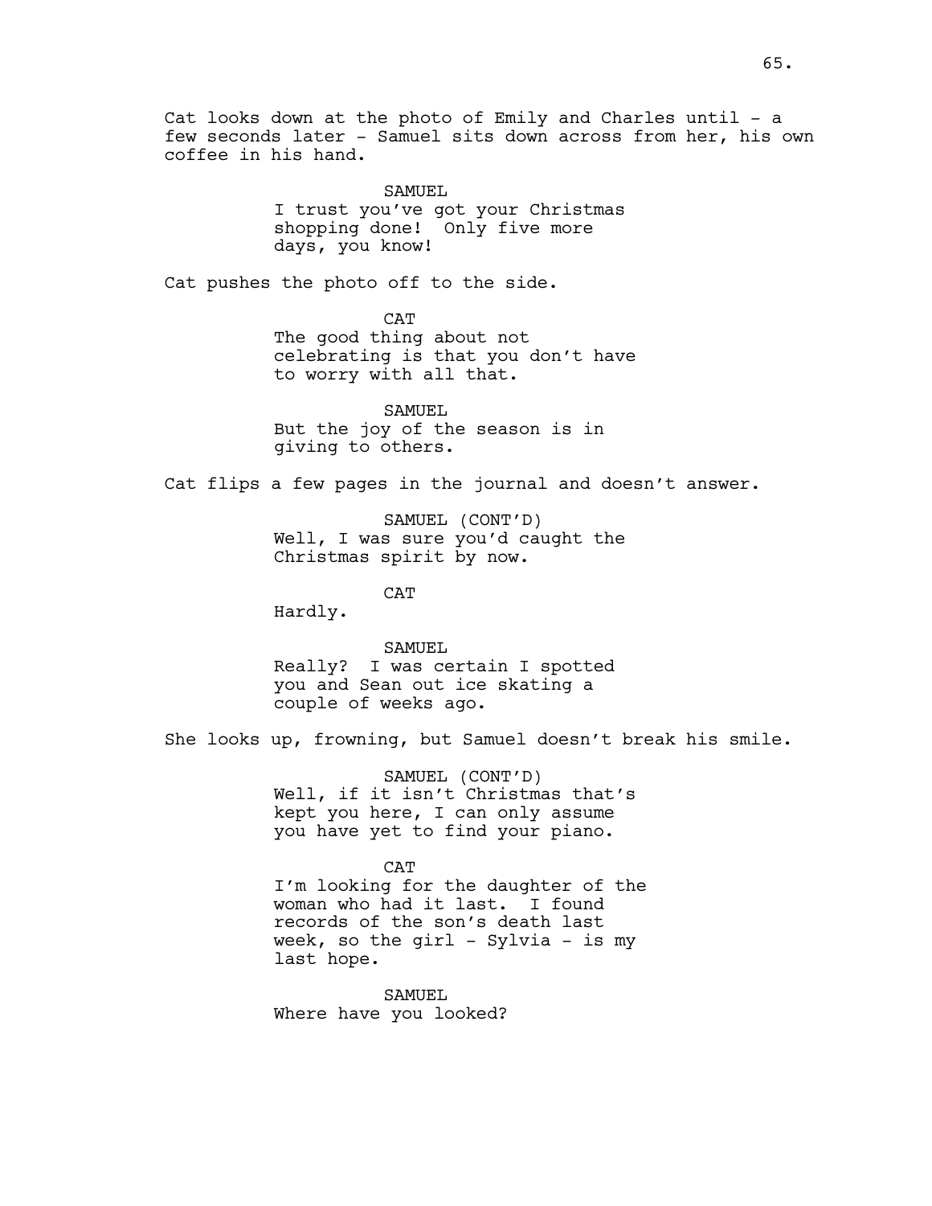Cat looks down at the photo of Emily and Charles until - a few seconds later - Samuel sits down across from her, his own coffee in his hand.

SAMUEL
I trust you've got your Christmas shopping done! Only five more days, you know!

Cat pushes the photo off to the side.

CAT
The good thing about not celebrating is that you don't have to worry with all that.

SAMUEL
But the joy of the season is in giving to others.

Cat flips a few pages in the journal and doesn't answer.

SAMUEL (CONT'D)
Well, I was sure you'd caught the Christmas spirit by now.

CAT
Hardly.

SAMUEL
Really? I was certain I spotted you and Sean out ice skating a couple of weeks ago.

She looks up, frowning, but Samuel doesn't break his smile.

SAMUEL (CONT'D)
Well, if it isn't Christmas that's kept you here, I can only assume you have yet to find your piano.

CAT
I'm looking for the daughter of the woman who had it last. I found records of the son's death last week, so the girl - Sylvia - is my last hope.

SAMUEL
Where have you looked?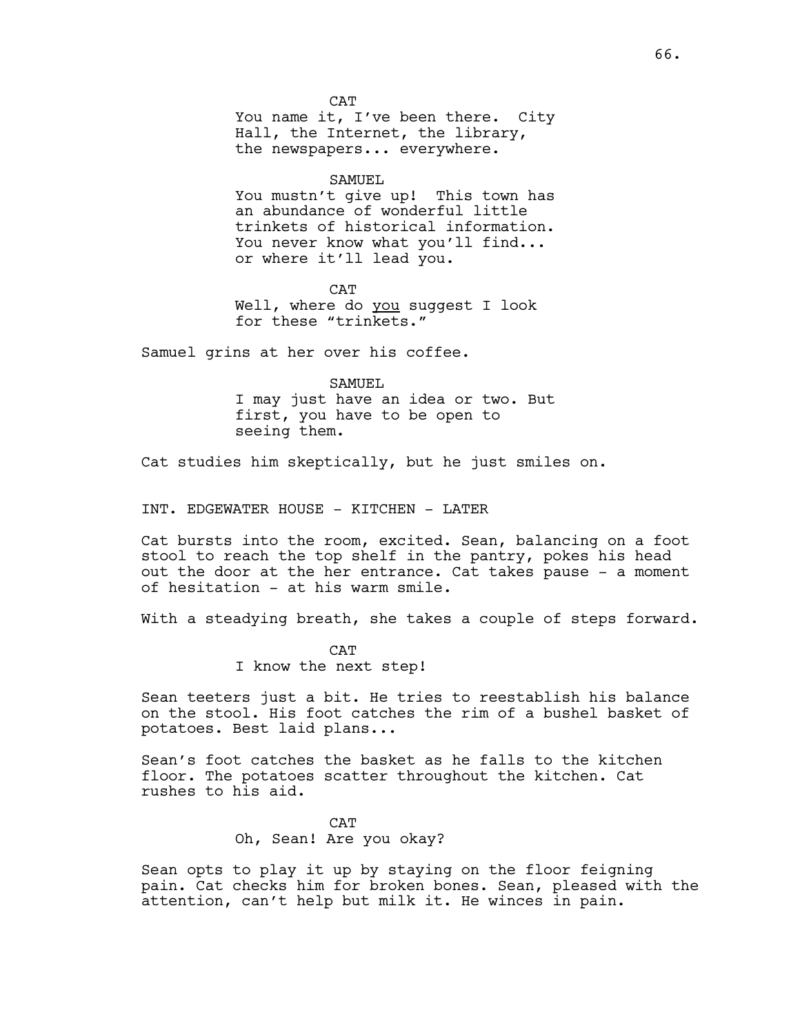CAT

You name it, I've been there. City Hall, the Internet, the library, the newspapers... everywhere.

SAMUEL

You mustn't give up! This town has an abundance of wonderful little trinkets of historical information. You never know what you'll find... or where it'll lead you.

CAT

Well, where do _you_ suggest I look for these "trinkets."

Samuel grins at her over his coffee.

SAMUEL

I may just have an idea or two. But first, you have to be open to seeing them.

Cat studies him skeptically, but he just smiles on.

INT. EDGEWATER HOUSE - KITCHEN - LATER

Cat bursts into the room, excited. Sean, balancing on a foot stool to reach the top shelf in the pantry, pokes his head out the door at the her entrance. Cat takes pause - a moment of hesitation - at his warm smile.

With a steadying breath, she takes a couple of steps forward.

CAT

I know the next step!

Sean teeters just a bit. He tries to reestablish his balance on the stool. His foot catches the rim of a bushel basket of potatoes. Best laid plans...

Sean's foot catches the basket as he falls to the kitchen floor. The potatoes scatter throughout the kitchen. Cat rushes to his aid.

CAT

Oh, Sean! Are you okay?

Sean opts to play it up by staying on the floor feigning pain. Cat checks him for broken bones. Sean, pleased with the attention, can't help but milk it. He winces in pain.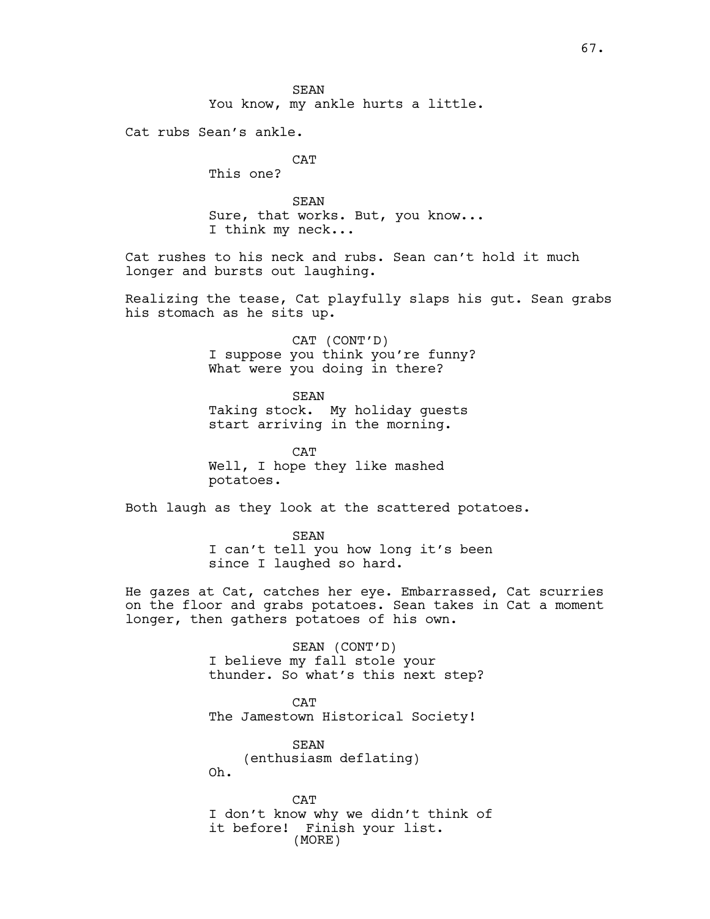SEAN
You know, my ankle hurts a little.

Cat rubs Sean's ankle.

CAT
This one?

SEAN
Sure, that works. But, you know...
I think my neck...

Cat rushes to his neck and rubs. Sean can't hold it much longer and bursts out laughing.

Realizing the tease, Cat playfully slaps his gut. Sean grabs his stomach as he sits up.

CAT (CONT'D)
I suppose you think you're funny?
What were you doing in there?

SEAN
Taking stock. My holiday guests
start arriving in the morning.

CAT
Well, I hope they like mashed
potatoes.

Both laugh as they look at the scattered potatoes.

SEAN
I can't tell you how long it's been
since I laughed so hard.

He gazes at Cat, catches her eye. Embarrassed, Cat scurries on the floor and grabs potatoes. Sean takes in Cat a moment longer, then gathers potatoes of his own.

SEAN (CONT'D)
I believe my fall stole your
thunder. So what's this next step?

CAT
The Jamestown Historical Society!

SEAN
(enthusiasm deflating)
Oh.

CAT
I don't know why we didn't think of
it before! Finish your list.
(MORE)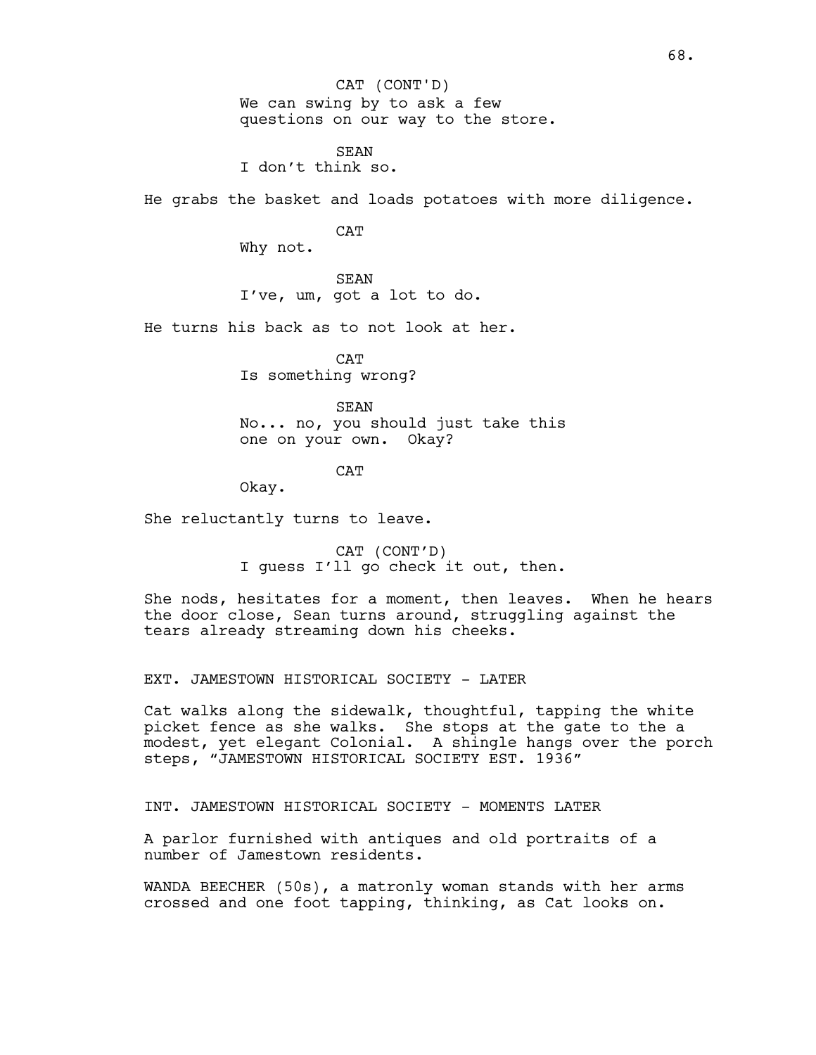CAT (CONT'D)
We can swing by to ask a few questions on our way to the store.

SEAN
I don't think so.

He grabs the basket and loads potatoes with more diligence.

CAT
Why not.

SEAN
I've, um, got a lot to do.

He turns his back as to not look at her.

CAT
Is something wrong?

SEAN
No... no, you should just take this one on your own. Okay?

CAT
Okay.

She reluctantly turns to leave.

CAT (CONT'D)
I guess I'll go check it out, then.

She nods, hesitates for a moment, then leaves. When he hears the door close, Sean turns around, struggling against the tears already streaming down his cheeks.

EXT. JAMESTOWN HISTORICAL SOCIETY - LATER

Cat walks along the sidewalk, thoughtful, tapping the white picket fence as she walks. She stops at the gate to the a modest, yet elegant Colonial. A shingle hangs over the porch steps, "JAMESTOWN HISTORICAL SOCIETY EST. 1936"

INT. JAMESTOWN HISTORICAL SOCIETY - MOMENTS LATER

A parlor furnished with antiques and old portraits of a number of Jamestown residents.

WANDA BEECHER (50s), a matronly woman stands with her arms crossed and one foot tapping, thinking, as Cat looks on.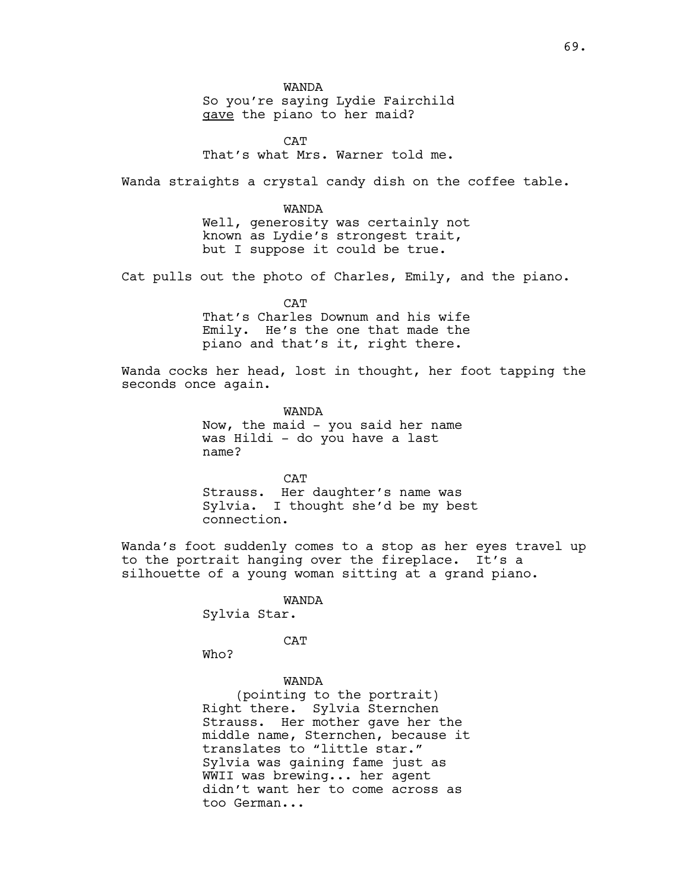WANDA

So you're saying Lydie Fairchild <u>gave</u> the piano to her maid?

CAT

That's what Mrs. Warner told me.

Wanda straights a crystal candy dish on the coffee table.

WANDA

Well, generosity was certainly not known as Lydie's strongest trait, but I suppose it could be true.

Cat pulls out the photo of Charles, Emily, and the piano.

CAT

That's Charles Downum and his wife Emily. He's the one that made the piano and that's it, right there.

Wanda cocks her head, lost in thought, her foot tapping the seconds once again.

WANDA

Now, the maid - you said her name was Hildi - do you have a last name?

CAT

Strauss. Her daughter's name was Sylvia. I thought she'd be my best connection.

Wanda's foot suddenly comes to a stop as her eyes travel up to the portrait hanging over the fireplace. It's a silhouette of a young woman sitting at a grand piano.

WANDA

Sylvia Star.

CAT

Who?

WANDA

(pointing to the portrait)

Right there. Sylvia Sternchen Strauss. Her mother gave her the middle name, Sternchen, because it translates to "little star." Sylvia was gaining fame just as WWII was brewing... her agent didn't want her to come across as too German...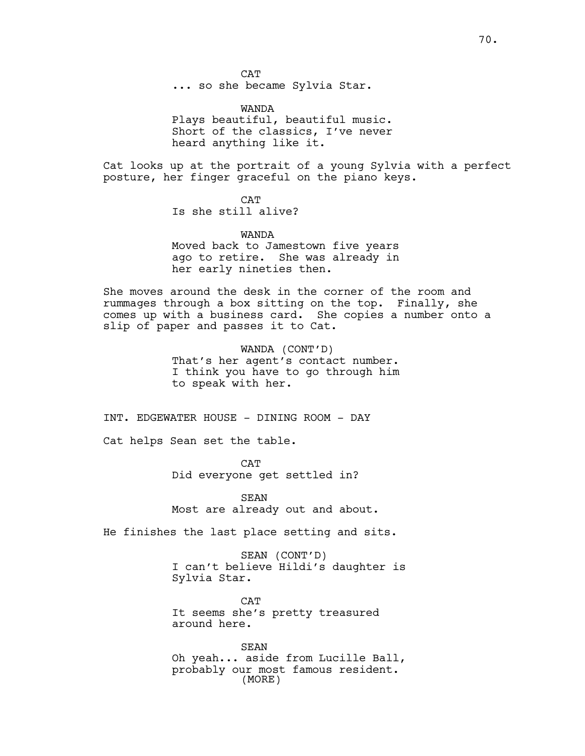CAT
... so she became Sylvia Star.

WANDA
Plays beautiful, beautiful music. Short of the classics, I've never heard anything like it.

Cat looks up at the portrait of a young Sylvia with a perfect posture, her finger graceful on the piano keys.

CAT
Is she still alive?

WANDA
Moved back to Jamestown five years ago to retire. She was already in her early nineties then.

She moves around the desk in the corner of the room and rummages through a box sitting on the top. Finally, she comes up with a business card. She copies a number onto a slip of paper and passes it to Cat.

WANDA (CONT'D)
That's her agent's contact number. I think you have to go through him to speak with her.

INT. EDGEWATER HOUSE - DINING ROOM - DAY

Cat helps Sean set the table.

CAT
Did everyone get settled in?

SEAN
Most are already out and about.

He finishes the last place setting and sits.

SEAN (CONT'D)
I can't believe Hildi's daughter is Sylvia Star.

CAT
It seems she's pretty treasured around here.

SEAN
Oh yeah... aside from Lucille Ball, probably our most famous resident.
(MORE)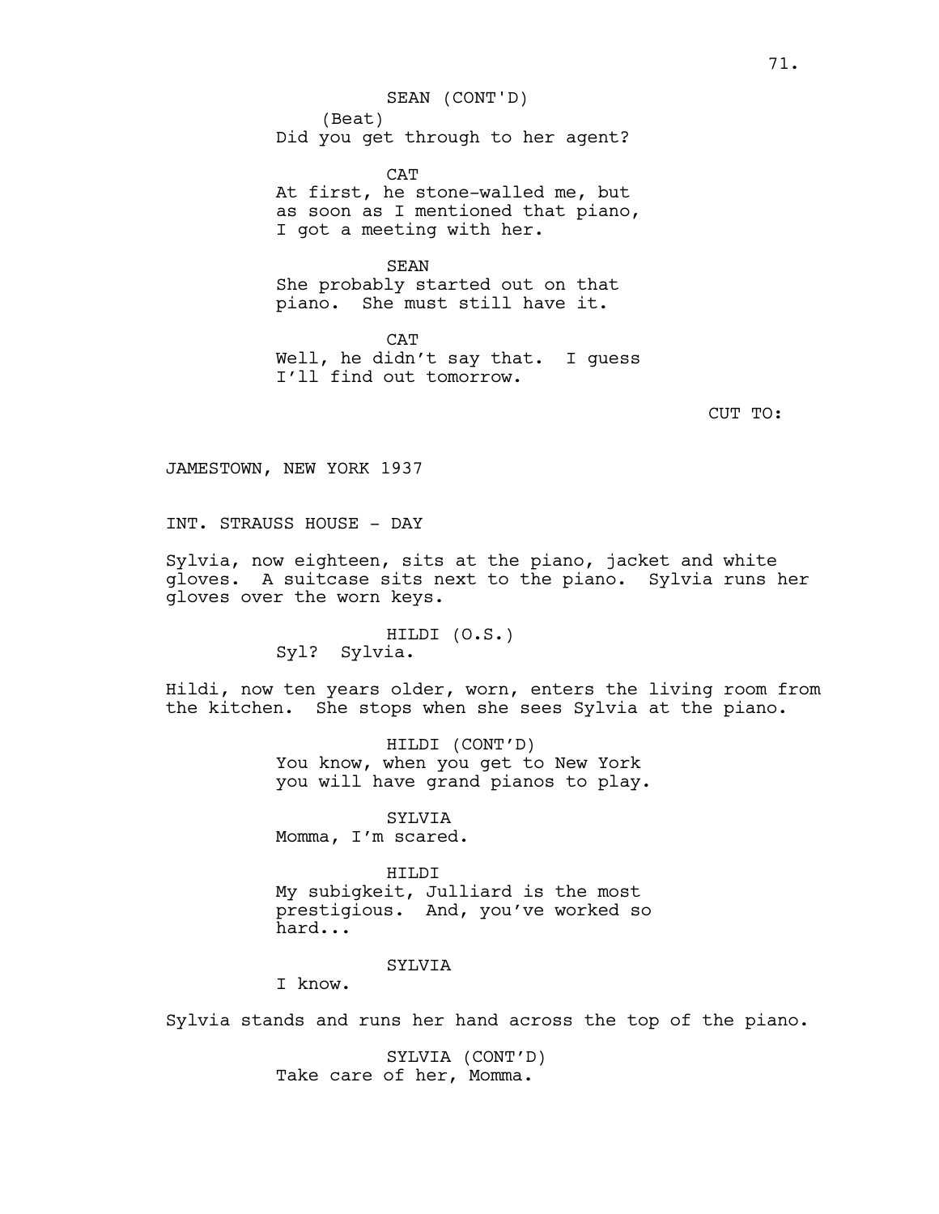SEAN (CONT'D)
(Beat)
Did you get through to her agent?

CAT
At first, he stone-walled me, but as soon as I mentioned that piano, I got a meeting with her.

SEAN
She probably started out on that piano. She must still have it.

CAT
Well, he didn't say that. I guess I'll find out tomorrow.

CUT TO:

JAMESTOWN, NEW YORK 1937

INT. STRAUSS HOUSE - DAY

Sylvia, now eighteen, sits at the piano, jacket and white gloves. A suitcase sits next to the piano. Sylvia runs her gloves over the worn keys.

HILDI (O.S.)
Syl? Sylvia.

Hildi, now ten years older, worn, enters the living room from the kitchen. She stops when she sees Sylvia at the piano.

HILDI (CONT'D)
You know, when you get to New York you will have grand pianos to play.

SYLVIA
Momma, I'm scared.

HILDI
My subigkeit, Julliard is the most prestigious. And, you've worked so hard...

SYLVIA
I know.

Sylvia stands and runs her hand across the top of the piano.

SYLVIA (CONT'D)
Take care of her, Momma.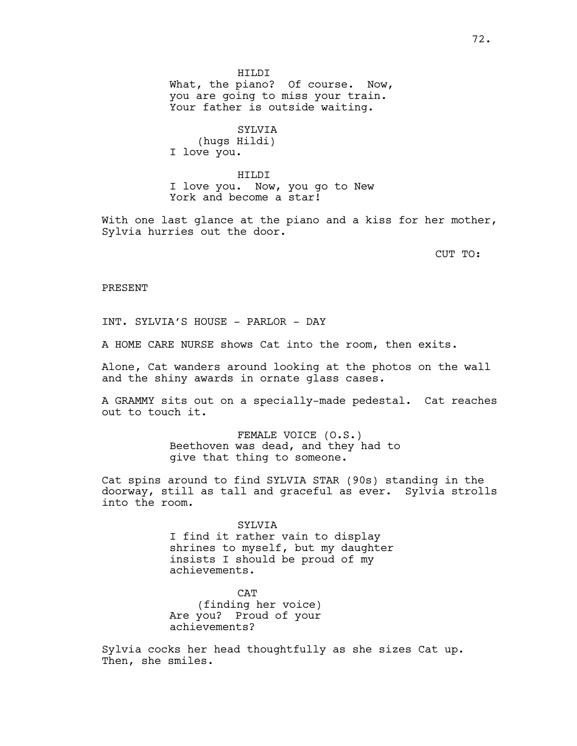HILDI

What, the piano? Of course. Now, you are going to miss your train. Your father is outside waiting.

SYLVIA

(hugs Hildi)

I love you.

HILDI

I love you. Now, you go to New York and become a star!

With one last glance at the piano and a kiss for her mother, Sylvia hurries out the door.

CUT TO:

PRESENT

INT. SYLVIA'S HOUSE - PARLOR - DAY

A HOME CARE NURSE shows Cat into the room, then exits.

Alone, Cat wanders around looking at the photos on the wall and the shiny awards in ornate glass cases.

A GRAMMY sits out on a specially-made pedestal. Cat reaches out to touch it.

FEMALE VOICE (O.S.)

Beethoven was dead, and they had to give that thing to someone.

Cat spins around to find SYLVIA STAR (90s) standing in the doorway, still as tall and graceful as ever. Sylvia strolls into the room.

SYLVIA

I find it rather vain to display shrines to myself, but my daughter insists I should be proud of my achievements.

CAT

(finding her voice)

Are you? Proud of your achievements?

Sylvia cocks her head thoughtfully as she sizes Cat up. Then, she smiles.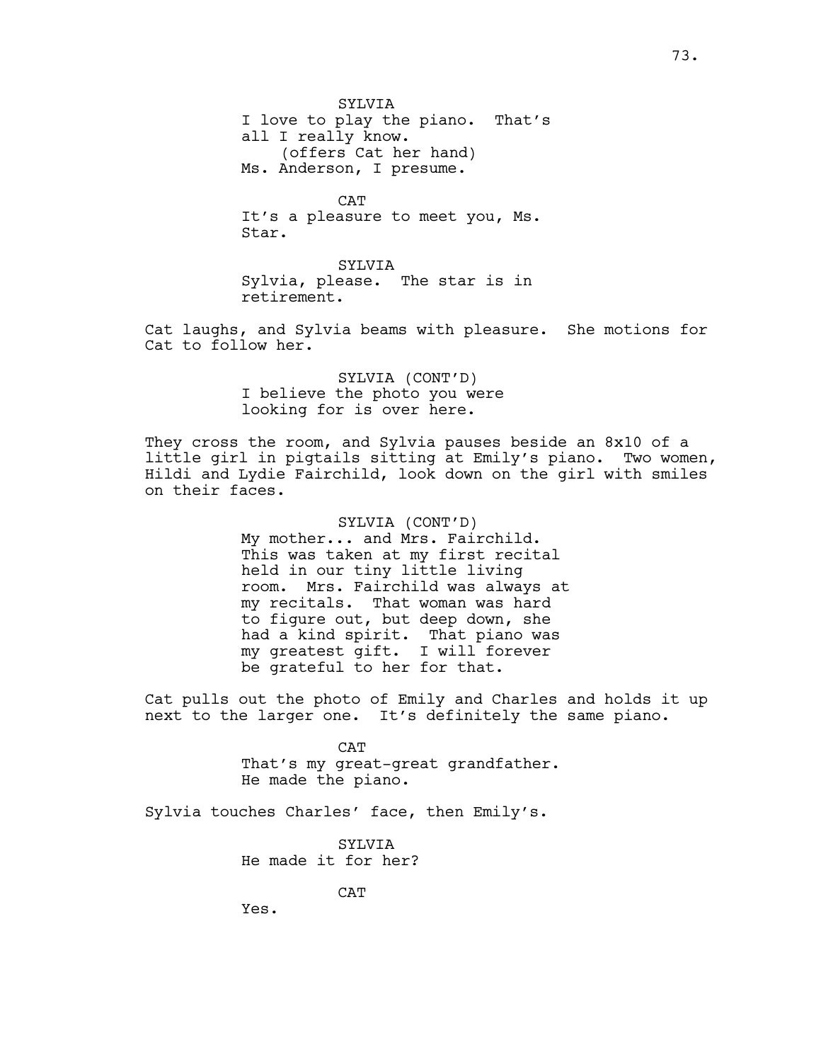SYLVIA

I love to play the piano. That's all I really know.

(offers Cat her hand)

Ms. Anderson, I presume.

CAT

It's a pleasure to meet you, Ms. Star.

SYLVIA

Sylvia, please. The star is in retirement.

Cat laughs, and Sylvia beams with pleasure. She motions for Cat to follow her.

SYLVIA (CONT'D)

I believe the photo you were looking for is over here.

They cross the room, and Sylvia pauses beside an 8x10 of a little girl in pigtails sitting at Emily's piano. Two women, Hildi and Lydie Fairchild, look down on the girl with smiles on their faces.

SYLVIA (CONT'D)

My mother... and Mrs. Fairchild. This was taken at my first recital held in our tiny little living room. Mrs. Fairchild was always at my recitals. That woman was hard to figure out, but deep down, she had a kind spirit. That piano was my greatest gift. I will forever be grateful to her for that.

Cat pulls out the photo of Emily and Charles and holds it up next to the larger one. It's definitely the same piano.

CAT

That's my great-great grandfather. He made the piano.

Sylvia touches Charles' face, then Emily's.

SYLVIA

He made it for her?

CAT

Yes.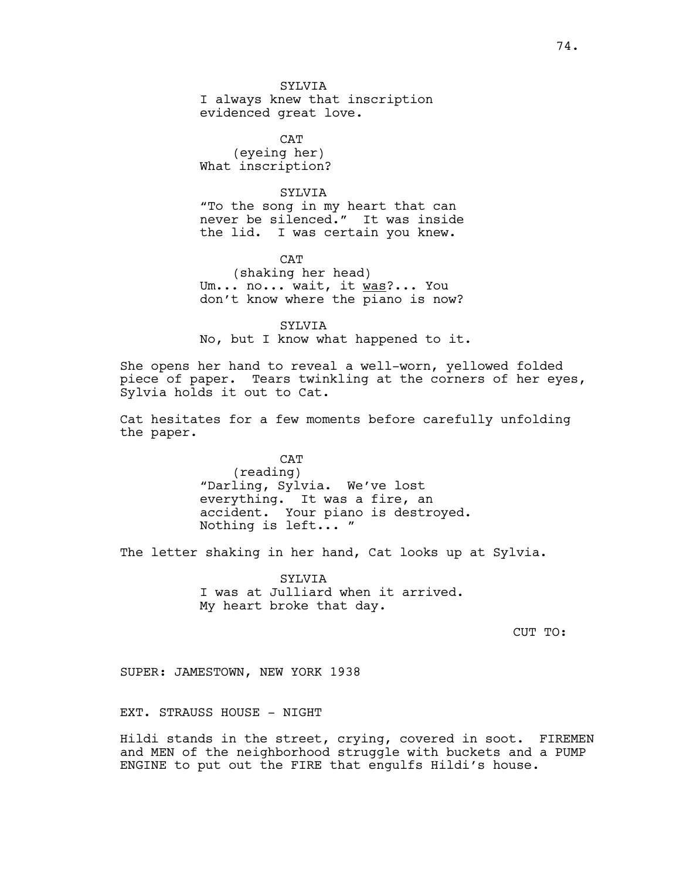SYLVIA
I always knew that inscription evidenced great love.

CAT
(eyeing her)
What inscription?

SYLVIA
"To the song in my heart that can never be silenced." It was inside the lid. I was certain you knew.

CAT
(shaking her head)
Um... no... wait, it _was_?... You don't know where the piano is now?

SYLVIA
No, but I know what happened to it.

She opens her hand to reveal a well-worn, yellowed folded piece of paper. Tears twinkling at the corners of her eyes, Sylvia holds it out to Cat.

Cat hesitates for a few moments before carefully unfolding the paper.

CAT
(reading)
"Darling, Sylvia. We've lost everything. It was a fire, an accident. Your piano is destroyed. Nothing is left... "

The letter shaking in her hand, Cat looks up at Sylvia.

SYLVIA
I was at Julliard when it arrived. My heart broke that day.

CUT TO:

SUPER: JAMESTOWN, NEW YORK 1938

EXT. STRAUSS HOUSE - NIGHT

Hildi stands in the street, crying, covered in soot. FIREMEN and MEN of the neighborhood struggle with buckets and a PUMP ENGINE to put out the FIRE that engulfs Hildi's house.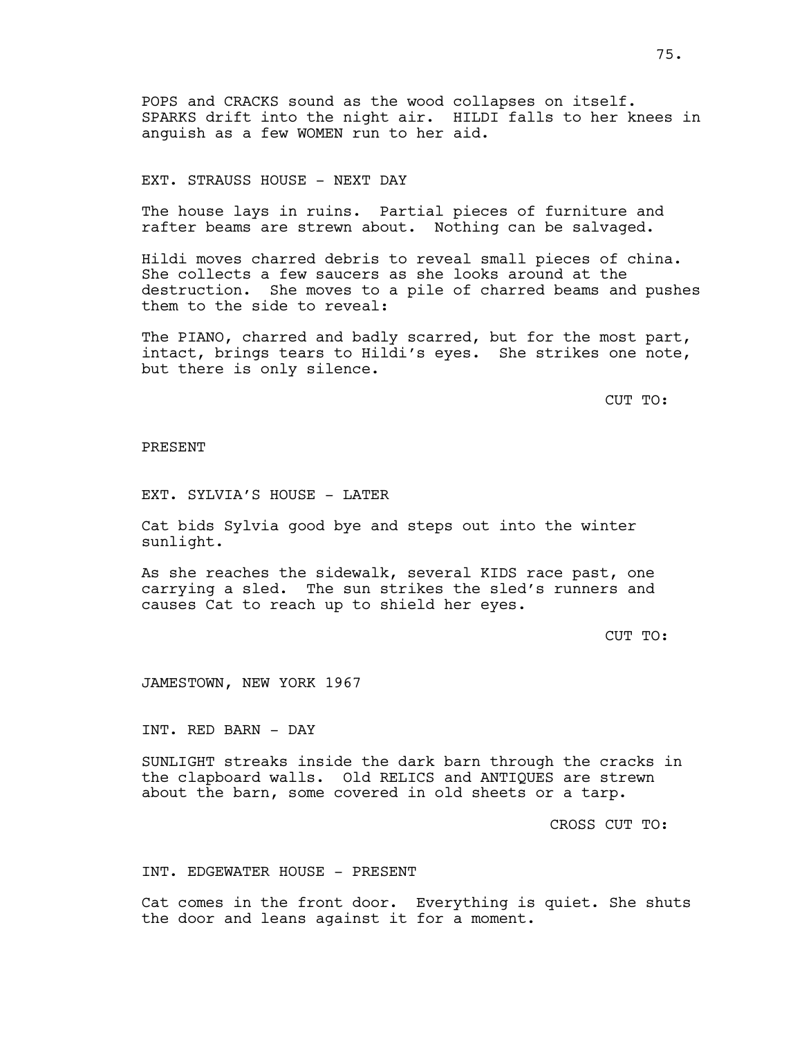POPS and CRACKS sound as the wood collapses on itself. SPARKS drift into the night air. HILDI falls to her knees in anguish as a few WOMEN run to her aid.

EXT. STRAUSS HOUSE - NEXT DAY

The house lays in ruins. Partial pieces of furniture and rafter beams are strewn about. Nothing can be salvaged.

Hildi moves charred debris to reveal small pieces of china. She collects a few saucers as she looks around at the destruction. She moves to a pile of charred beams and pushes them to the side to reveal:

The PIANO, charred and badly scarred, but for the most part, intact, brings tears to Hildi's eyes. She strikes one note, but there is only silence.

CUT TO:

PRESENT

EXT. SYLVIA'S HOUSE - LATER

Cat bids Sylvia good bye and steps out into the winter sunlight.

As she reaches the sidewalk, several KIDS race past, one carrying a sled. The sun strikes the sled's runners and causes Cat to reach up to shield her eyes.

CUT TO:

JAMESTOWN, NEW YORK 1967

INT. RED BARN - DAY

SUNLIGHT streaks inside the dark barn through the cracks in the clapboard walls. Old RELICS and ANTIQUES are strewn about the barn, some covered in old sheets or a tarp.

CROSS CUT TO:

INT. EDGEWATER HOUSE - PRESENT

Cat comes in the front door. Everything is quiet. She shuts the door and leans against it for a moment.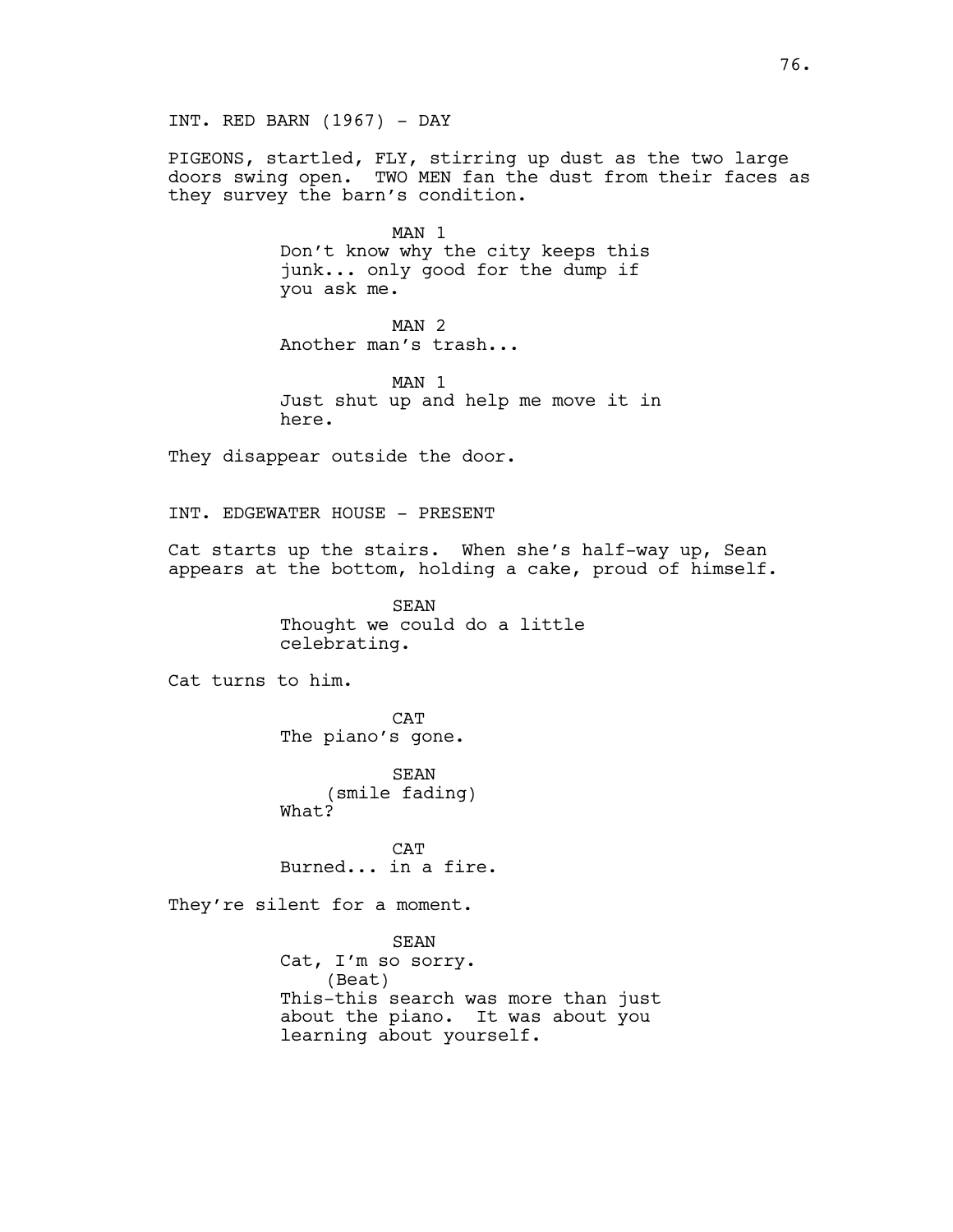INT. RED BARN (1967) - DAY

PIGEONS, startled, FLY, stirring up dust as the two large doors swing open. TWO MEN fan the dust from their faces as they survey the barn's condition.

MAN 1
Don't know why the city keeps this junk... only good for the dump if you ask me.

MAN 2
Another man's trash...

MAN 1
Just shut up and help me move it in here.

They disappear outside the door.

INT. EDGEWATER HOUSE - PRESENT

Cat starts up the stairs. When she's half-way up, Sean appears at the bottom, holding a cake, proud of himself.

SEAN
Thought we could do a little celebrating.

Cat turns to him.

CAT
The piano's gone.

SEAN
(smile fading)
What?

CAT
Burned... in a fire.

They're silent for a moment.

SEAN
Cat, I'm so sorry.
(Beat)
This-this search was more than just about the piano. It was about you learning about yourself.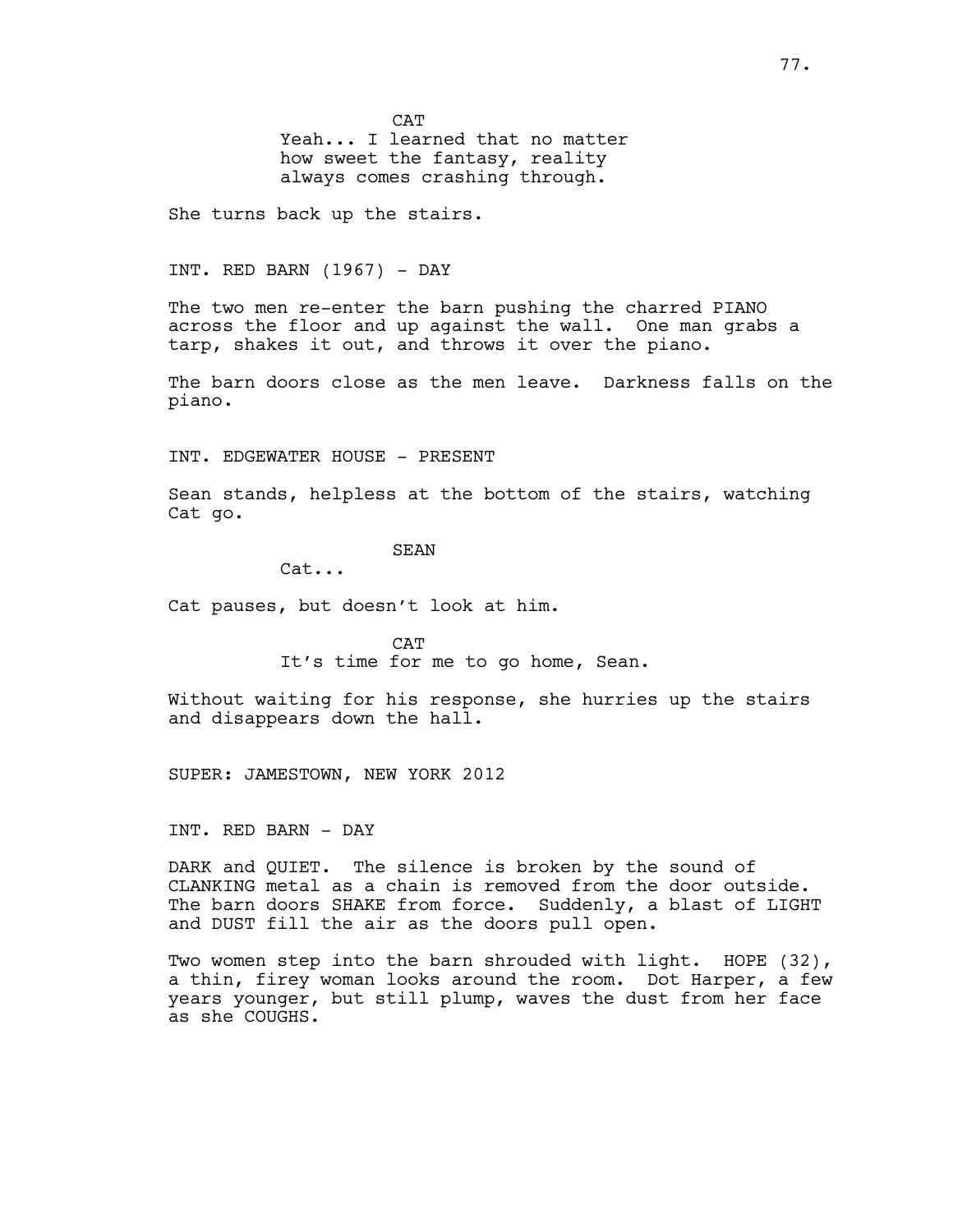CAT

Yeah... I learned that no matter how sweet the fantasy, reality always comes crashing through.

She turns back up the stairs.

INT. RED BARN (1967) - DAY

The two men re-enter the barn pushing the charred PIANO across the floor and up against the wall. One man grabs a tarp, shakes it out, and throws it over the piano.

The barn doors close as the men leave. Darkness falls on the piano.

INT. EDGEWATER HOUSE - PRESENT

Sean stands, helpless at the bottom of the stairs, watching Cat go.

SEAN

Cat...

Cat pauses, but doesn't look at him.

CAT

It's time for me to go home, Sean.

Without waiting for his response, she hurries up the stairs and disappears down the hall.

SUPER: JAMESTOWN, NEW YORK 2012

INT. RED BARN - DAY

DARK and QUIET. The silence is broken by the sound of CLANKING metal as a chain is removed from the door outside. The barn doors SHAKE from force. Suddenly, a blast of LIGHT and DUST fill the air as the doors pull open.

Two women step into the barn shrouded with light. HOPE (32), a thin, firey woman looks around the room. Dot Harper, a few years younger, but still plump, waves the dust from her face as she COUGHS.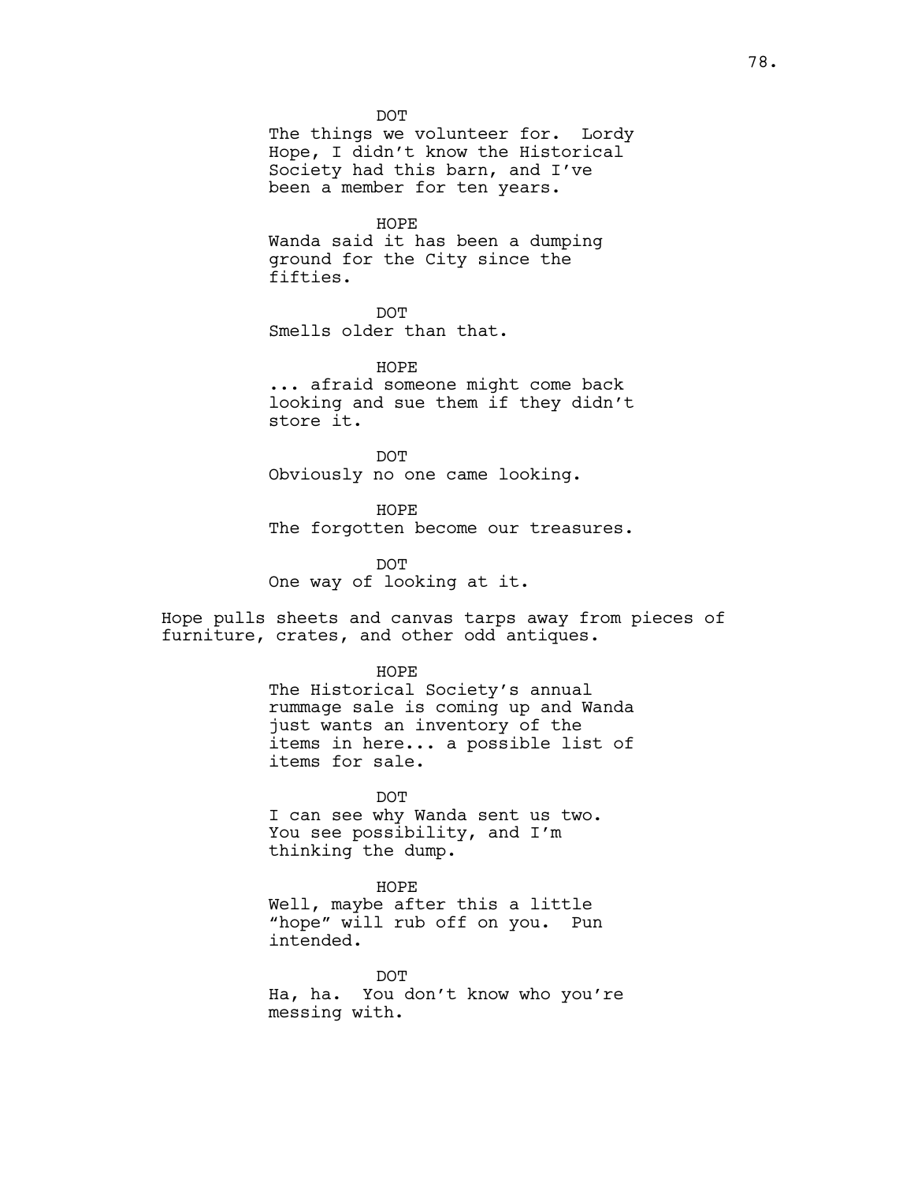DOT
The things we volunteer for. Lordy Hope, I didn't know the Historical Society had this barn, and I've been a member for ten years.

HOPE
Wanda said it has been a dumping ground for the City since the fifties.

DOT
Smells older than that.

HOPE
... afraid someone might come back looking and sue them if they didn't store it.

DOT
Obviously no one came looking.

HOPE
The forgotten become our treasures.

DOT
One way of looking at it.

Hope pulls sheets and canvas tarps away from pieces of furniture, crates, and other odd antiques.

HOPE
The Historical Society's annual rummage sale is coming up and Wanda just wants an inventory of the items in here... a possible list of items for sale.

DOT
I can see why Wanda sent us two. You see possibility, and I'm thinking the dump.

HOPE
Well, maybe after this a little "hope" will rub off on you. Pun intended.

DOT
Ha, ha. You don't know who you're messing with.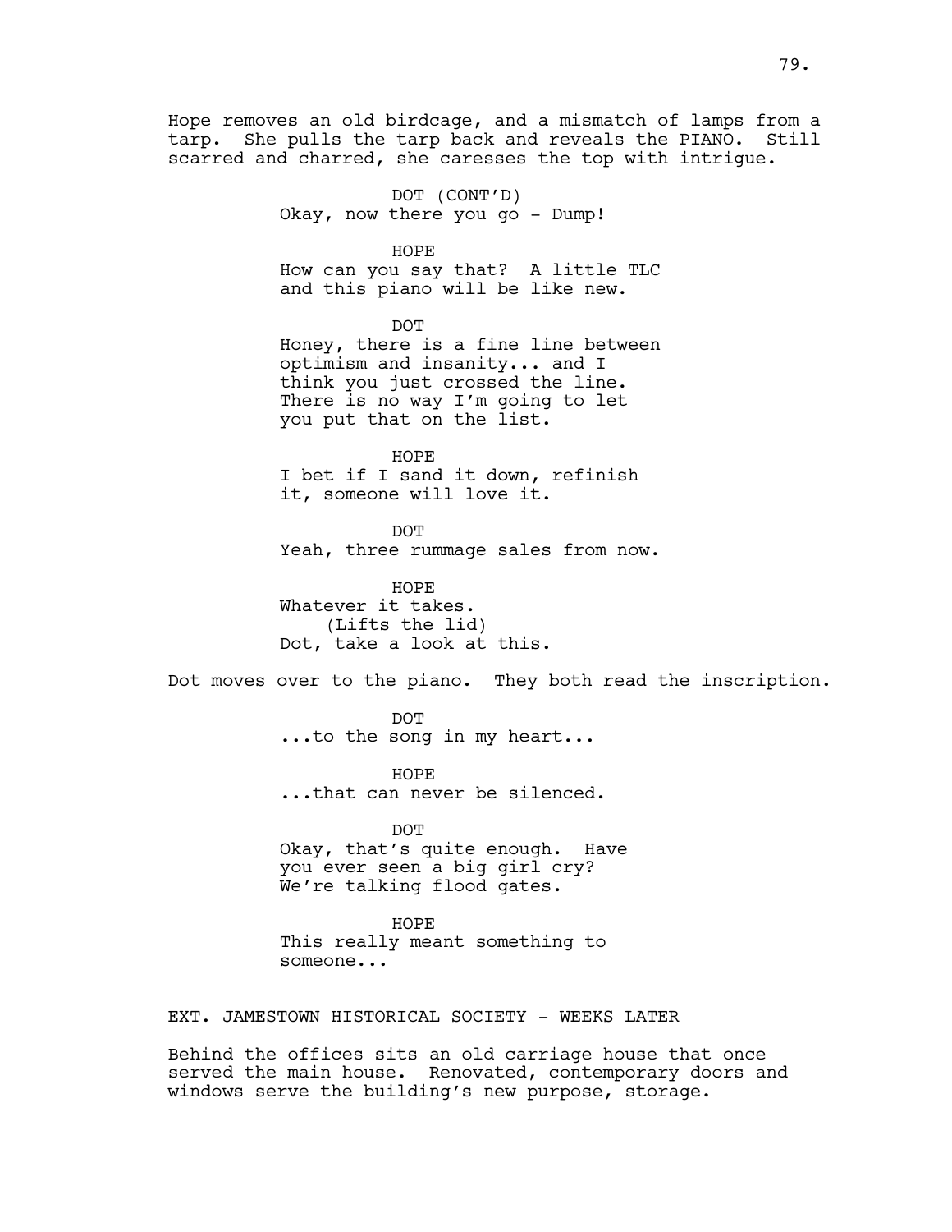Hope removes an old birdcage, and a mismatch of lamps from a tarp. She pulls the tarp back and reveals the PIANO. Still scarred and charred, she caresses the top with intrigue.

DOT (CONT'D)
Okay, now there you go - Dump!

HOPE
How can you say that? A little TLC and this piano will be like new.

DOT
Honey, there is a fine line between optimism and insanity... and I think you just crossed the line. There is no way I'm going to let you put that on the list.

HOPE
I bet if I sand it down, refinish it, someone will love it.

DOT
Yeah, three rummage sales from now.

HOPE
Whatever it takes.
(Lifts the lid)
Dot, take a look at this.

Dot moves over to the piano. They both read the inscription.

DOT
...to the song in my heart...

HOPE
...that can never be silenced.

DOT
Okay, that's quite enough. Have you ever seen a big girl cry? We're talking flood gates.

HOPE
This really meant something to someone...

EXT. JAMESTOWN HISTORICAL SOCIETY - WEEKS LATER

Behind the offices sits an old carriage house that once served the main house. Renovated, contemporary doors and windows serve the building's new purpose, storage.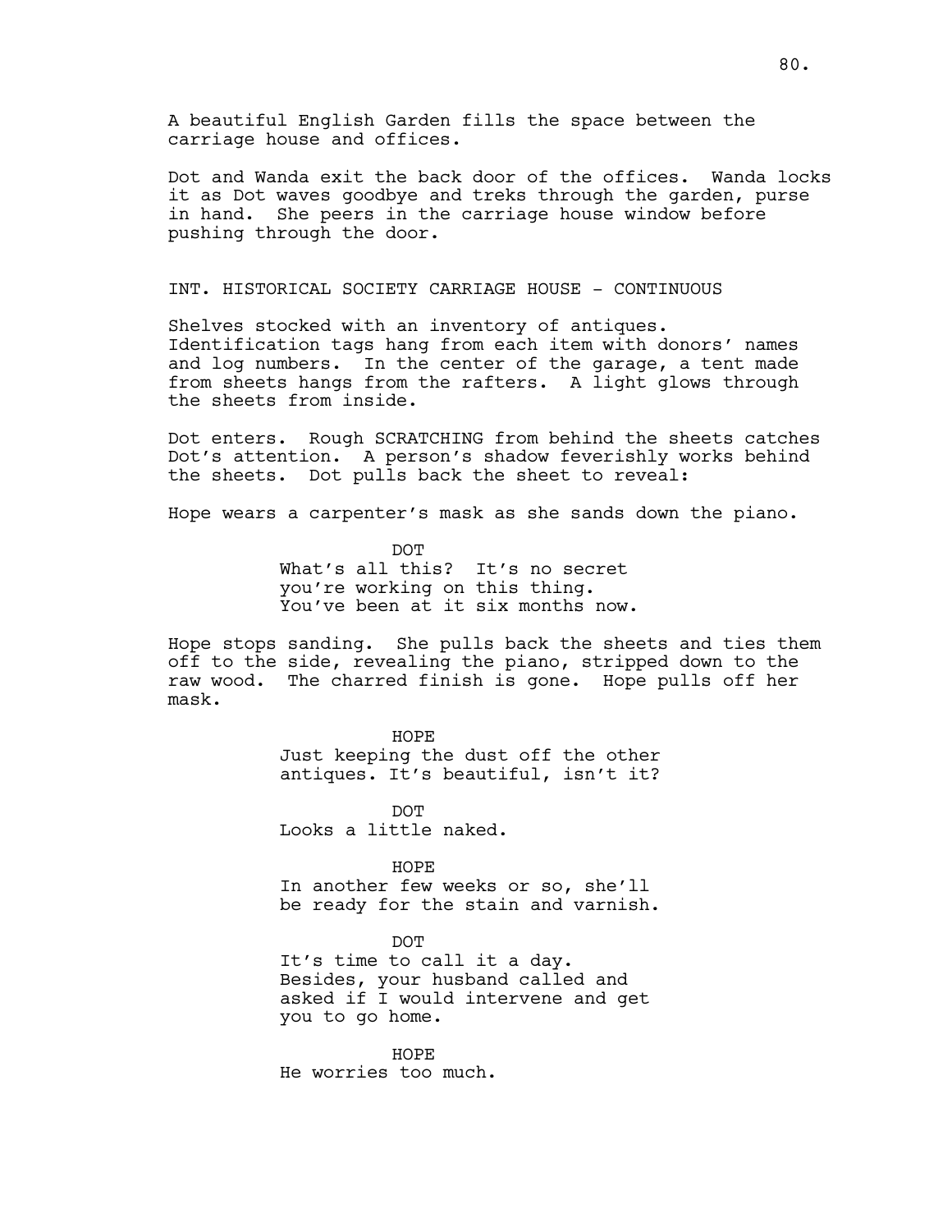A beautiful English Garden fills the space between the carriage house and offices.

Dot and Wanda exit the back door of the offices. Wanda locks it as Dot waves goodbye and treks through the garden, purse in hand. She peers in the carriage house window before pushing through the door.

INT. HISTORICAL SOCIETY CARRIAGE HOUSE - CONTINUOUS

Shelves stocked with an inventory of antiques. Identification tags hang from each item with donors' names and log numbers. In the center of the garage, a tent made from sheets hangs from the rafters. A light glows through the sheets from inside.

Dot enters. Rough SCRATCHING from behind the sheets catches Dot's attention. A person's shadow feverishly works behind the sheets. Dot pulls back the sheet to reveal:

Hope wears a carpenter's mask as she sands down the piano.

DOT
What's all this? It's no secret you're working on this thing. You've been at it six months now.

Hope stops sanding. She pulls back the sheets and ties them off to the side, revealing the piano, stripped down to the raw wood. The charred finish is gone. Hope pulls off her mask.

HOPE
Just keeping the dust off the other antiques. It's beautiful, isn't it?

DOT
Looks a little naked.

HOPE
In another few weeks or so, she'll be ready for the stain and varnish.

DOT
It's time to call it a day. Besides, your husband called and asked if I would intervene and get you to go home.

HOPE
He worries too much.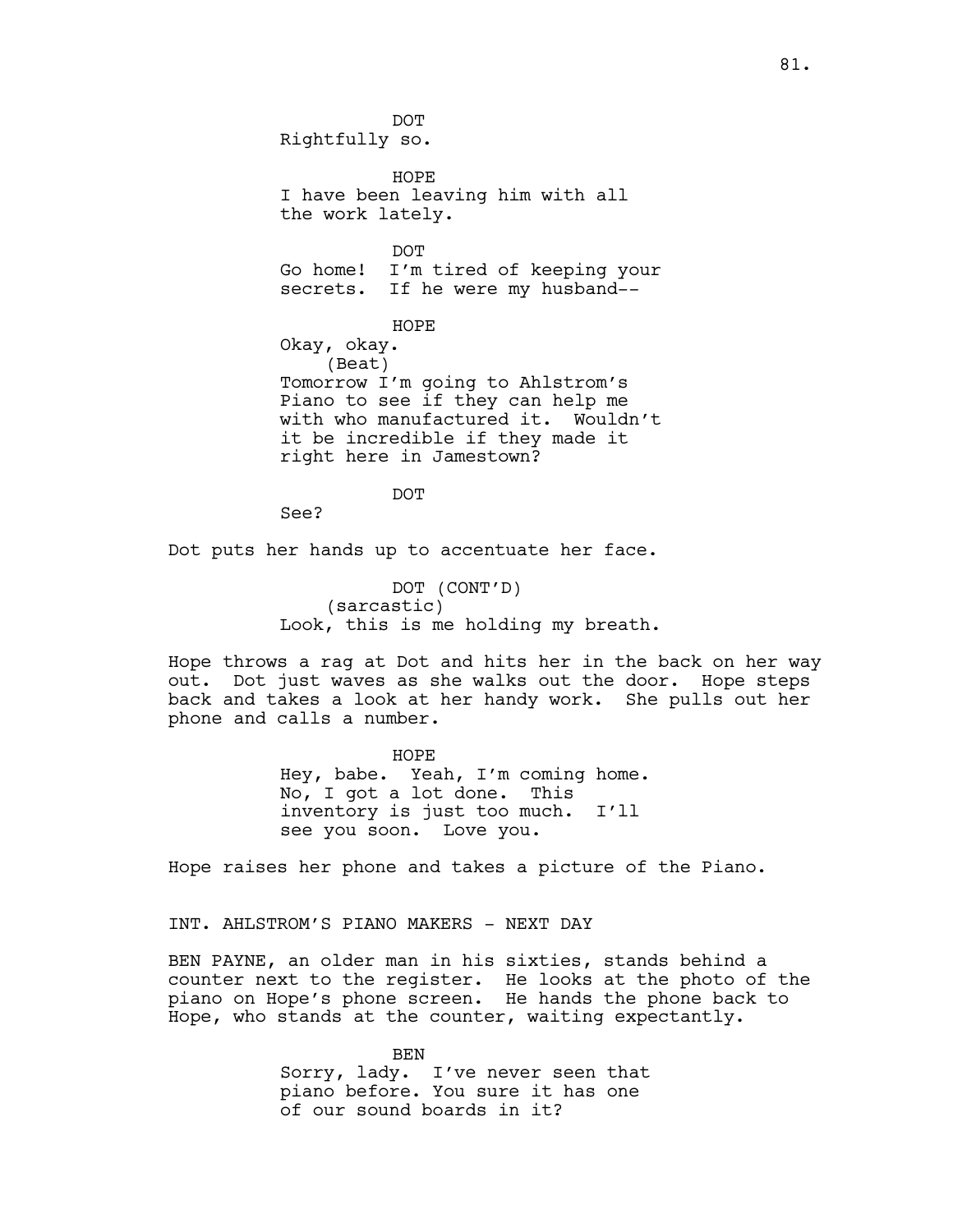DOT
Rightfully so.

HOPE
I have been leaving him with all the work lately.

DOT
Go home! I'm tired of keeping your secrets. If he were my husband--

HOPE
Okay, okay.
(Beat)
Tomorrow I'm going to Ahlstrom's Piano to see if they can help me with who manufactured it. Wouldn't it be incredible if they made it right here in Jamestown?

DOT
See?

Dot puts her hands up to accentuate her face.

DOT (CONT'D)
(sarcastic)
Look, this is me holding my breath.

Hope throws a rag at Dot and hits her in the back on her way out. Dot just waves as she walks out the door. Hope steps back and takes a look at her handy work. She pulls out her phone and calls a number.

HOPE
Hey, babe. Yeah, I'm coming home. No, I got a lot done. This inventory is just too much. I'll see you soon. Love you.

Hope raises her phone and takes a picture of the Piano.

INT. AHLSTROM'S PIANO MAKERS - NEXT DAY

BEN PAYNE, an older man in his sixties, stands behind a counter next to the register. He looks at the photo of the piano on Hope's phone screen. He hands the phone back to Hope, who stands at the counter, waiting expectantly.

BEN
Sorry, lady. I've never seen that piano before. You sure it has one of our sound boards in it?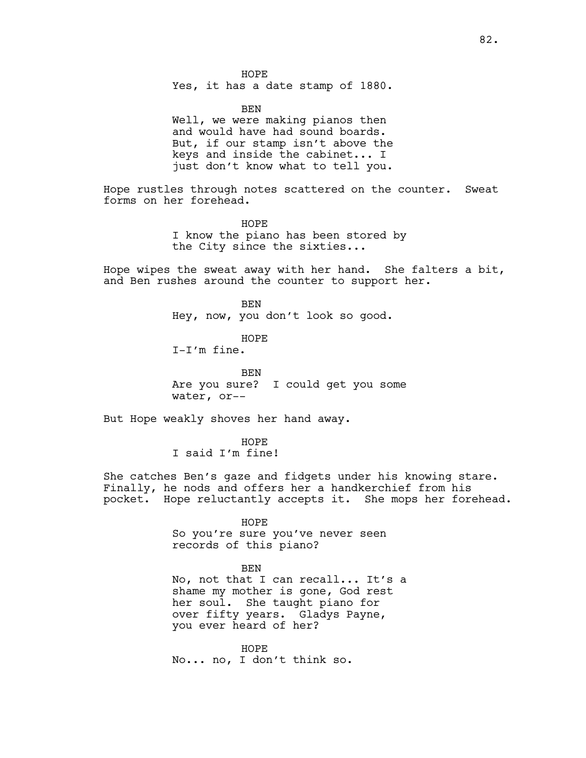HOPE
Yes, it has a date stamp of 1880.

BEN
Well, we were making pianos then and would have had sound boards. But, if our stamp isn't above the keys and inside the cabinet... I just don't know what to tell you.

Hope rustles through notes scattered on the counter. Sweat forms on her forehead.

HOPE
I know the piano has been stored by the City since the sixties...

Hope wipes the sweat away with her hand. She falters a bit, and Ben rushes around the counter to support her.

BEN
Hey, now, you don't look so good.

HOPE
I-I'm fine.

BEN
Are you sure? I could get you some water, or--

But Hope weakly shoves her hand away.

HOPE
I said I'm fine!

She catches Ben's gaze and fidgets under his knowing stare. Finally, he nods and offers her a handkerchief from his pocket. Hope reluctantly accepts it. She mops her forehead.

HOPE
So you're sure you've never seen records of this piano?

BEN
No, not that I can recall... It's a shame my mother is gone, God rest her soul. She taught piano for over fifty years. Gladys Payne, you ever heard of her?

HOPE
No... no, I don't think so.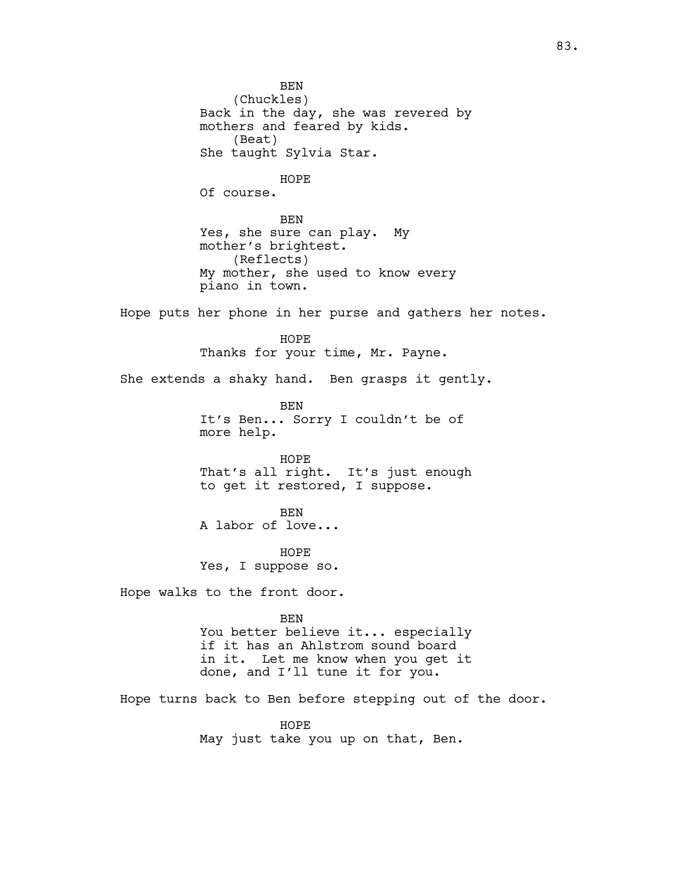BEN
(Chuckles)
Back in the day, she was revered by mothers and feared by kids.
(Beat)
She taught Sylvia Star.

HOPE
Of course.

BEN
Yes, she sure can play. My mother's brightest.
(Reflects)
My mother, she used to know every piano in town.

Hope puts her phone in her purse and gathers her notes.

HOPE
Thanks for your time, Mr. Payne.

She extends a shaky hand. Ben grasps it gently.

BEN
It's Ben... Sorry I couldn't be of more help.

HOPE
That's all right. It's just enough to get it restored, I suppose.

BEN
A labor of love...

HOPE
Yes, I suppose so.

Hope walks to the front door.

BEN
You better believe it... especially if it has an Ahlstrom sound board in it. Let me know when you get it done, and I'll tune it for you.

Hope turns back to Ben before stepping out of the door.

HOPE
May just take you up on that, Ben.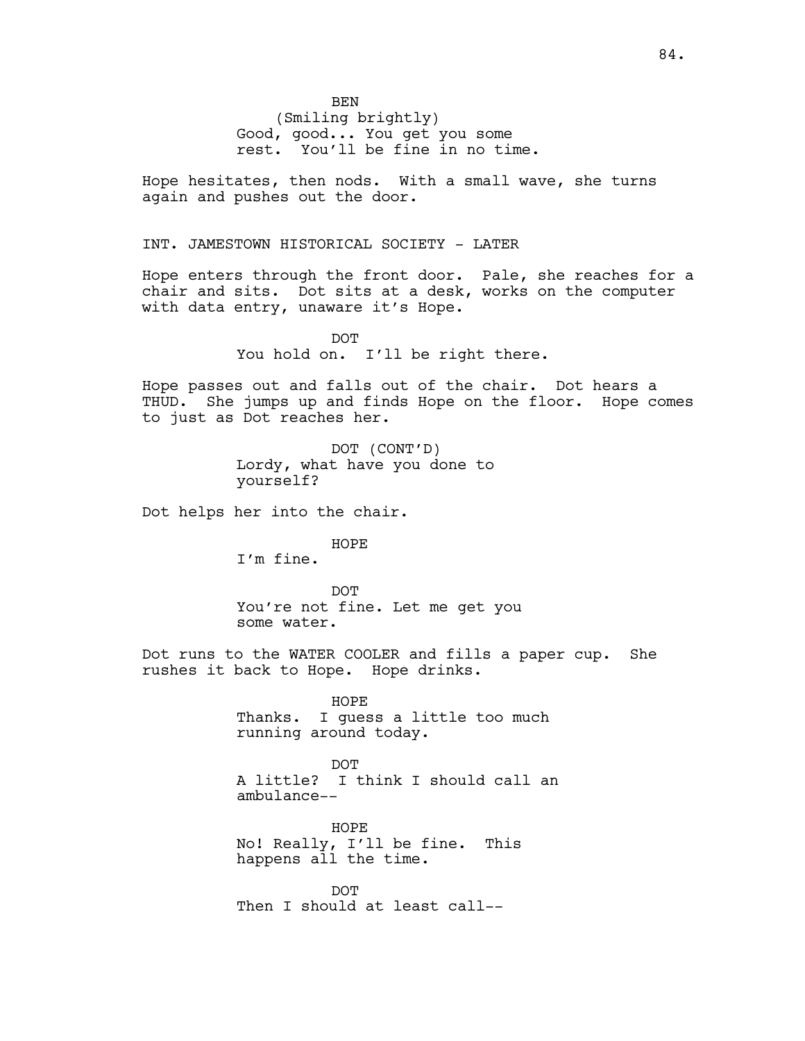BEN
(Smiling brightly)
Good, good... You get you some rest. You'll be fine in no time.

Hope hesitates, then nods. With a small wave, she turns again and pushes out the door.

INT. JAMESTOWN HISTORICAL SOCIETY - LATER

Hope enters through the front door. Pale, she reaches for a chair and sits. Dot sits at a desk, works on the computer with data entry, unaware it's Hope.

DOT
You hold on. I'll be right there.

Hope passes out and falls out of the chair. Dot hears a THUD. She jumps up and finds Hope on the floor. Hope comes to just as Dot reaches her.

DOT (CONT'D)
Lordy, what have you done to yourself?

Dot helps her into the chair.

HOPE
I'm fine.

DOT
You're not fine. Let me get you some water.

Dot runs to the WATER COOLER and fills a paper cup. She rushes it back to Hope. Hope drinks.

HOPE
Thanks. I guess a little too much running around today.

DOT
A little? I think I should call an ambulance--

HOPE
No! Really, I'll be fine. This happens all the time.

DOT
Then I should at least call--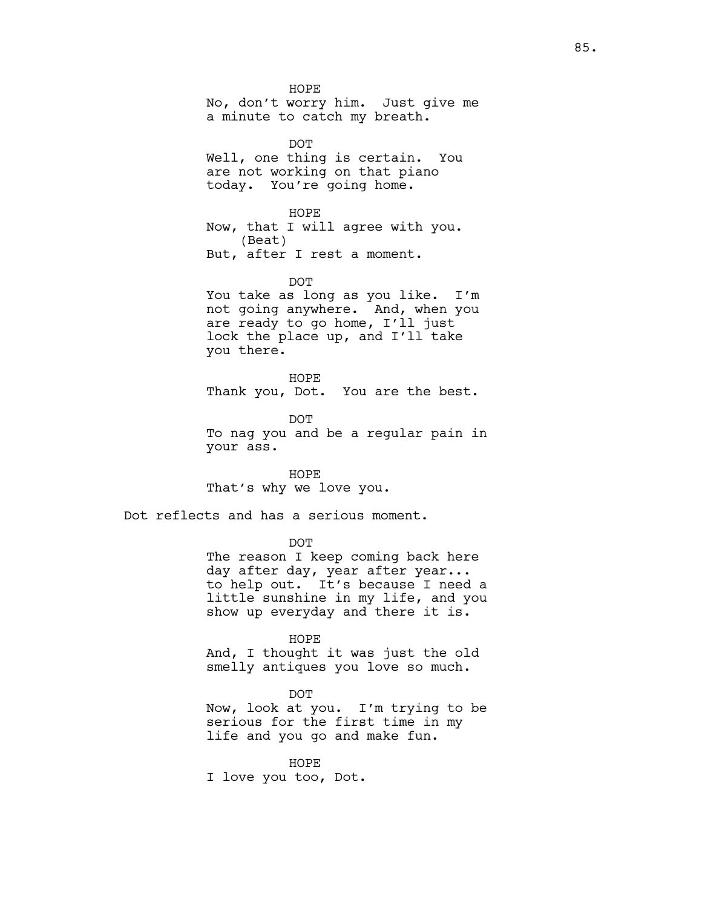HOPE

No, don't worry him. Just give me a minute to catch my breath.

DOT

Well, one thing is certain. You are not working on that piano today. You're going home.

HOPE

Now, that I will agree with you.

(Beat)

But, after I rest a moment.

DOT

You take as long as you like. I'm not going anywhere. And, when you are ready to go home, I'll just lock the place up, and I'll take you there.

HOPE

Thank you, Dot. You are the best.

DOT

To nag you and be a regular pain in your ass.

HOPE

That's why we love you.

Dot reflects and has a serious moment.

DOT

The reason I keep coming back here day after day, year after year... to help out. It's because I need a little sunshine in my life, and you show up everyday and there it is.

HOPE

And, I thought it was just the old smelly antiques you love so much.

DOT

Now, look at you. I'm trying to be serious for the first time in my life and you go and make fun.

HOPE

I love you too, Dot.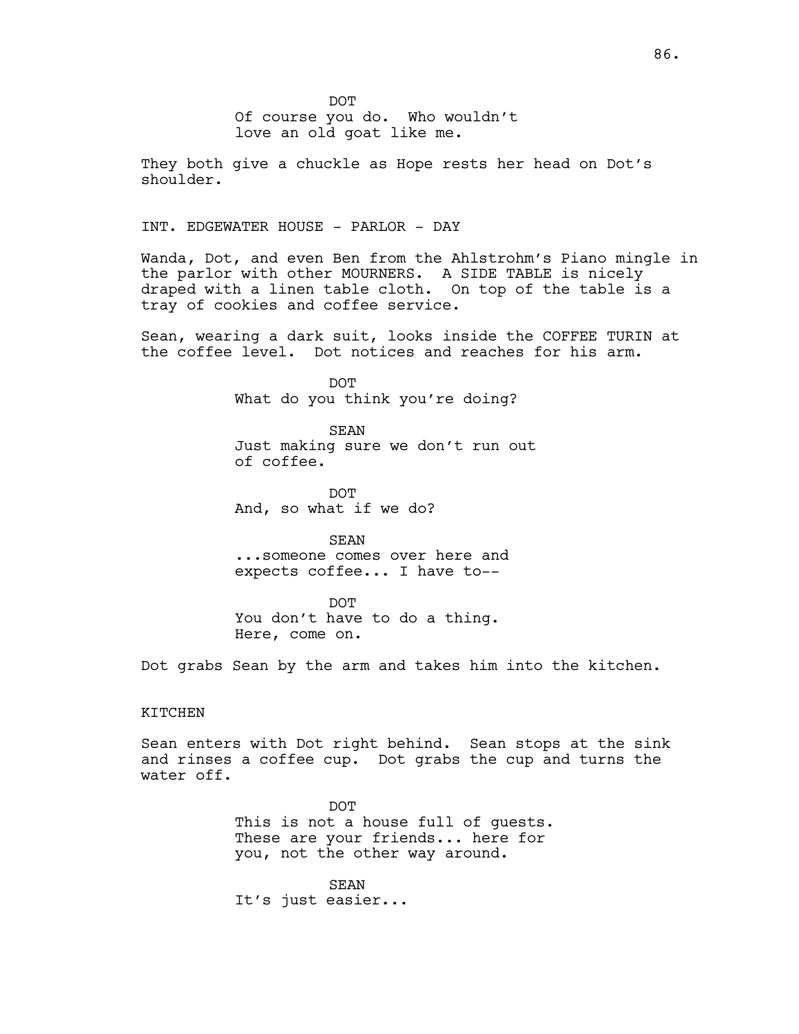DOT
Of course you do. Who wouldn't love an old goat like me.

They both give a chuckle as Hope rests her head on Dot's shoulder.

INT. EDGEWATER HOUSE - PARLOR - DAY

Wanda, Dot, and even Ben from the Ahlstrohm's Piano mingle in the parlor with other MOURNERS. A SIDE TABLE is nicely draped with a linen table cloth. On top of the table is a tray of cookies and coffee service.

Sean, wearing a dark suit, looks inside the COFFEE TURIN at the coffee level. Dot notices and reaches for his arm.

DOT
What do you think you're doing?

SEAN
Just making sure we don't run out of coffee.

DOT
And, so what if we do?

SEAN
...someone comes over here and expects coffee... I have to--

DOT
You don't have to do a thing. Here, come on.

Dot grabs Sean by the arm and takes him into the kitchen.

KITCHEN

Sean enters with Dot right behind. Sean stops at the sink and rinses a coffee cup. Dot grabs the cup and turns the water off.

DOT
This is not a house full of guests. These are your friends... here for you, not the other way around.

SEAN
It's just easier...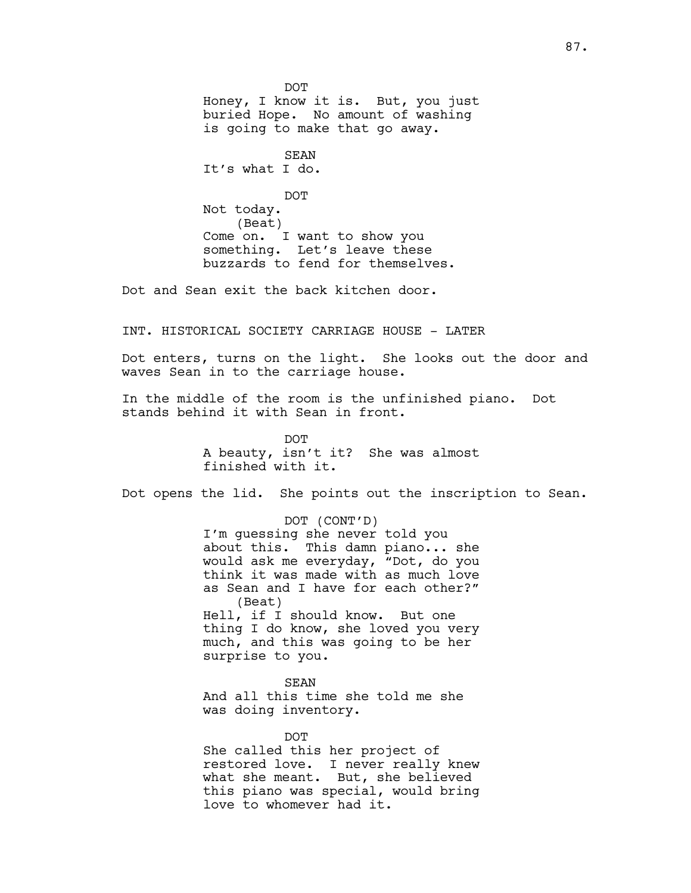DOT
Honey, I know it is. But, you just buried Hope. No amount of washing is going to make that go away.

SEAN
It's what I do.

DOT
Not today.
(Beat)
Come on. I want to show you something. Let's leave these buzzards to fend for themselves.

Dot and Sean exit the back kitchen door.

INT. HISTORICAL SOCIETY CARRIAGE HOUSE - LATER

Dot enters, turns on the light. She looks out the door and waves Sean in to the carriage house.

In the middle of the room is the unfinished piano. Dot stands behind it with Sean in front.

DOT
A beauty, isn't it? She was almost finished with it.

Dot opens the lid. She points out the inscription to Sean.

DOT (CONT'D)
I'm guessing she never told you about this. This damn piano... she would ask me everyday, "Dot, do you think it was made with as much love as Sean and I have for each other?"
(Beat)
Hell, if I should know. But one thing I do know, she loved you very much, and this was going to be her surprise to you.

SEAN
And all this time she told me she was doing inventory.

DOT
She called this her project of restored love. I never really knew what she meant. But, she believed this piano was special, would bring love to whomever had it.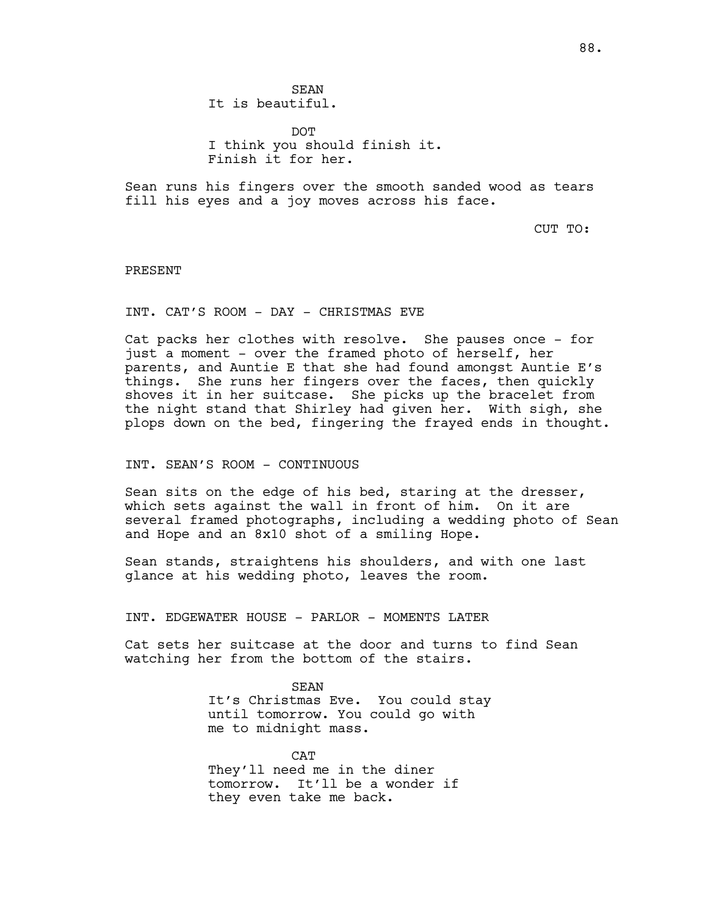SEAN
It is beautiful.

DOT
I think you should finish it.
Finish it for her.

Sean runs his fingers over the smooth sanded wood as tears fill his eyes and a joy moves across his face.

CUT TO:

PRESENT

INT. CAT'S ROOM - DAY - CHRISTMAS EVE

Cat packs her clothes with resolve. She pauses once - for just a moment - over the framed photo of herself, her parents, and Auntie E that she had found amongst Auntie E's things. She runs her fingers over the faces, then quickly shoves it in her suitcase. She picks up the bracelet from the night stand that Shirley had given her. With sigh, she plops down on the bed, fingering the frayed ends in thought.

INT. SEAN'S ROOM - CONTINUOUS

Sean sits on the edge of his bed, staring at the dresser, which sets against the wall in front of him. On it are several framed photographs, including a wedding photo of Sean and Hope and an 8x10 shot of a smiling Hope.

Sean stands, straightens his shoulders, and with one last glance at his wedding photo, leaves the room.

INT. EDGEWATER HOUSE - PARLOR - MOMENTS LATER

Cat sets her suitcase at the door and turns to find Sean watching her from the bottom of the stairs.

SEAN
It's Christmas Eve. You could stay until tomorrow. You could go with me to midnight mass.

CAT
They'll need me in the diner tomorrow. It'll be a wonder if they even take me back.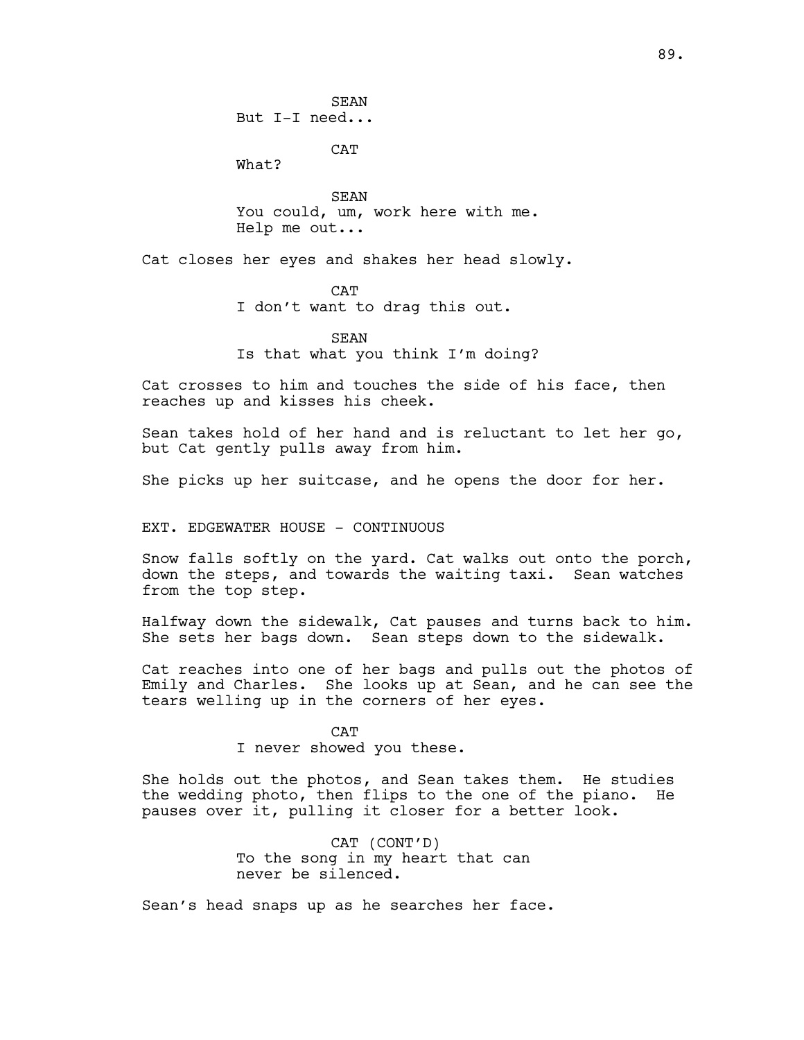SEAN
But I-I need...

CAT
What?

SEAN
You could, um, work here with me.
Help me out...

Cat closes her eyes and shakes her head slowly.

CAT
I don't want to drag this out.

SEAN
Is that what you think I'm doing?

Cat crosses to him and touches the side of his face, then reaches up and kisses his cheek.

Sean takes hold of her hand and is reluctant to let her go, but Cat gently pulls away from him.

She picks up her suitcase, and he opens the door for her.

EXT. EDGEWATER HOUSE - CONTINUOUS

Snow falls softly on the yard. Cat walks out onto the porch, down the steps, and towards the waiting taxi. Sean watches from the top step.

Halfway down the sidewalk, Cat pauses and turns back to him. She sets her bags down. Sean steps down to the sidewalk.

Cat reaches into one of her bags and pulls out the photos of Emily and Charles. She looks up at Sean, and he can see the tears welling up in the corners of her eyes.

CAT
I never showed you these.

She holds out the photos, and Sean takes them. He studies the wedding photo, then flips to the one of the piano. He pauses over it, pulling it closer for a better look.

CAT (CONT'D)
To the song in my heart that can
never be silenced.

Sean's head snaps up as he searches her face.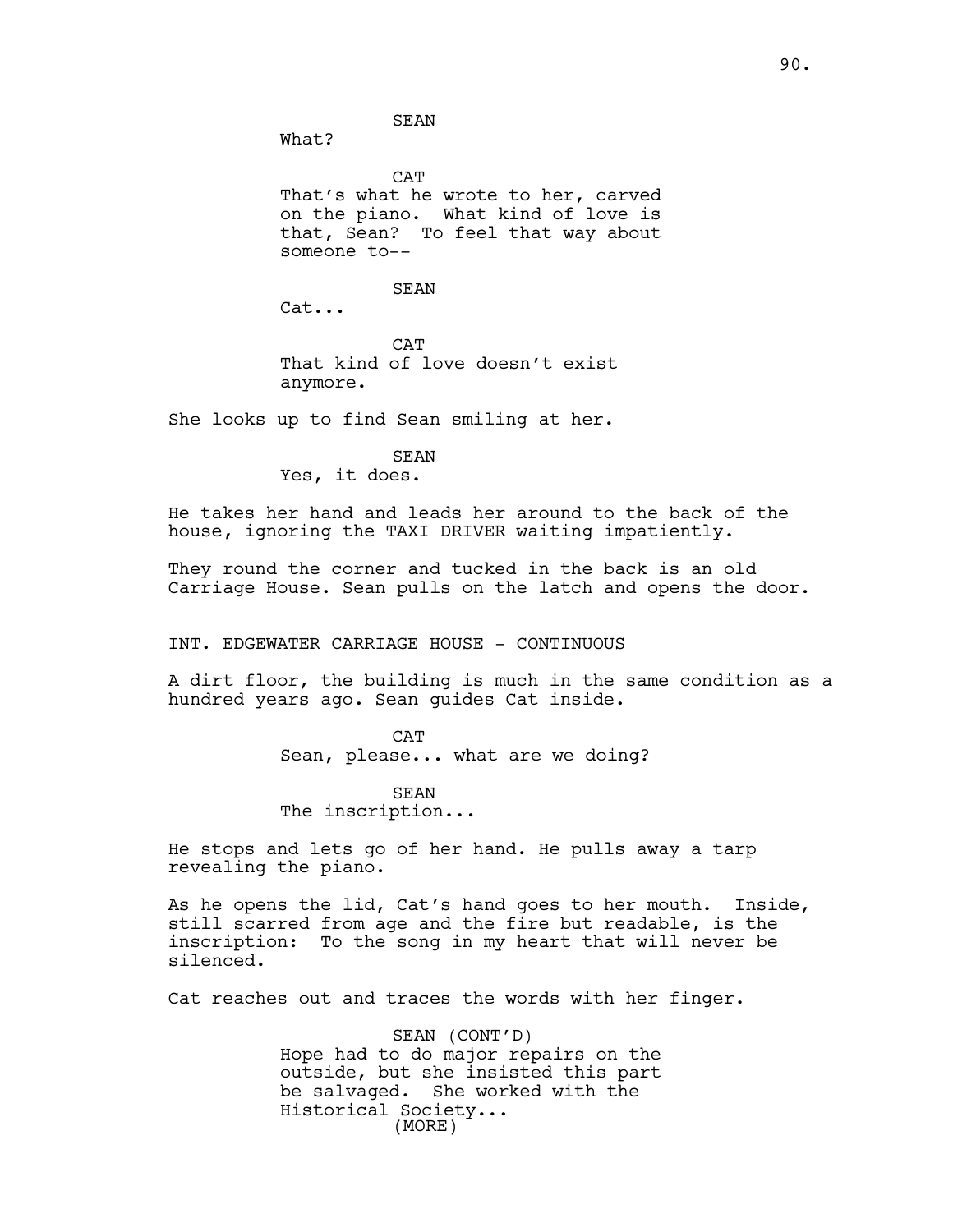SEAN

What?

CAT

That's what he wrote to her, carved on the piano. What kind of love is that, Sean? To feel that way about someone to--

SEAN

Cat...

CAT

That kind of love doesn't exist anymore.

She looks up to find Sean smiling at her.

SEAN

Yes, it does.

He takes her hand and leads her around to the back of the house, ignoring the TAXI DRIVER waiting impatiently.

They round the corner and tucked in the back is an old Carriage House. Sean pulls on the latch and opens the door.

INT. EDGEWATER CARRIAGE HOUSE - CONTINUOUS

A dirt floor, the building is much in the same condition as a hundred years ago. Sean guides Cat inside.

CAT

Sean, please... what are we doing?

SEAN

The inscription...

He stops and lets go of her hand. He pulls away a tarp revealing the piano.

As he opens the lid, Cat's hand goes to her mouth. Inside, still scarred from age and the fire but readable, is the inscription: To the song in my heart that will never be silenced.

Cat reaches out and traces the words with her finger.

SEAN (CONT'D)

Hope had to do major repairs on the outside, but she insisted this part be salvaged. She worked with the Historical Society...

(MORE)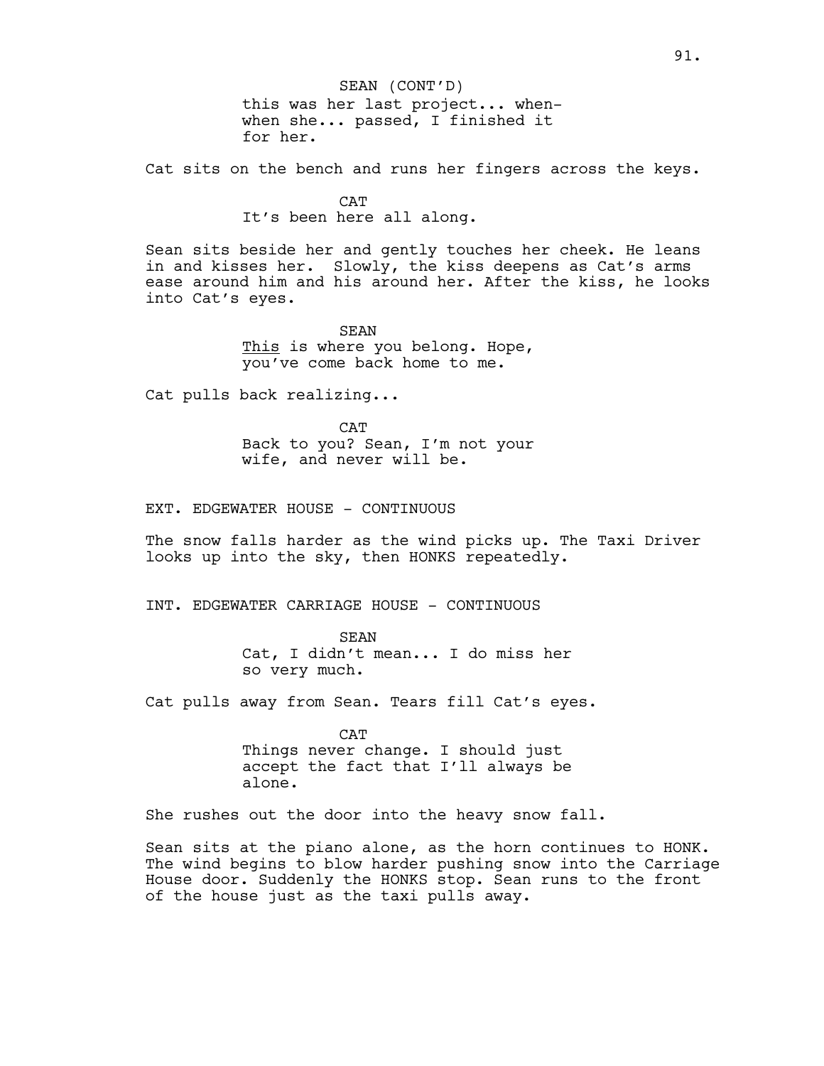SEAN (CONT'D)
this was her last project... when-when she... passed, I finished it for her.

Cat sits on the bench and runs her fingers across the keys.

CAT
It's been here all along.

Sean sits beside her and gently touches her cheek. He leans in and kisses her. Slowly, the kiss deepens as Cat's arms ease around him and his around her. After the kiss, he looks into Cat's eyes.

SEAN
This is where you belong. Hope, you've come back home to me.

Cat pulls back realizing...

CAT
Back to you? Sean, I'm not your wife, and never will be.

EXT. EDGEWATER HOUSE - CONTINUOUS

The snow falls harder as the wind picks up. The Taxi Driver looks up into the sky, then HONKS repeatedly.

INT. EDGEWATER CARRIAGE HOUSE - CONTINUOUS

SEAN
Cat, I didn't mean... I do miss her so very much.

Cat pulls away from Sean. Tears fill Cat's eyes.

CAT
Things never change. I should just accept the fact that I'll always be alone.

She rushes out the door into the heavy snow fall.

Sean sits at the piano alone, as the horn continues to HONK. The wind begins to blow harder pushing snow into the Carriage House door. Suddenly the HONKS stop. Sean runs to the front of the house just as the taxi pulls away.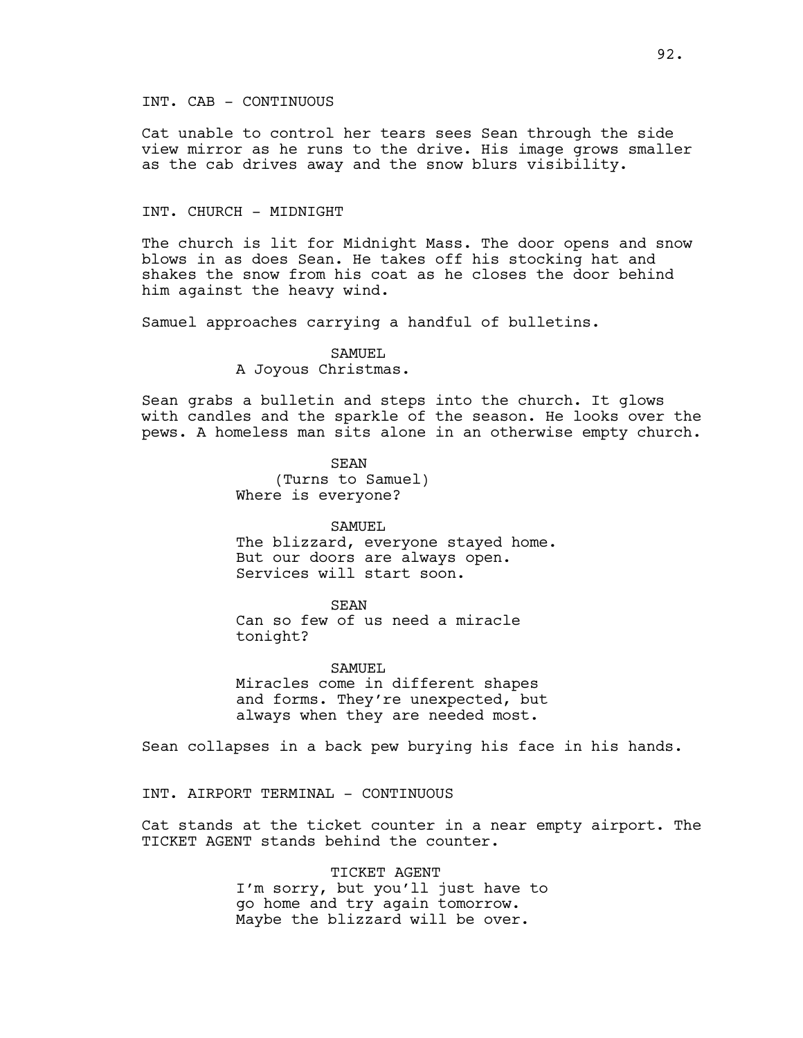INT. CAB - CONTINUOUS

Cat unable to control her tears sees Sean through the side view mirror as he runs to the drive. His image grows smaller as the cab drives away and the snow blurs visibility.

INT. CHURCH - MIDNIGHT

The church is lit for Midnight Mass. The door opens and snow blows in as does Sean. He takes off his stocking hat and shakes the snow from his coat as he closes the door behind him against the heavy wind.

Samuel approaches carrying a handful of bulletins.

SAMUEL
A Joyous Christmas.

Sean grabs a bulletin and steps into the church. It glows with candles and the sparkle of the season. He looks over the pews. A homeless man sits alone in an otherwise empty church.

SEAN
(Turns to Samuel)
Where is everyone?

SAMUEL
The blizzard, everyone stayed home.
But our doors are always open.
Services will start soon.

SEAN
Can so few of us need a miracle
tonight?

SAMUEL
Miracles come in different shapes
and forms. They're unexpected, but
always when they are needed most.

Sean collapses in a back pew burying his face in his hands.

INT. AIRPORT TERMINAL - CONTINUOUS

Cat stands at the ticket counter in a near empty airport. The TICKET AGENT stands behind the counter.

TICKET AGENT
I'm sorry, but you'll just have to
go home and try again tomorrow.
Maybe the blizzard will be over.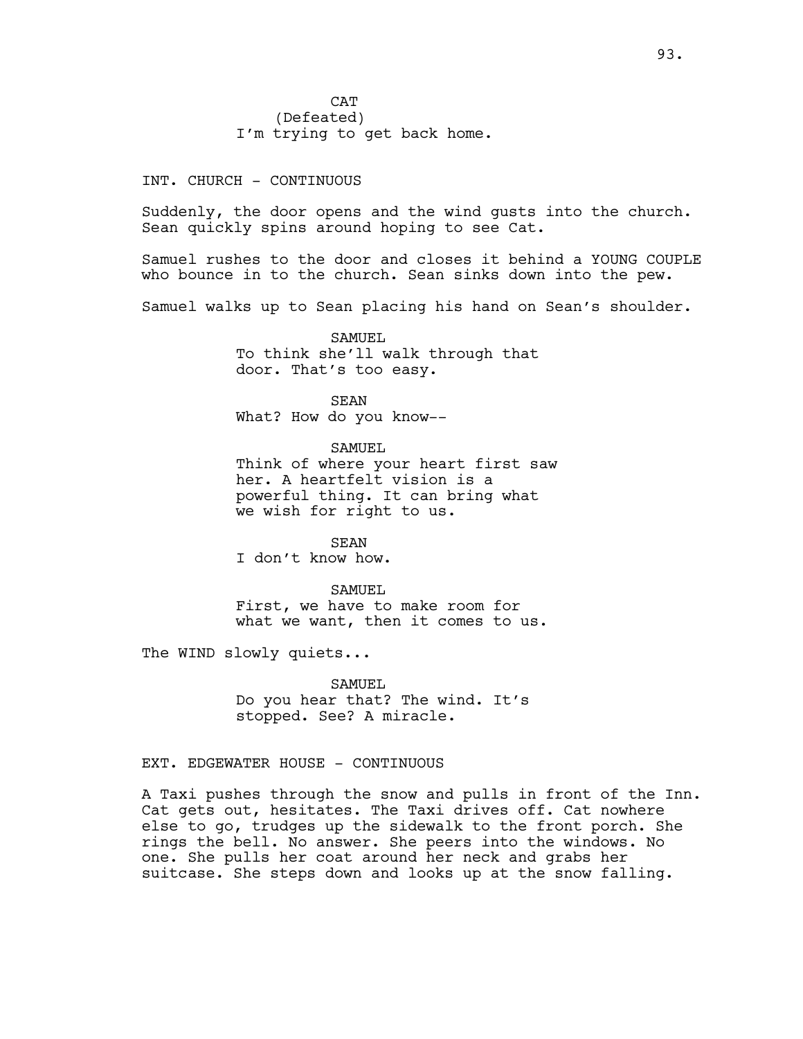CAT
(Defeated)
I'm trying to get back home.

INT. CHURCH - CONTINUOUS

Suddenly, the door opens and the wind gusts into the church. Sean quickly spins around hoping to see Cat.

Samuel rushes to the door and closes it behind a YOUNG COUPLE who bounce in to the church. Sean sinks down into the pew.

Samuel walks up to Sean placing his hand on Sean's shoulder.

SAMUEL
To think she'll walk through that door. That's too easy.

SEAN
What? How do you know--

SAMUEL
Think of where your heart first saw her. A heartfelt vision is a powerful thing. It can bring what we wish for right to us.

SEAN
I don't know how.

SAMUEL
First, we have to make room for what we want, then it comes to us.

The WIND slowly quiets...

SAMUEL
Do you hear that? The wind. It's stopped. See? A miracle.

EXT. EDGEWATER HOUSE - CONTINUOUS

A Taxi pushes through the snow and pulls in front of the Inn. Cat gets out, hesitates. The Taxi drives off. Cat nowhere else to go, trudges up the sidewalk to the front porch. She rings the bell. No answer. She peers into the windows. No one. She pulls her coat around her neck and grabs her suitcase. She steps down and looks up at the snow falling.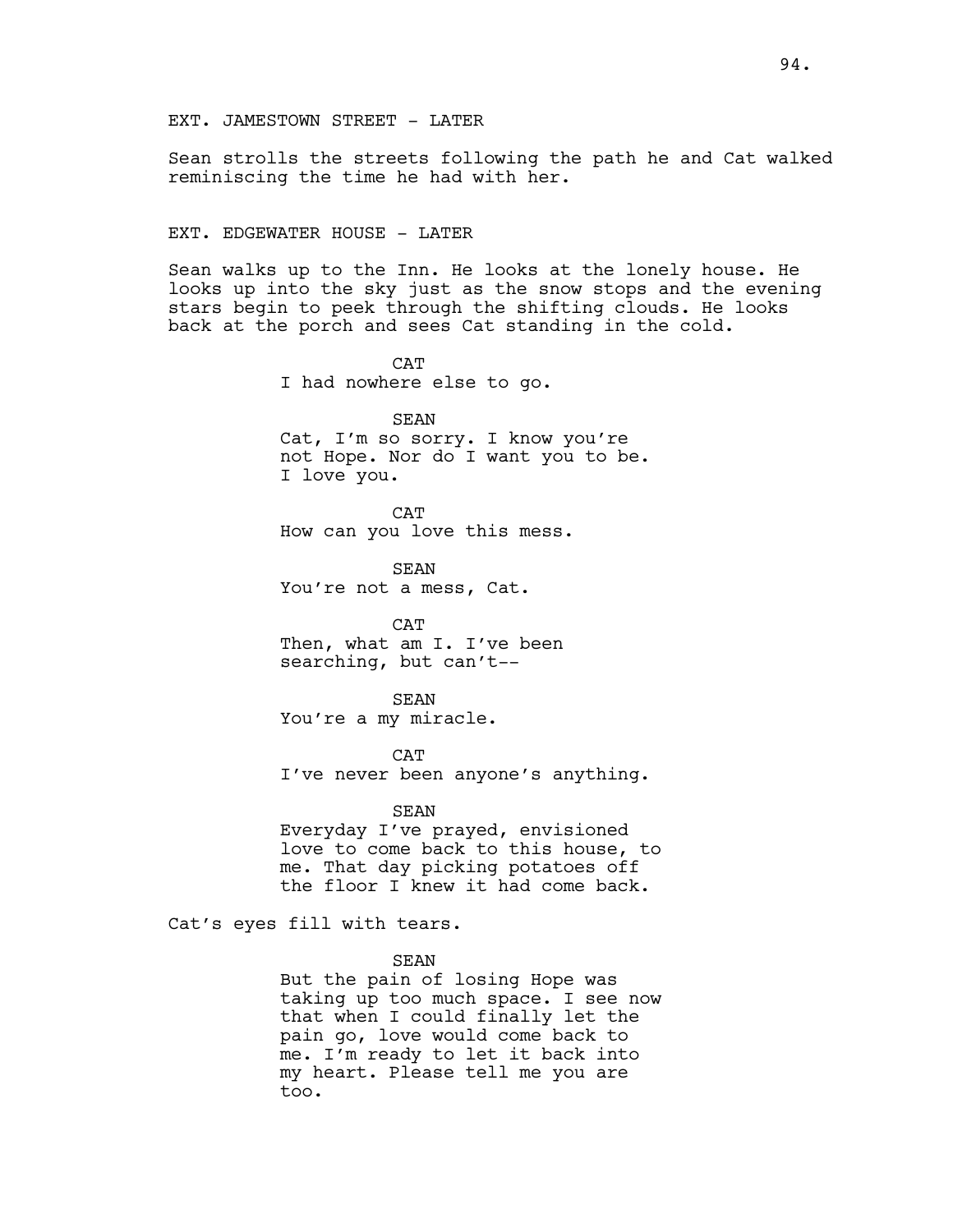EXT. JAMESTOWN STREET - LATER

Sean strolls the streets following the path he and Cat walked reminiscing the time he had with her.

EXT. EDGEWATER HOUSE - LATER

Sean walks up to the Inn. He looks at the lonely house. He looks up into the sky just as the snow stops and the evening stars begin to peek through the shifting clouds. He looks back at the porch and sees Cat standing in the cold.

CAT
I had nowhere else to go.

SEAN
Cat, I'm so sorry. I know you're not Hope. Nor do I want you to be. I love you.

CAT
How can you love this mess.

SEAN
You're not a mess, Cat.

CAT
Then, what am I. I've been searching, but can't--

SEAN
You're a my miracle.

CAT
I've never been anyone's anything.

SEAN
Everyday I've prayed, envisioned love to come back to this house, to me. That day picking potatoes off the floor I knew it had come back.

Cat's eyes fill with tears.

SEAN
But the pain of losing Hope was taking up too much space. I see now that when I could finally let the pain go, love would come back to me. I'm ready to let it back into my heart. Please tell me you are too.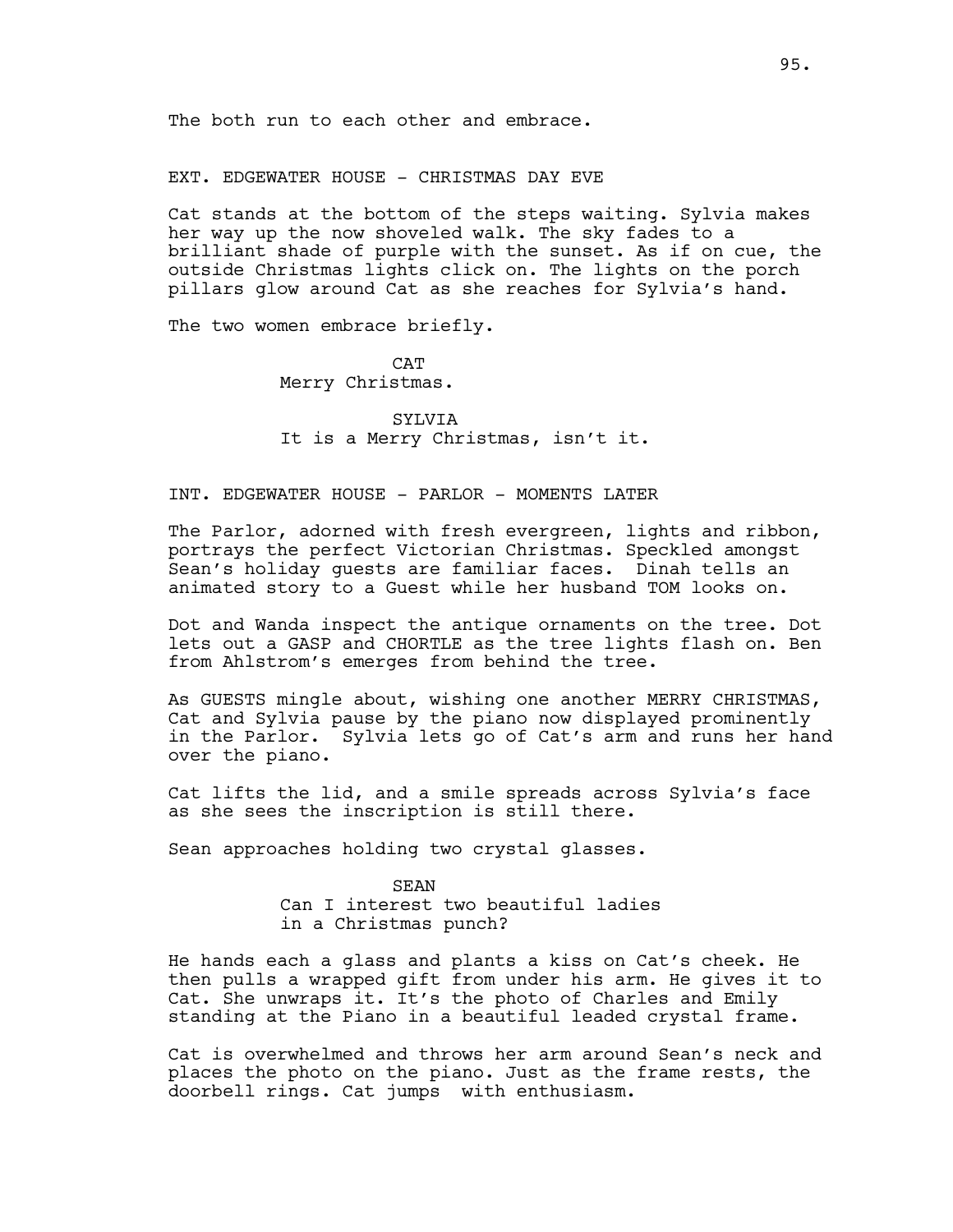The both run to each other and embrace.

EXT. EDGEWATER HOUSE - CHRISTMAS DAY EVE

Cat stands at the bottom of the steps waiting. Sylvia makes her way up the now shoveled walk. The sky fades to a brilliant shade of purple with the sunset. As if on cue, the outside Christmas lights click on. The lights on the porch pillars glow around Cat as she reaches for Sylvia's hand.

The two women embrace briefly.

CAT
Merry Christmas.

SYLVIA
It is a Merry Christmas, isn't it.

INT. EDGEWATER HOUSE - PARLOR - MOMENTS LATER

The Parlor, adorned with fresh evergreen, lights and ribbon, portrays the perfect Victorian Christmas. Speckled amongst Sean's holiday guests are familiar faces. Dinah tells an animated story to a Guest while her husband TOM looks on.

Dot and Wanda inspect the antique ornaments on the tree. Dot lets out a GASP and CHORTLE as the tree lights flash on. Ben from Ahlstrom's emerges from behind the tree.

As GUESTS mingle about, wishing one another MERRY CHRISTMAS, Cat and Sylvia pause by the piano now displayed prominently in the Parlor. Sylvia lets go of Cat's arm and runs her hand over the piano.

Cat lifts the lid, and a smile spreads across Sylvia's face as she sees the inscription is still there.

Sean approaches holding two crystal glasses.

SEAN
Can I interest two beautiful ladies in a Christmas punch?

He hands each a glass and plants a kiss on Cat's cheek. He then pulls a wrapped gift from under his arm. He gives it to Cat. She unwraps it. It's the photo of Charles and Emily standing at the Piano in a beautiful leaded crystal frame.

Cat is overwhelmed and throws her arm around Sean's neck and places the photo on the piano. Just as the frame rests, the doorbell rings. Cat jumps with enthusiasm.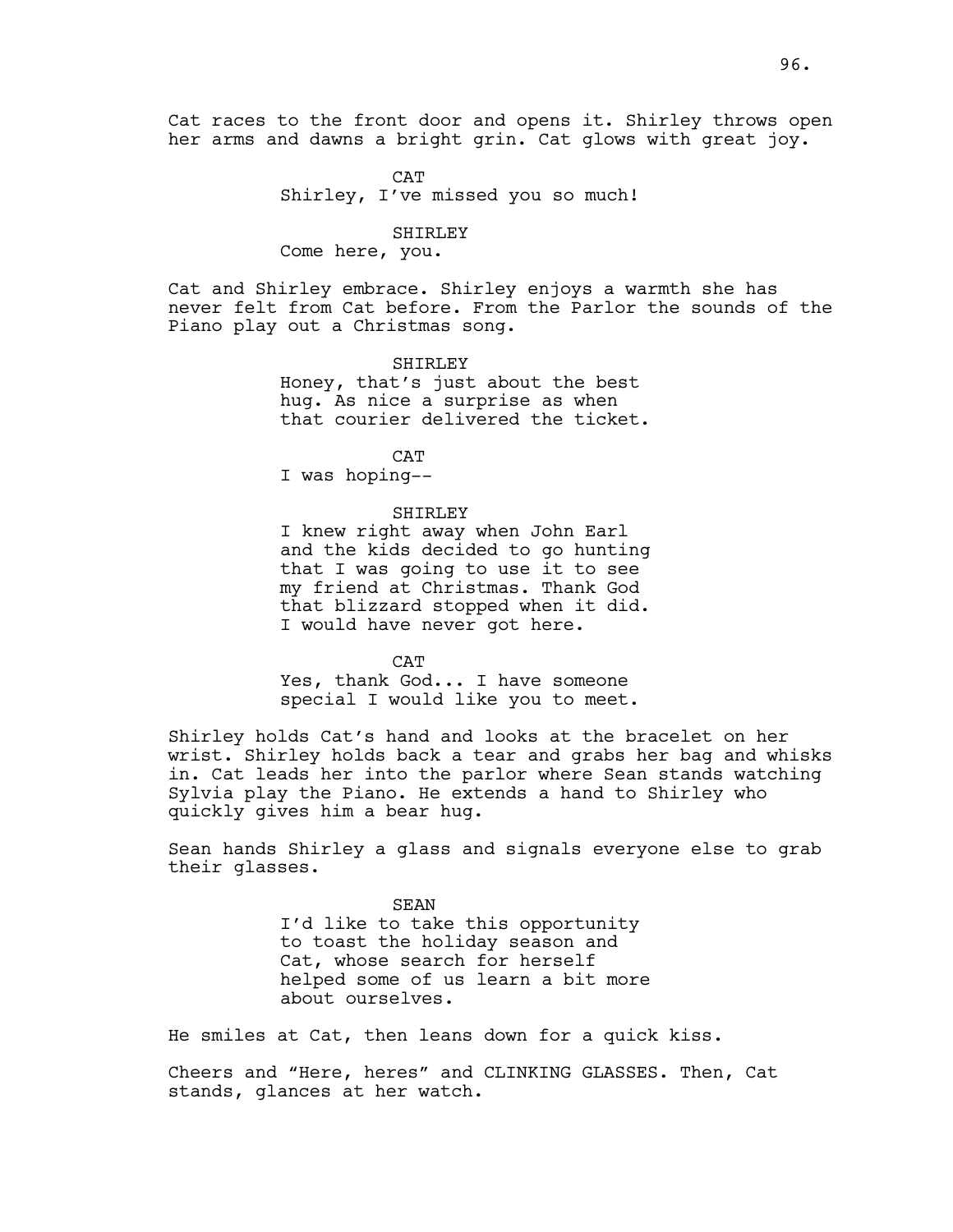Cat races to the front door and opens it. Shirley throws open her arms and dawns a bright grin. Cat glows with great joy.

CAT
Shirley, I've missed you so much!

SHIRLEY
Come here, you.

Cat and Shirley embrace. Shirley enjoys a warmth she has never felt from Cat before. From the Parlor the sounds of the Piano play out a Christmas song.

SHIRLEY
Honey, that's just about the best hug. As nice a surprise as when that courier delivered the ticket.

CAT
I was hoping--

SHIRLEY
I knew right away when John Earl and the kids decided to go hunting that I was going to use it to see my friend at Christmas. Thank God that blizzard stopped when it did. I would have never got here.

CAT
Yes, thank God... I have someone special I would like you to meet.

Shirley holds Cat's hand and looks at the bracelet on her wrist. Shirley holds back a tear and grabs her bag and whisks in. Cat leads her into the parlor where Sean stands watching Sylvia play the Piano. He extends a hand to Shirley who quickly gives him a bear hug.

Sean hands Shirley a glass and signals everyone else to grab their glasses.

SEAN
I'd like to take this opportunity to toast the holiday season and Cat, whose search for herself helped some of us learn a bit more about ourselves.

He smiles at Cat, then leans down for a quick kiss.

Cheers and "Here, heres" and CLINKING GLASSES. Then, Cat stands, glances at her watch.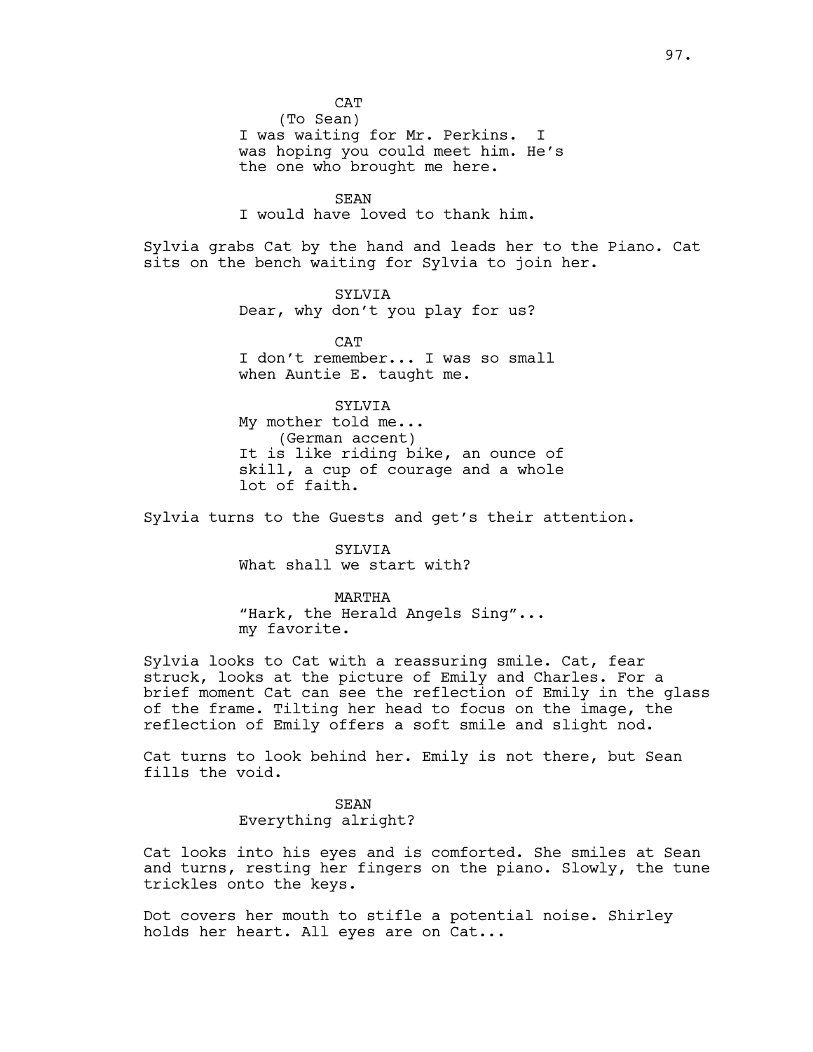CAT
(To Sean)
I was waiting for Mr. Perkins. I was hoping you could meet him. He's the one who brought me here.

SEAN
I would have loved to thank him.

Sylvia grabs Cat by the hand and leads her to the Piano. Cat sits on the bench waiting for Sylvia to join her.

SYLVIA
Dear, why don't you play for us?

CAT
I don't remember... I was so small when Auntie E. taught me.

SYLVIA
My mother told me...
(German accent)
It is like riding bike, an ounce of skill, a cup of courage and a whole lot of faith.

Sylvia turns to the Guests and get's their attention.

SYLVIA
What shall we start with?

MARTHA
"Hark, the Herald Angels Sing"... my favorite.

Sylvia looks to Cat with a reassuring smile. Cat, fear struck, looks at the picture of Emily and Charles. For a brief moment Cat can see the reflection of Emily in the glass of the frame. Tilting her head to focus on the image, the reflection of Emily offers a soft smile and slight nod.

Cat turns to look behind her. Emily is not there, but Sean fills the void.

SEAN
Everything alright?

Cat looks into his eyes and is comforted. She smiles at Sean and turns, resting her fingers on the piano. Slowly, the tune trickles onto the keys.

Dot covers her mouth to stifle a potential noise. Shirley holds her heart. All eyes are on Cat...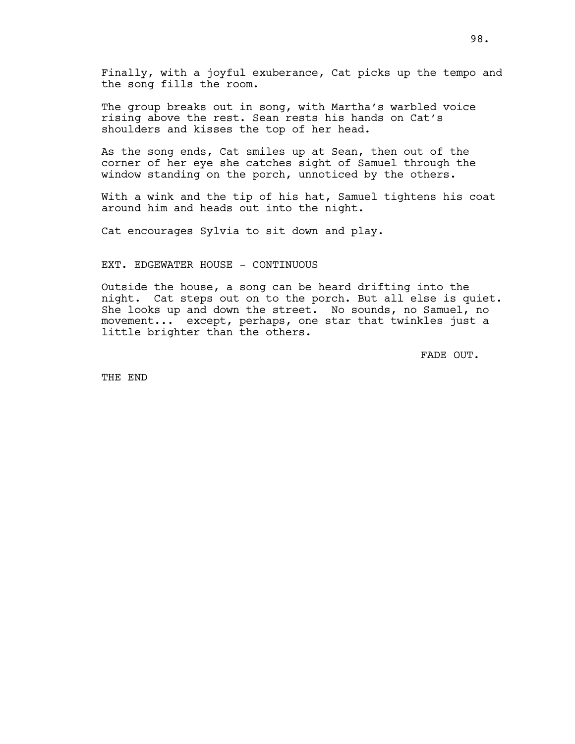Finally, with a joyful exuberance, Cat picks up the tempo and the song fills the room.

The group breaks out in song, with Martha's warbled voice rising above the rest. Sean rests his hands on Cat's shoulders and kisses the top of her head.

As the song ends, Cat smiles up at Sean, then out of the corner of her eye she catches sight of Samuel through the window standing on the porch, unnoticed by the others.

With a wink and the tip of his hat, Samuel tightens his coat around him and heads out into the night.

Cat encourages Sylvia to sit down and play.

EXT. EDGEWATER HOUSE - CONTINUOUS

Outside the house, a song can be heard drifting into the night. Cat steps out on to the porch. But all else is quiet. She looks up and down the street. No sounds, no Samuel, no movement... except, perhaps, one star that twinkles just a little brighter than the others.

FADE OUT.

THE END